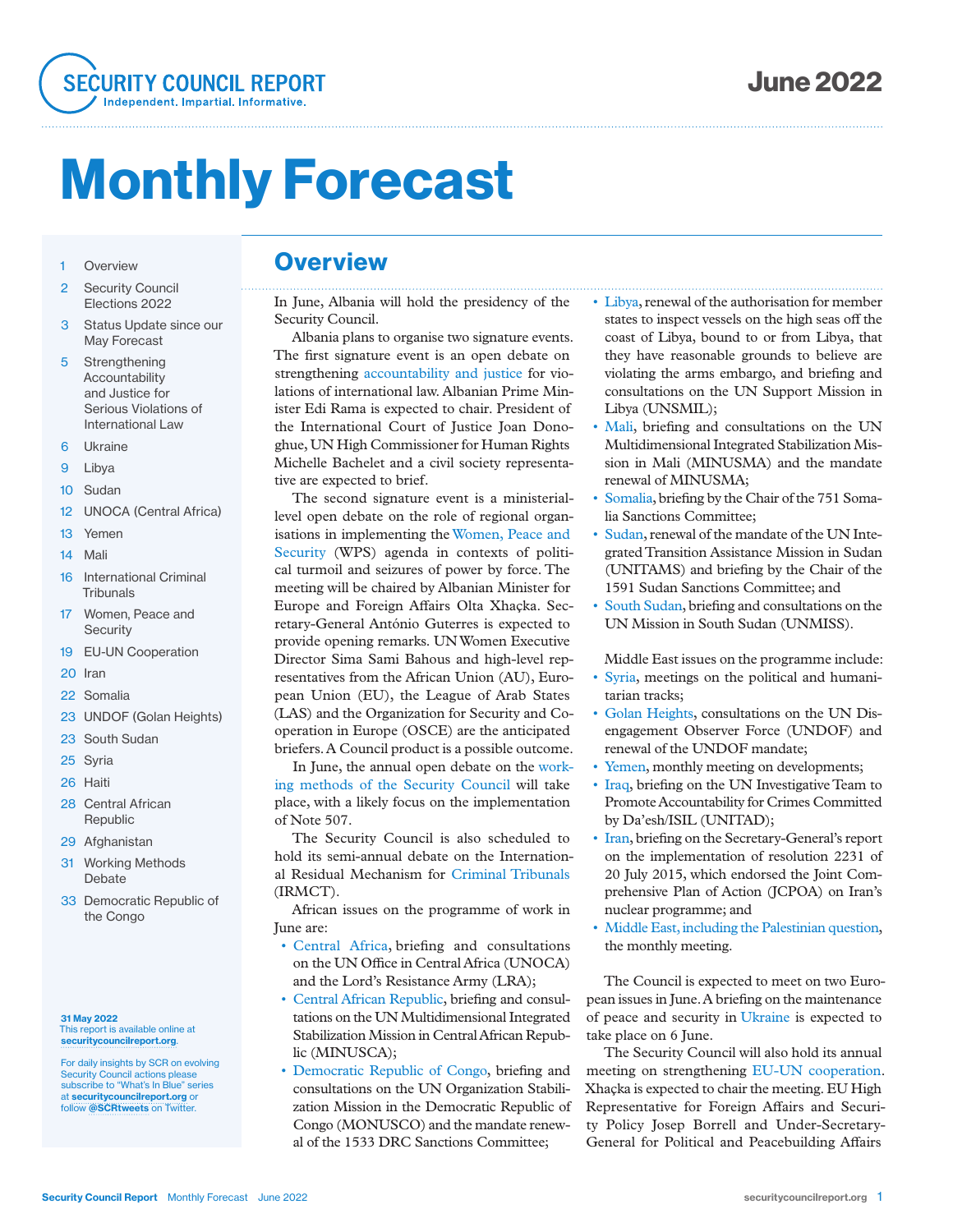# Security Council Report

Independent. Impartial. Informative.

June 2022

# Monthly Forecast

1 Overview
2 Security Council Elections 2022
3 Status Update since our May Forecast
5 Strengthening Accountability and Justice for Serious Violations of International Law
6 Ukraine
9 Libya
10 Sudan
12 UNOCA (Central Africa)
13 Yemen
14 Mali
16 International Criminal Tribunals
17 Women, Peace and Security
19 EU-UN Cooperation
20 Iran
22 Somalia
23 UNDOF (Golan Heights)
23 South Sudan
25 Syria
26 Haiti
28 Central African Republic
29 Afghanistan
31 Working Methods Debate
33 Democratic Republic of the Congo

**31 May 2022**
This report is available online at **securitycouncilreport.org**.

For daily insights by SCR on evolving Security Council actions please subscribe to "What's In Blue" series at **securitycouncilreport.org** or follow **@SCRtweets** on Twitter.

## Overview

In June, Albania will hold the presidency of the Security Council.

Albania plans to organise two signature events. The first signature event is an open debate on strengthening accountability and justice for violations of international law. Albanian Prime Minister Edi Rama is expected to chair. President of the International Court of Justice Joan Donoghue, UN High Commissioner for Human Rights Michelle Bachelet and a civil society representative are expected to brief.

The second signature event is a ministerial-level open debate on the role of regional organisations in implementing the Women, Peace and Security (WPS) agenda in contexts of political turmoil and seizures of power by force. The meeting will be chaired by Albanian Minister for Europe and Foreign Affairs Olta Xhaçka. Secretary-General António Guterres is expected to provide opening remarks. UN Women Executive Director Sima Sami Bahous and high-level representatives from the African Union (AU), European Union (EU), the League of Arab States (LAS) and the Organization for Security and Co-operation in Europe (OSCE) are the anticipated briefers. A Council product is a possible outcome.

In June, the annual open debate on the working methods of the Security Council will take place, with a likely focus on the implementation of Note 507.

The Security Council is also scheduled to hold its semi-annual debate on the International Residual Mechanism for Criminal Tribunals (IRMCT).

African issues on the programme of work in June are:

- Central Africa, briefing and consultations on the UN Office in Central Africa (UNOCA) and the Lord's Resistance Army (LRA);
- Central African Republic, briefing and consultations on the UN Multidimensional Integrated Stabilization Mission in Central African Republic (MINUSCA);
- Democratic Republic of Congo, briefing and consultations on the UN Organization Stabilization Mission in the Democratic Republic of Congo (MONUSCO) and the mandate renewal of the 1533 DRC Sanctions Committee;
- Libya, renewal of the authorisation for member states to inspect vessels on the high seas off the coast of Libya, bound to or from Libya, that they have reasonable grounds to believe are violating the arms embargo, and briefing and consultations on the UN Support Mission in Libya (UNSMIL);
- Mali, briefing and consultations on the UN Multidimensional Integrated Stabilization Mission in Mali (MINUSMA) and the mandate renewal of MINUSMA;
- Somalia, briefing by the Chair of the 751 Somalia Sanctions Committee;
- Sudan, renewal of the mandate of the UN Integrated Transition Assistance Mission in Sudan (UNITAMS) and briefing by the Chair of the 1591 Sudan Sanctions Committee; and
- South Sudan, briefing and consultations on the UN Mission in South Sudan (UNMISS).

Middle East issues on the programme include:

- Syria, meetings on the political and humanitarian tracks;
- Golan Heights, consultations on the UN Disengagement Observer Force (UNDOF) and renewal of the UNDOF mandate;
- Yemen, monthly meeting on developments;
- Iraq, briefing on the UN Investigative Team to Promote Accountability for Crimes Committed by Da'esh/ISIL (UNITAD);
- Iran, briefing on the Secretary-General's report on the implementation of resolution 2231 of 20 July 2015, which endorsed the Joint Comprehensive Plan of Action (JCPOA) on Iran's nuclear programme; and
- Middle East, including the Palestinian question, the monthly meeting.

The Council is expected to meet on two European issues in June. A briefing on the maintenance of peace and security in Ukraine is expected to take place on 6 June.

The Security Council will also hold its annual meeting on strengthening EU-UN cooperation. Xhaçka is expected to chair the meeting. EU High Representative for Foreign Affairs and Security Policy Josep Borrell and Under-Secretary-General for Political and Peacebuilding Affairs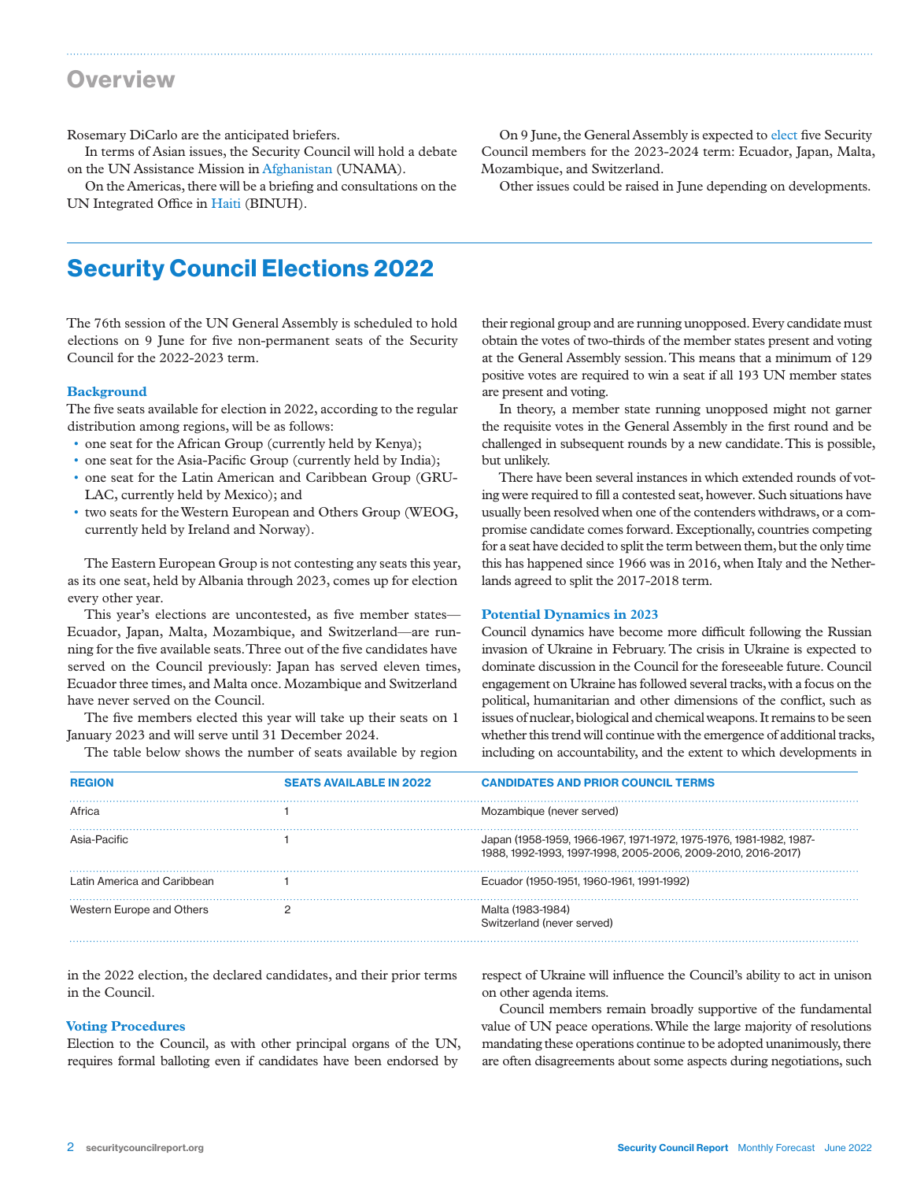## Overview

Rosemary DiCarlo are the anticipated briefers.

In terms of Asian issues, the Security Council will hold a debate on the UN Assistance Mission in Afghanistan (UNAMA).

On the Americas, there will be a briefing and consultations on the UN Integrated Office in Haiti (BINUH).

On 9 June, the General Assembly is expected to elect five Security Council members for the 2023-2024 term: Ecuador, Japan, Malta, Mozambique, and Switzerland.

Other issues could be raised in June depending on developments.

# Security Council Elections 2022

The 76th session of the UN General Assembly is scheduled to hold elections on 9 June for five non-permanent seats of the Security Council for the 2022-2023 term.

### Background

The five seats available for election in 2022, according to the regular distribution among regions, will be as follows:

- one seat for the African Group (currently held by Kenya);
- one seat for the Asia-Pacific Group (currently held by India);
- one seat for the Latin American and Caribbean Group (GRULAC, currently held by Mexico); and
- two seats for the Western European and Others Group (WEOG, currently held by Ireland and Norway).

The Eastern European Group is not contesting any seats this year, as its one seat, held by Albania through 2023, comes up for election every other year.

This year's elections are uncontested, as five member states—Ecuador, Japan, Malta, Mozambique, and Switzerland—are running for the five available seats. Three out of the five candidates have served on the Council previously: Japan has served eleven times, Ecuador three times, and Malta once. Mozambique and Switzerland have never served on the Council.

The five members elected this year will take up their seats on 1 January 2023 and will serve until 31 December 2024.

The table below shows the number of seats available by region in the 2022 election, the declared candidates, and their prior terms in the Council.

| REGION | SEATS AVAILABLE IN 2022 | CANDIDATES AND PRIOR COUNCIL TERMS |
|---|---|---|
| Africa | 1 | Mozambique (never served) |
| Asia-Pacific | 1 | Japan (1958-1959, 1966-1967, 1971-1972, 1975-1976, 1981-1982, 1987-1988, 1992-1993, 1997-1998, 2005-2006, 2009-2010, 2016-2017) |
| Latin America and Caribbean | 1 | Ecuador (1950-1951, 1960-1961, 1991-1992) |
| Western Europe and Others | 2 | Malta (1983-1984)<br>Switzerland (never served) |

### Voting Procedures

Election to the Council, as with other principal organs of the UN, requires formal balloting even if candidates have been endorsed by their regional group and are running unopposed. Every candidate must obtain the votes of two-thirds of the member states present and voting at the General Assembly session. This means that a minimum of 129 positive votes are required to win a seat if all 193 UN member states are present and voting.

In theory, a member state running unopposed might not garner the requisite votes in the General Assembly in the first round and be challenged in subsequent rounds by a new candidate. This is possible, but unlikely.

There have been several instances in which extended rounds of voting were required to fill a contested seat, however. Such situations have usually been resolved when one of the contenders withdraws, or a compromise candidate comes forward. Exceptionally, countries competing for a seat have decided to split the term between them, but the only time this has happened since 1966 was in 2016, when Italy and the Netherlands agreed to split the 2017-2018 term.

### Potential Dynamics in 2023

Council dynamics have become more difficult following the Russian invasion of Ukraine in February. The crisis in Ukraine is expected to dominate discussion in the Council for the foreseeable future. Council engagement on Ukraine has followed several tracks, with a focus on the political, humanitarian and other dimensions of the conflict, such as issues of nuclear, biological and chemical weapons. It remains to be seen whether this trend will continue with the emergence of additional tracks, including on accountability, and the extent to which developments in respect of Ukraine will influence the Council's ability to act in unison on other agenda items.

Council members remain broadly supportive of the fundamental value of UN peace operations. While the large majority of resolutions mandating these operations continue to be adopted unanimously, there are often disagreements about some aspects during negotiations, such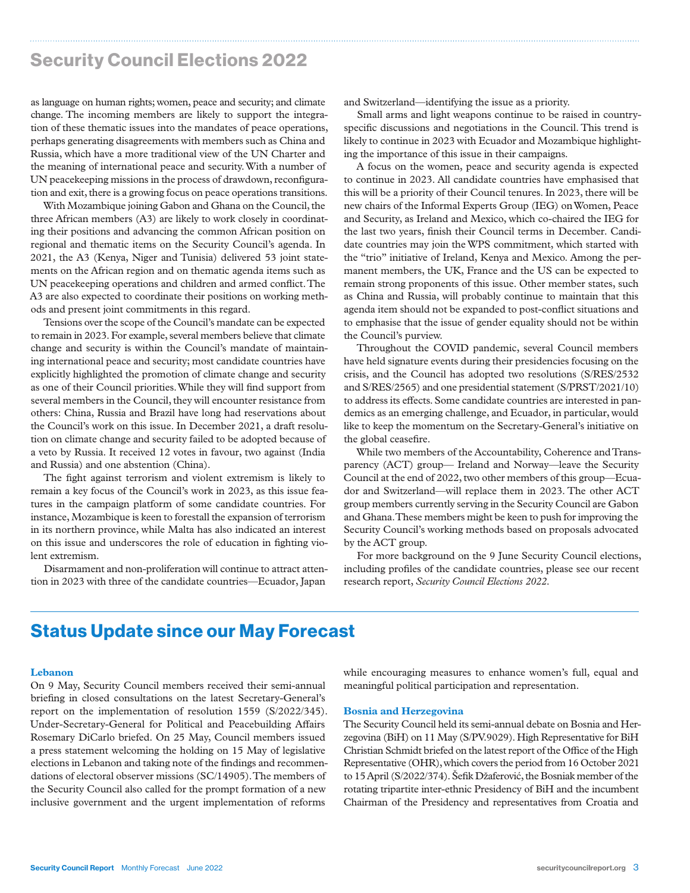as language on human rights; women, peace and security; and climate change. The incoming members are likely to support the integration of these thematic issues into the mandates of peace operations, perhaps generating disagreements with members such as China and Russia, which have a more traditional view of the UN Charter and the meaning of international peace and security. With a number of UN peacekeeping missions in the process of drawdown, reconfiguration and exit, there is a growing focus on peace operations transitions.

With Mozambique joining Gabon and Ghana on the Council, the three African members (A3) are likely to work closely in coordinating their positions and advancing the common African position on regional and thematic items on the Security Council's agenda. In 2021, the A3 (Kenya, Niger and Tunisia) delivered 53 joint statements on the African region and on thematic agenda items such as UN peacekeeping operations and children and armed conflict. The A3 are also expected to coordinate their positions on working methods and present joint commitments in this regard.

Tensions over the scope of the Council's mandate can be expected to remain in 2023. For example, several members believe that climate change and security is within the Council's mandate of maintaining international peace and security; most candidate countries have explicitly highlighted the promotion of climate change and security as one of their Council priorities. While they will find support from several members in the Council, they will encounter resistance from others: China, Russia and Brazil have long had reservations about the Council's work on this issue. In December 2021, a draft resolution on climate change and security failed to be adopted because of a veto by Russia. It received 12 votes in favour, two against (India and Russia) and one abstention (China).

The fight against terrorism and violent extremism is likely to remain a key focus of the Council's work in 2023, as this issue features in the campaign platform of some candidate countries. For instance, Mozambique is keen to forestall the expansion of terrorism in its northern province, while Malta has also indicated an interest on this issue and underscores the role of education in fighting violent extremism.

Disarmament and non-proliferation will continue to attract attention in 2023 with three of the candidate countries—Ecuador, Japan and Switzerland—identifying the issue as a priority.

Small arms and light weapons continue to be raised in country-specific discussions and negotiations in the Council. This trend is likely to continue in 2023 with Ecuador and Mozambique highlighting the importance of this issue in their campaigns.

A focus on the women, peace and security agenda is expected to continue in 2023. All candidate countries have emphasised that this will be a priority of their Council tenures. In 2023, there will be new chairs of the Informal Experts Group (IEG) on Women, Peace and Security, as Ireland and Mexico, which co-chaired the IEG for the last two years, finish their Council terms in December. Candidate countries may join the WPS commitment, which started with the "trio" initiative of Ireland, Kenya and Mexico. Among the permanent members, the UK, France and the US can be expected to remain strong proponents of this issue. Other member states, such as China and Russia, will probably continue to maintain that this agenda item should not be expanded to post-conflict situations and to emphasise that the issue of gender equality should not be within the Council's purview.

Throughout the COVID pandemic, several Council members have held signature events during their presidencies focusing on the crisis, and the Council has adopted two resolutions (S/RES/2532 and S/RES/2565) and one presidential statement (S/PRST/2021/10) to address its effects. Some candidate countries are interested in pandemics as an emerging challenge, and Ecuador, in particular, would like to keep the momentum on the Secretary-General's initiative on the global ceasefire.

While two members of the Accountability, Coherence and Transparency (ACT) group— Ireland and Norway—leave the Security Council at the end of 2022, two other members of this group—Ecuador and Switzerland—will replace them in 2023. The other ACT group members currently serving in the Security Council are Gabon and Ghana. These members might be keen to push for improving the Security Council's working methods based on proposals advocated by the ACT group.

For more background on the 9 June Security Council elections, including profiles of the candidate countries, please see our recent research report, *Security Council Elections 2022*.

# Status Update since our May Forecast

### Lebanon

On 9 May, Security Council members received their semi-annual briefing in closed consultations on the latest Secretary-General's report on the implementation of resolution 1559 (S/2022/345). Under-Secretary-General for Political and Peacebuilding Affairs Rosemary DiCarlo briefed. On 25 May, Council members issued a press statement welcoming the holding on 15 May of legislative elections in Lebanon and taking note of the findings and recommendations of electoral observer missions (SC/14905). The members of the Security Council also called for the prompt formation of a new inclusive government and the urgent implementation of reforms while encouraging measures to enhance women's full, equal and meaningful political participation and representation.

### Bosnia and Herzegovina

The Security Council held its semi-annual debate on Bosnia and Herzegovina (BiH) on 11 May (S/PV.9029). High Representative for BiH Christian Schmidt briefed on the latest report of the Office of the High Representative (OHR), which covers the period from 16 October 2021 to 15 April (S/2022/374). Šefik Džaferović, the Bosniak member of the rotating tripartite inter-ethnic Presidency of BiH and the incumbent Chairman of the Presidency and representatives from Croatia and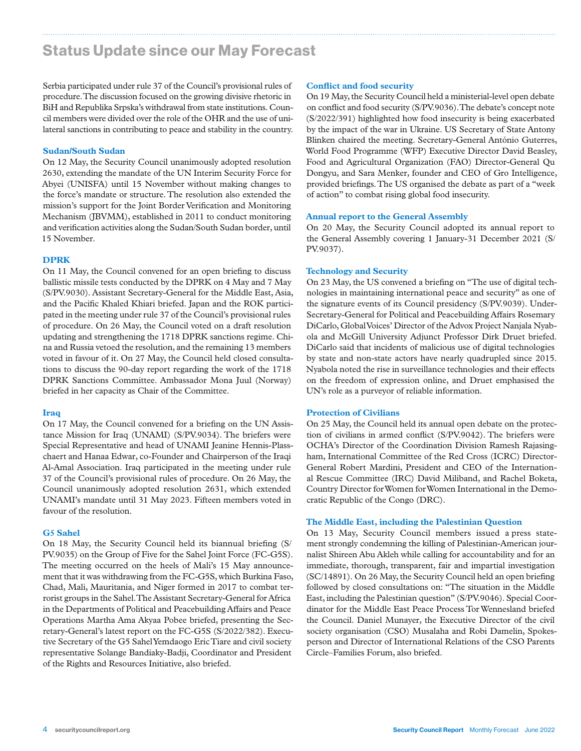# Status Update since our May Forecast

Serbia participated under rule 37 of the Council's provisional rules of procedure. The discussion focused on the growing divisive rhetoric in BiH and Republika Srpska's withdrawal from state institutions. Council members were divided over the role of the OHR and the use of unilateral sanctions in contributing to peace and stability in the country.

### Sudan/South Sudan

On 12 May, the Security Council unanimously adopted resolution 2630, extending the mandate of the UN Interim Security Force for Abyei (UNISFA) until 15 November without making changes to the force's mandate or structure. The resolution also extended the mission's support for the Joint Border Verification and Monitoring Mechanism (JBVMM), established in 2011 to conduct monitoring and verification activities along the Sudan/South Sudan border, until 15 November.

### DPRK

On 11 May, the Council convened for an open briefing to discuss ballistic missile tests conducted by the DPRK on 4 May and 7 May (S/PV.9030). Assistant Secretary-General for the Middle East, Asia, and the Pacific Khaled Khiari briefed. Japan and the ROK participated in the meeting under rule 37 of the Council's provisional rules of procedure. On 26 May, the Council voted on a draft resolution updating and strengthening the 1718 DPRK sanctions regime. China and Russia vetoed the resolution, and the remaining 13 members voted in favour of it. On 27 May, the Council held closed consultations to discuss the 90-day report regarding the work of the 1718 DPRK Sanctions Committee. Ambassador Mona Juul (Norway) briefed in her capacity as Chair of the Committee.

### Iraq

On 17 May, the Council convened for a briefing on the UN Assistance Mission for Iraq (UNAMI) (S/PV.9034). The briefers were Special Representative and head of UNAMI Jeanine Hennis-Plasschaert and Hanaa Edwar, co-Founder and Chairperson of the Iraqi Al-Amal Association. Iraq participated in the meeting under rule 37 of the Council's provisional rules of procedure. On 26 May, the Council unanimously adopted resolution 2631, which extended UNAMI's mandate until 31 May 2023. Fifteen members voted in favour of the resolution.

### G5 Sahel

On 18 May, the Security Council held its biannual briefing (S/PV.9035) on the Group of Five for the Sahel Joint Force (FC-G5S). The meeting occurred on the heels of Mali's 15 May announcement that it was withdrawing from the FC-G5S, which Burkina Faso, Chad, Mali, Mauritania, and Niger formed in 2017 to combat terrorist groups in the Sahel. The Assistant Secretary-General for Africa in the Departments of Political and Peacebuilding Affairs and Peace Operations Martha Ama Akyaa Pobee briefed, presenting the Secretary-General's latest report on the FC-G5S (S/2022/382). Executive Secretary of the G5 Sahel Yemdaogo Eric Tiare and civil society representative Solange Bandiaky-Badji, Coordinator and President of the Rights and Resources Initiative, also briefed.

### Conflict and food security

On 19 May, the Security Council held a ministerial-level open debate on conflict and food security (S/PV.9036). The debate's concept note (S/2022/391) highlighted how food insecurity is being exacerbated by the impact of the war in Ukraine. US Secretary of State Antony Blinken chaired the meeting. Secretary-General António Guterres, World Food Programme (WFP) Executive Director David Beasley, Food and Agricultural Organization (FAO) Director-General Qu Dongyu, and Sara Menker, founder and CEO of Gro Intelligence, provided briefings. The US organised the debate as part of a "week of action" to combat rising global food insecurity.

### Annual report to the General Assembly

On 20 May, the Security Council adopted its annual report to the General Assembly covering 1 January-31 December 2021 (S/PV.9037).

### Technology and Security

On 23 May, the US convened a briefing on "The use of digital technologies in maintaining international peace and security" as one of the signature events of its Council presidency (S/PV.9039). Under-Secretary-General for Political and Peacebuilding Affairs Rosemary DiCarlo, Global Voices' Director of the Advox Project Nanjala Nyabola and McGill University Adjunct Professor Dirk Druet briefed. DiCarlo said that incidents of malicious use of digital technologies by state and non-state actors have nearly quadrupled since 2015. Nyabola noted the rise in surveillance technologies and their effects on the freedom of expression online, and Druet emphasised the UN's role as a purveyor of reliable information.

### Protection of Civilians

On 25 May, the Council held its annual open debate on the protection of civilians in armed conflict (S/PV.9042). The briefers were OCHA's Director of the Coordination Division Ramesh Rajasingham, International Committee of the Red Cross (ICRC) Director-General Robert Mardini, President and CEO of the International Rescue Committee (IRC) David Miliband, and Rachel Boketa, Country Director for Women for Women International in the Democratic Republic of the Congo (DRC).

### The Middle East, including the Palestinian Question

On 13 May, Security Council members issued a press statement strongly condemning the killing of Palestinian-American journalist Shireen Abu Akleh while calling for accountability and for an immediate, thorough, transparent, fair and impartial investigation (SC/14891). On 26 May, the Security Council held an open briefing followed by closed consultations on: "The situation in the Middle East, including the Palestinian question" (S/PV.9046). Special Coordinator for the Middle East Peace Process Tor Wennesland briefed the Council. Daniel Munayer, the Executive Director of the civil society organisation (CSO) Musalaha and Robi Damelin, Spokesperson and Director of International Relations of the CSO Parents Circle–Families Forum, also briefed.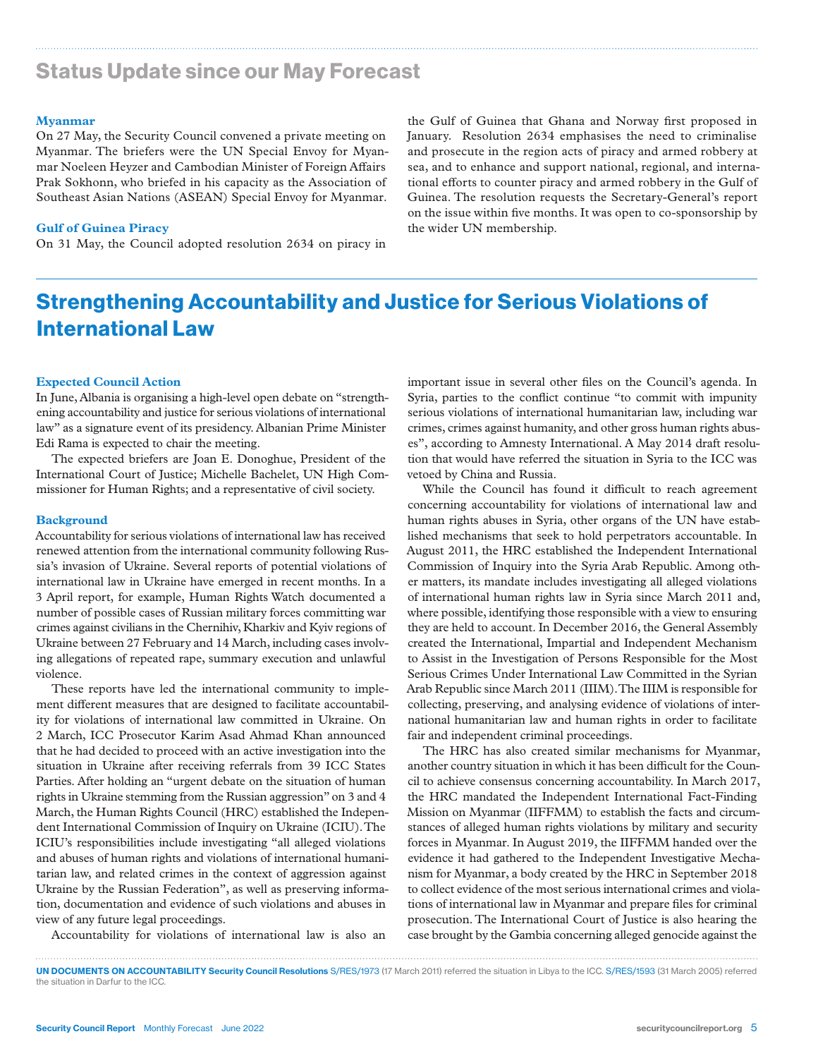## Status Update since our May Forecast

### Myanmar

On 27 May, the Security Council convened a private meeting on Myanmar. The briefers were the UN Special Envoy for Myanmar Noeleen Heyzer and Cambodian Minister of Foreign Affairs Prak Sokhonn, who briefed in his capacity as the Association of Southeast Asian Nations (ASEAN) Special Envoy for Myanmar.

### Gulf of Guinea Piracy

On 31 May, the Council adopted resolution 2634 on piracy in the Gulf of Guinea that Ghana and Norway first proposed in January. Resolution 2634 emphasises the need to criminalise and prosecute in the region acts of piracy and armed robbery at sea, and to enhance and support national, regional, and international efforts to counter piracy and armed robbery in the Gulf of Guinea. The resolution requests the Secretary-General's report on the issue within five months. It was open to co-sponsorship by the wider UN membership.

# Strengthening Accountability and Justice for Serious Violations of International Law

### Expected Council Action

In June, Albania is organising a high-level open debate on "strengthening accountability and justice for serious violations of international law" as a signature event of its presidency. Albanian Prime Minister Edi Rama is expected to chair the meeting.

The expected briefers are Joan E. Donoghue, President of the International Court of Justice; Michelle Bachelet, UN High Commissioner for Human Rights; and a representative of civil society.

### Background

Accountability for serious violations of international law has received renewed attention from the international community following Russia's invasion of Ukraine. Several reports of potential violations of international law in Ukraine have emerged in recent months. In a 3 April report, for example, Human Rights Watch documented a number of possible cases of Russian military forces committing war crimes against civilians in the Chernihiv, Kharkiv and Kyiv regions of Ukraine between 27 February and 14 March, including cases involving allegations of repeated rape, summary execution and unlawful violence.

These reports have led the international community to implement different measures that are designed to facilitate accountability for violations of international law committed in Ukraine. On 2 March, ICC Prosecutor Karim Asad Ahmad Khan announced that he had decided to proceed with an active investigation into the situation in Ukraine after receiving referrals from 39 ICC States Parties. After holding an "urgent debate on the situation of human rights in Ukraine stemming from the Russian aggression" on 3 and 4 March, the Human Rights Council (HRC) established the Independent International Commission of Inquiry on Ukraine (ICIU). The ICIU's responsibilities include investigating "all alleged violations and abuses of human rights and violations of international humanitarian law, and related crimes in the context of aggression against Ukraine by the Russian Federation", as well as preserving information, documentation and evidence of such violations and abuses in view of any future legal proceedings.

Accountability for violations of international law is also an important issue in several other files on the Council's agenda. In Syria, parties to the conflict continue "to commit with impunity serious violations of international humanitarian law, including war crimes, crimes against humanity, and other gross human rights abuses", according to Amnesty International. A May 2014 draft resolution that would have referred the situation in Syria to the ICC was vetoed by China and Russia.

While the Council has found it difficult to reach agreement concerning accountability for violations of international law and human rights abuses in Syria, other organs of the UN have established mechanisms that seek to hold perpetrators accountable. In August 2011, the HRC established the Independent International Commission of Inquiry into the Syria Arab Republic. Among other matters, its mandate includes investigating all alleged violations of international human rights law in Syria since March 2011 and, where possible, identifying those responsible with a view to ensuring they are held to account. In December 2016, the General Assembly created the International, Impartial and Independent Mechanism to Assist in the Investigation of Persons Responsible for the Most Serious Crimes Under International Law Committed in the Syrian Arab Republic since March 2011 (IIIM). The IIIM is responsible for collecting, preserving, and analysing evidence of violations of international humanitarian law and human rights in order to facilitate fair and independent criminal proceedings.

The HRC has also created similar mechanisms for Myanmar, another country situation in which it has been difficult for the Council to achieve consensus concerning accountability. In March 2017, the HRC mandated the Independent International Fact-Finding Mission on Myanmar (IIFFMM) to establish the facts and circumstances of alleged human rights violations by military and security forces in Myanmar. In August 2019, the IIFFMM handed over the evidence it had gathered to the Independent Investigative Mechanism for Myanmar, a body created by the HRC in September 2018 to collect evidence of the most serious international crimes and violations of international law in Myanmar and prepare files for criminal prosecution. The International Court of Justice is also hearing the case brought by the Gambia concerning alleged genocide against the

**UN DOCUMENTS ON ACCOUNTABILITY Security Council Resolutions** S/RES/1973 (17 March 2011) referred the situation in Libya to the ICC. S/RES/1593 (31 March 2005) referred the situation in Darfur to the ICC.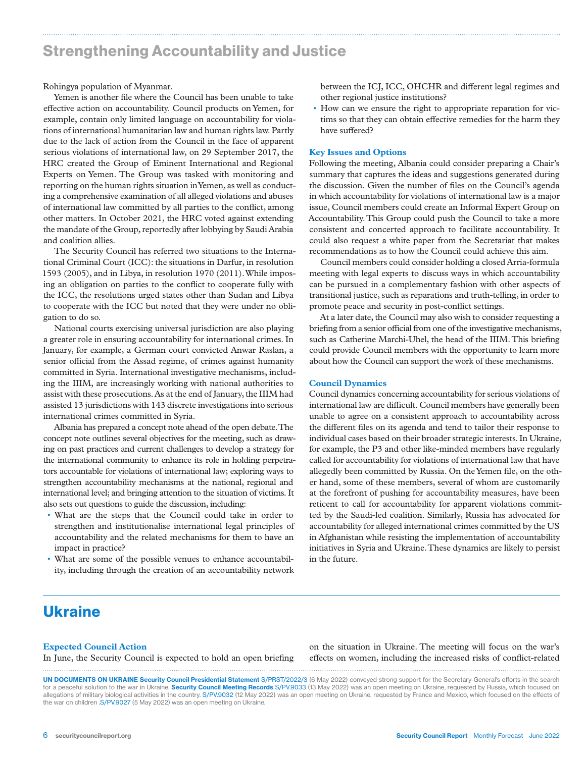## Strengthening Accountability and Justice

Rohingya population of Myanmar.

Yemen is another file where the Council has been unable to take effective action on accountability. Council products on Yemen, for example, contain only limited language on accountability for violations of international humanitarian law and human rights law. Partly due to the lack of action from the Council in the face of apparent serious violations of international law, on 29 September 2017, the HRC created the Group of Eminent International and Regional Experts on Yemen. The Group was tasked with monitoring and reporting on the human rights situation in Yemen, as well as conducting a comprehensive examination of all alleged violations and abuses of international law committed by all parties to the conflict, among other matters. In October 2021, the HRC voted against extending the mandate of the Group, reportedly after lobbying by Saudi Arabia and coalition allies.

The Security Council has referred two situations to the International Criminal Court (ICC): the situations in Darfur, in resolution 1593 (2005), and in Libya, in resolution 1970 (2011). While imposing an obligation on parties to the conflict to cooperate fully with the ICC, the resolutions urged states other than Sudan and Libya to cooperate with the ICC but noted that they were under no obligation to do so.

National courts exercising universal jurisdiction are also playing a greater role in ensuring accountability for international crimes. In January, for example, a German court convicted Anwar Raslan, a senior official from the Assad regime, of crimes against humanity committed in Syria. International investigative mechanisms, including the IIIM, are increasingly working with national authorities to assist with these prosecutions. As at the end of January, the IIIM had assisted 13 jurisdictions with 143 discrete investigations into serious international crimes committed in Syria.

Albania has prepared a concept note ahead of the open debate. The concept note outlines several objectives for the meeting, such as drawing on past practices and current challenges to develop a strategy for the international community to enhance its role in holding perpetrators accountable for violations of international law; exploring ways to strengthen accountability mechanisms at the national, regional and international level; and bringing attention to the situation of victims. It also sets out questions to guide the discussion, including:

- What are the steps that the Council could take in order to strengthen and institutionalise international legal principles of accountability and the related mechanisms for them to have an impact in practice?
- What are some of the possible venues to enhance accountability, including through the creation of an accountability network between the ICJ, ICC, OHCHR and different legal regimes and other regional justice institutions?
- How can we ensure the right to appropriate reparation for victims so that they can obtain effective remedies for the harm they have suffered?

### Key Issues and Options

Following the meeting, Albania could consider preparing a Chair's summary that captures the ideas and suggestions generated during the discussion. Given the number of files on the Council's agenda in which accountability for violations of international law is a major issue, Council members could create an Informal Expert Group on Accountability. This Group could push the Council to take a more consistent and concerted approach to facilitate accountability. It could also request a white paper from the Secretariat that makes recommendations as to how the Council could achieve this aim.

Council members could consider holding a closed Arria-formula meeting with legal experts to discuss ways in which accountability can be pursued in a complementary fashion with other aspects of transitional justice, such as reparations and truth-telling, in order to promote peace and security in post-conflict settings.

At a later date, the Council may also wish to consider requesting a briefing from a senior official from one of the investigative mechanisms, such as Catherine Marchi-Uhel, the head of the IIIM. This briefing could provide Council members with the opportunity to learn more about how the Council can support the work of these mechanisms.

### Council Dynamics

Council dynamics concerning accountability for serious violations of international law are difficult. Council members have generally been unable to agree on a consistent approach to accountability across the different files on its agenda and tend to tailor their response to individual cases based on their broader strategic interests. In Ukraine, for example, the P3 and other like-minded members have regularly called for accountability for violations of international law that have allegedly been committed by Russia. On the Yemen file, on the other hand, some of these members, several of whom are customarily at the forefront of pushing for accountability measures, have been reticent to call for accountability for apparent violations committed by the Saudi-led coalition. Similarly, Russia has advocated for accountability for alleged international crimes committed by the US in Afghanistan while resisting the implementation of accountability initiatives in Syria and Ukraine. These dynamics are likely to persist in the future.

## Ukraine

### Expected Council Action

In June, the Security Council is expected to hold an open briefing on the situation in Ukraine. The meeting will focus on the war's effects on women, including the increased risks of conflict-related

**UN DOCUMENTS ON UKRAINE Security Council Presidential Statement** S/PRST/2022/3 (6 May 2022) conveyed strong support for the Secretary-General's efforts in the search for a peaceful solution to the war in Ukraine. **Security Council Meeting Records** S/PV.9033 (13 May 2022) was an open meeting on Ukraine, requested by Russia, which focused on allegations of military biological activities in the country. S/PV.9032 (12 May 2022) was an open meeting on Ukraine, requested by France and Mexico, which focused on the effects of the war on children .S/PV.9027 (5 May 2022) was an open meeting on Ukraine.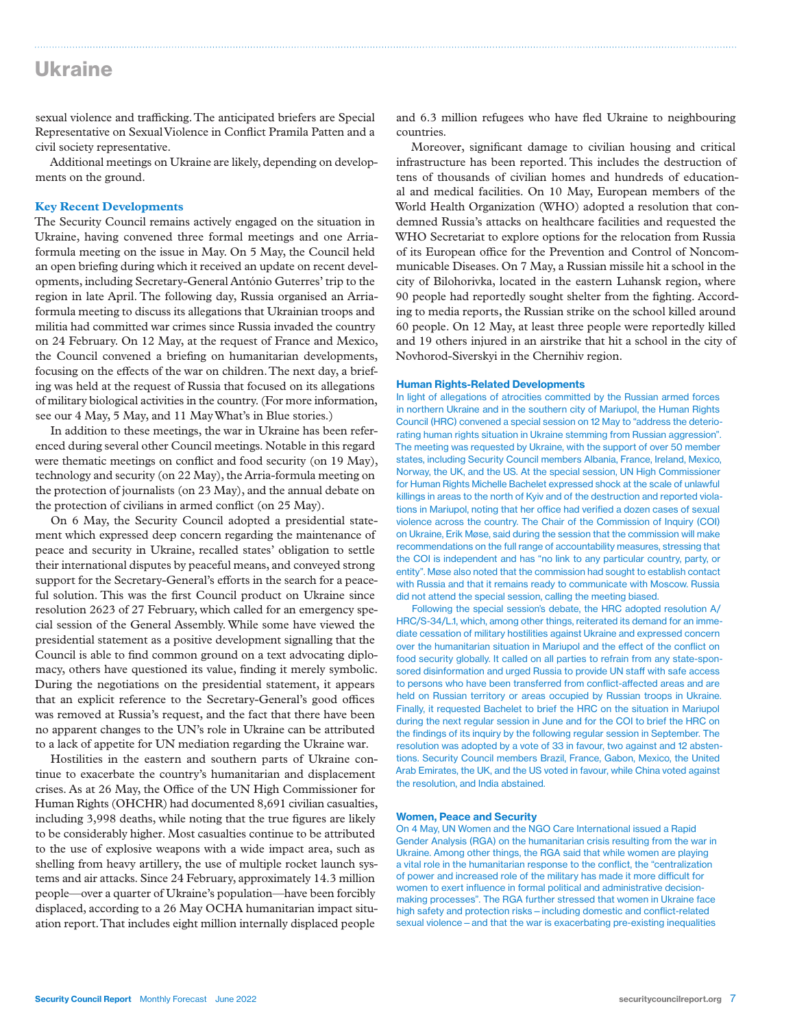sexual violence and trafficking. The anticipated briefers are Special Representative on Sexual Violence in Conflict Pramila Patten and a civil society representative.

Additional meetings on Ukraine are likely, depending on developments on the ground.

### Key Recent Developments

The Security Council remains actively engaged on the situation in Ukraine, having convened three formal meetings and one Arria-formula meeting on the issue in May. On 5 May, the Council held an open briefing during which it received an update on recent developments, including Secretary-General António Guterres' trip to the region in late April. The following day, Russia organised an Arria-formula meeting to discuss its allegations that Ukrainian troops and militia had committed war crimes since Russia invaded the country on 24 February. On 12 May, at the request of France and Mexico, the Council convened a briefing on humanitarian developments, focusing on the effects of the war on children. The next day, a briefing was held at the request of Russia that focused on its allegations of military biological activities in the country. (For more information, see our 4 May, 5 May, and 11 May What's in Blue stories.)

In addition to these meetings, the war in Ukraine has been referenced during several other Council meetings. Notable in this regard were thematic meetings on conflict and food security (on 19 May), technology and security (on 22 May), the Arria-formula meeting on the protection of journalists (on 23 May), and the annual debate on the protection of civilians in armed conflict (on 25 May).

On 6 May, the Security Council adopted a presidential statement which expressed deep concern regarding the maintenance of peace and security in Ukraine, recalled states' obligation to settle their international disputes by peaceful means, and conveyed strong support for the Secretary-General's efforts in the search for a peaceful solution. This was the first Council product on Ukraine since resolution 2623 of 27 February, which called for an emergency special session of the General Assembly. While some have viewed the presidential statement as a positive development signalling that the Council is able to find common ground on a text advocating diplomacy, others have questioned its value, finding it merely symbolic. During the negotiations on the presidential statement, it appears that an explicit reference to the Secretary-General's good offices was removed at Russia's request, and the fact that there have been no apparent changes to the UN's role in Ukraine can be attributed to a lack of appetite for UN mediation regarding the Ukraine war.

Hostilities in the eastern and southern parts of Ukraine continue to exacerbate the country's humanitarian and displacement crises. As at 26 May, the Office of the UN High Commissioner for Human Rights (OHCHR) had documented 8,691 civilian casualties, including 3,998 deaths, while noting that the true figures are likely to be considerably higher. Most casualties continue to be attributed to the use of explosive weapons with a wide impact area, such as shelling from heavy artillery, the use of multiple rocket launch systems and air attacks. Since 24 February, approximately 14.3 million people—over a quarter of Ukraine's population—have been forcibly displaced, according to a 26 May OCHA humanitarian impact situation report. That includes eight million internally displaced people and 6.3 million refugees who have fled Ukraine to neighbouring countries.

Moreover, significant damage to civilian housing and critical infrastructure has been reported. This includes the destruction of tens of thousands of civilian homes and hundreds of educational and medical facilities. On 10 May, European members of the World Health Organization (WHO) adopted a resolution that condemned Russia's attacks on healthcare facilities and requested the WHO Secretariat to explore options for the relocation from Russia of its European office for the Prevention and Control of Noncommunicable Diseases. On 7 May, a Russian missile hit a school in the city of Bilohorivka, located in the eastern Luhansk region, where 90 people had reportedly sought shelter from the fighting. According to media reports, the Russian strike on the school killed around 60 people. On 12 May, at least three people were reportedly killed and 19 others injured in an airstrike that hit a school in the city of Novhorod-Siverskyi in the Chernihiv region.

### Human Rights-Related Developments

In light of allegations of atrocities committed by the Russian armed forces in northern Ukraine and in the southern city of Mariupol, the Human Rights Council (HRC) convened a special session on 12 May to "address the deteriorating human rights situation in Ukraine stemming from Russian aggression". The meeting was requested by Ukraine, with the support of over 50 member states, including Security Council members Albania, France, Ireland, Mexico, Norway, the UK, and the US. At the special session, UN High Commissioner for Human Rights Michelle Bachelet expressed shock at the scale of unlawful killings in areas to the north of Kyiv and of the destruction and reported violations in Mariupol, noting that her office had verified a dozen cases of sexual violence across the country. The Chair of the Commission of Inquiry (COI) on Ukraine, Erik Møse, said during the session that the commission will make recommendations on the full range of accountability measures, stressing that the COI is independent and has "no link to any particular country, party, or entity". Møse also noted that the commission had sought to establish contact with Russia and that it remains ready to communicate with Moscow. Russia did not attend the special session, calling the meeting biased.

Following the special session's debate, the HRC adopted resolution A/HRC/S-34/L.1, which, among other things, reiterated its demand for an immediate cessation of military hostilities against Ukraine and expressed concern over the humanitarian situation in Mariupol and the effect of the conflict on food security globally. It called on all parties to refrain from any state-sponsored disinformation and urged Russia to provide UN staff with safe access to persons who have been transferred from conflict-affected areas and are held on Russian territory or areas occupied by Russian troops in Ukraine. Finally, it requested Bachelet to brief the HRC on the situation in Mariupol during the next regular session in June and for the COI to brief the HRC on the findings of its inquiry by the following regular session in September. The resolution was adopted by a vote of 33 in favour, two against and 12 abstentions. Security Council members Brazil, France, Gabon, Mexico, the United Arab Emirates, the UK, and the US voted in favour, while China voted against the resolution, and India abstained.

### Women, Peace and Security

On 4 May, UN Women and the NGO Care International issued a Rapid Gender Analysis (RGA) on the humanitarian crisis resulting from the war in Ukraine. Among other things, the RGA said that while women are playing a vital role in the humanitarian response to the conflict, the "centralization of power and increased role of the military has made it more difficult for women to exert influence in formal political and administrative decision-making processes". The RGA further stressed that women in Ukraine face high safety and protection risks – including domestic and conflict-related sexual violence – and that the war is exacerbating pre-existing inequalities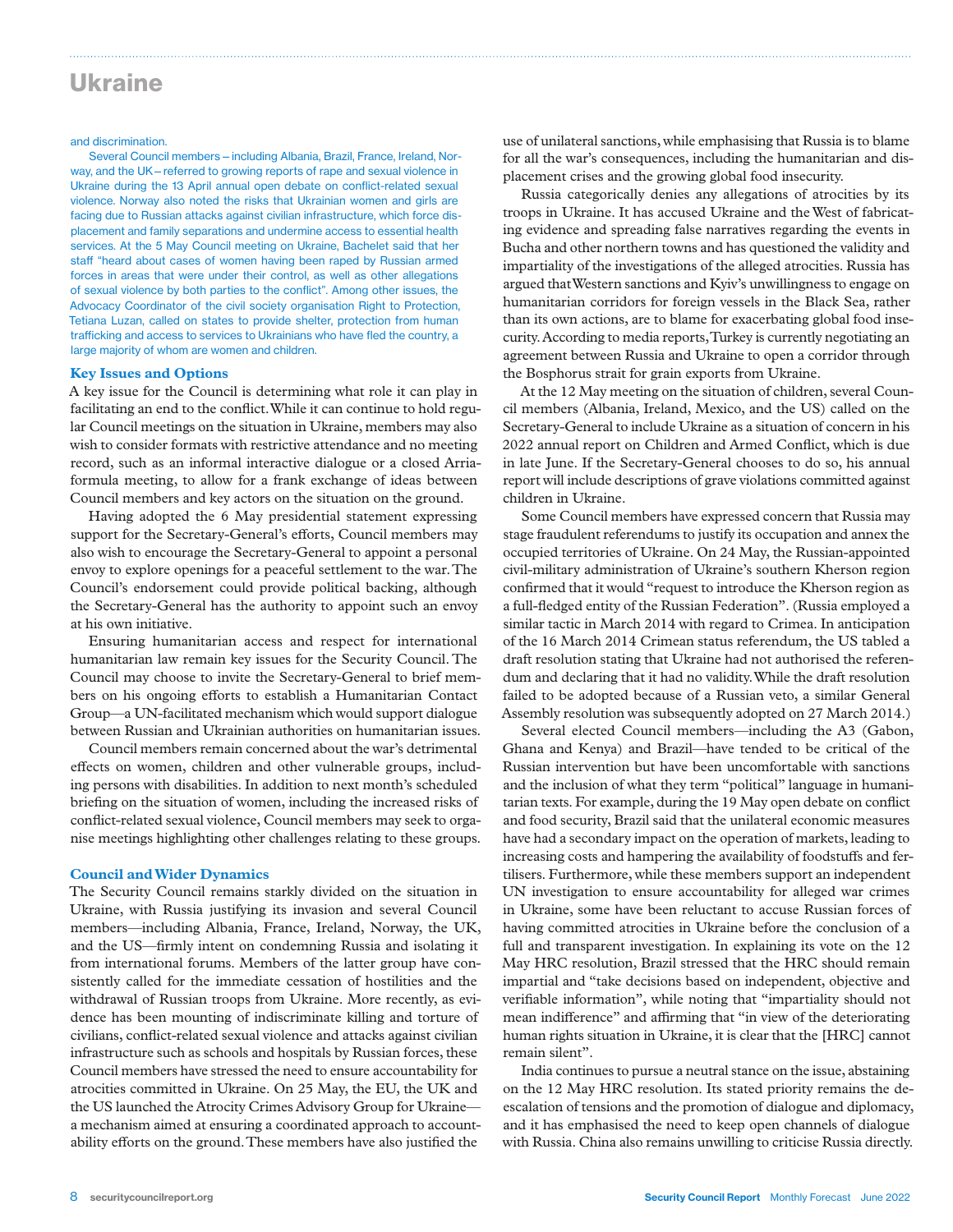and discrimination.

Several Council members – including Albania, Brazil, France, Ireland, Norway, and the UK – referred to growing reports of rape and sexual violence in Ukraine during the 13 April annual open debate on conflict-related sexual violence. Norway also noted the risks that Ukrainian women and girls are facing due to Russian attacks against civilian infrastructure, which force displacement and family separations and undermine access to essential health services. At the 5 May Council meeting on Ukraine, Bachelet said that her staff "heard about cases of women having been raped by Russian armed forces in areas that were under their control, as well as other allegations of sexual violence by both parties to the conflict". Among other issues, the Advocacy Coordinator of the civil society organisation Right to Protection, Tetiana Luzan, called on states to provide shelter, protection from human trafficking and access to services to Ukrainians who have fled the country, a large majority of whom are women and children.

## Key Issues and Options

A key issue for the Council is determining what role it can play in facilitating an end to the conflict. While it can continue to hold regular Council meetings on the situation in Ukraine, members may also wish to consider formats with restrictive attendance and no meeting record, such as an informal interactive dialogue or a closed Arria-formula meeting, to allow for a frank exchange of ideas between Council members and key actors on the situation on the ground.

Having adopted the 6 May presidential statement expressing support for the Secretary-General's efforts, Council members may also wish to encourage the Secretary-General to appoint a personal envoy to explore openings for a peaceful settlement to the war. The Council's endorsement could provide political backing, although the Secretary-General has the authority to appoint such an envoy at his own initiative.

Ensuring humanitarian access and respect for international humanitarian law remain key issues for the Security Council. The Council may choose to invite the Secretary-General to brief members on his ongoing efforts to establish a Humanitarian Contact Group—a UN-facilitated mechanism which would support dialogue between Russian and Ukrainian authorities on humanitarian issues.

Council members remain concerned about the war's detrimental effects on women, children and other vulnerable groups, including persons with disabilities. In addition to next month's scheduled briefing on the situation of women, including the increased risks of conflict-related sexual violence, Council members may seek to organise meetings highlighting other challenges relating to these groups.

## Council and Wider Dynamics

The Security Council remains starkly divided on the situation in Ukraine, with Russia justifying its invasion and several Council members—including Albania, France, Ireland, Norway, the UK, and the US—firmly intent on condemning Russia and isolating it from international forums. Members of the latter group have consistently called for the immediate cessation of hostilities and the withdrawal of Russian troops from Ukraine. More recently, as evidence has been mounting of indiscriminate killing and torture of civilians, conflict-related sexual violence and attacks against civilian infrastructure such as schools and hospitals by Russian forces, these Council members have stressed the need to ensure accountability for atrocities committed in Ukraine. On 25 May, the EU, the UK and the US launched the Atrocity Crimes Advisory Group for Ukraine—a mechanism aimed at ensuring a coordinated approach to accountability efforts on the ground. These members have also justified the use of unilateral sanctions, while emphasising that Russia is to blame for all the war's consequences, including the humanitarian and displacement crises and the growing global food insecurity.

Russia categorically denies any allegations of atrocities by its troops in Ukraine. It has accused Ukraine and the West of fabricating evidence and spreading false narratives regarding the events in Bucha and other northern towns and has questioned the validity and impartiality of the investigations of the alleged atrocities. Russia has argued that Western sanctions and Kyiv's unwillingness to engage on humanitarian corridors for foreign vessels in the Black Sea, rather than its own actions, are to blame for exacerbating global food insecurity. According to media reports, Turkey is currently negotiating an agreement between Russia and Ukraine to open a corridor through the Bosphorus strait for grain exports from Ukraine.

At the 12 May meeting on the situation of children, several Council members (Albania, Ireland, Mexico, and the US) called on the Secretary-General to include Ukraine as a situation of concern in his 2022 annual report on Children and Armed Conflict, which is due in late June. If the Secretary-General chooses to do so, his annual report will include descriptions of grave violations committed against children in Ukraine.

Some Council members have expressed concern that Russia may stage fraudulent referendums to justify its occupation and annex the occupied territories of Ukraine. On 24 May, the Russian-appointed civil-military administration of Ukraine's southern Kherson region confirmed that it would "request to introduce the Kherson region as a full-fledged entity of the Russian Federation". (Russia employed a similar tactic in March 2014 with regard to Crimea. In anticipation of the 16 March 2014 Crimean status referendum, the US tabled a draft resolution stating that Ukraine had not authorised the referendum and declaring that it had no validity. While the draft resolution failed to be adopted because of a Russian veto, a similar General Assembly resolution was subsequently adopted on 27 March 2014.)

Several elected Council members—including the A3 (Gabon, Ghana and Kenya) and Brazil—have tended to be critical of the Russian intervention but have been uncomfortable with sanctions and the inclusion of what they term "political" language in humanitarian texts. For example, during the 19 May open debate on conflict and food security, Brazil said that the unilateral economic measures have had a secondary impact on the operation of markets, leading to increasing costs and hampering the availability of foodstuffs and fertilisers. Furthermore, while these members support an independent UN investigation to ensure accountability for alleged war crimes in Ukraine, some have been reluctant to accuse Russian forces of having committed atrocities in Ukraine before the conclusion of a full and transparent investigation. In explaining its vote on the 12 May HRC resolution, Brazil stressed that the HRC should remain impartial and "take decisions based on independent, objective and verifiable information", while noting that "impartiality should not mean indifference" and affirming that "in view of the deteriorating human rights situation in Ukraine, it is clear that the [HRC] cannot remain silent".

India continues to pursue a neutral stance on the issue, abstaining on the 12 May HRC resolution. Its stated priority remains the de-escalation of tensions and the promotion of dialogue and diplomacy, and it has emphasised the need to keep open channels of dialogue with Russia. China also remains unwilling to criticise Russia directly.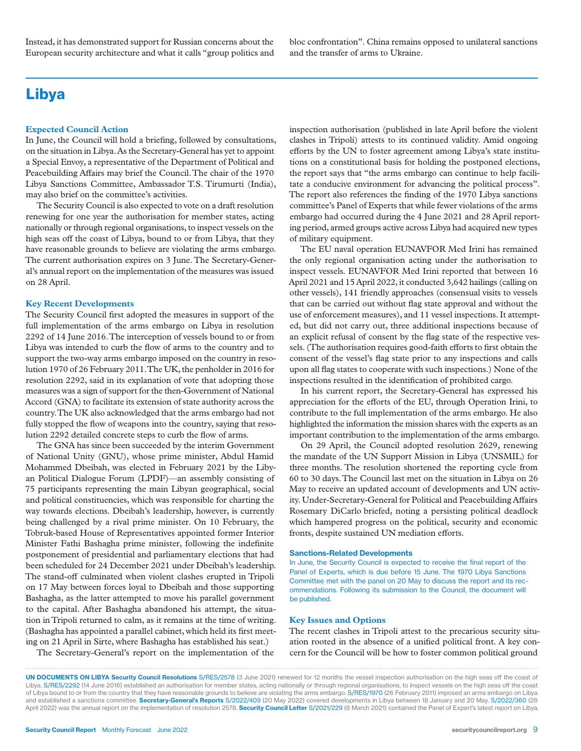Instead, it has demonstrated support for Russian concerns about the European security architecture and what it calls "group politics and bloc confrontation". China remains opposed to unilateral sanctions and the transfer of arms to Ukraine.

# Libya

### Expected Council Action

In June, the Council will hold a briefing, followed by consultations, on the situation in Libya. As the Secretary-General has yet to appoint a Special Envoy, a representative of the Department of Political and Peacebuilding Affairs may brief the Council. The chair of the 1970 Libya Sanctions Committee, Ambassador T.S. Tirumurti (India), may also brief on the committee's activities.

The Security Council is also expected to vote on a draft resolution renewing for one year the authorisation for member states, acting nationally or through regional organisations, to inspect vessels on the high seas off the coast of Libya, bound to or from Libya, that they have reasonable grounds to believe are violating the arms embargo. The current authorisation expires on 3 June. The Secretary-General's annual report on the implementation of the measures was issued on 28 April.

### Key Recent Developments

The Security Council first adopted the measures in support of the full implementation of the arms embargo on Libya in resolution 2292 of 14 June 2016. The interception of vessels bound to or from Libya was intended to curb the flow of arms to the country and to support the two-way arms embargo imposed on the country in resolution 1970 of 26 February 2011. The UK, the penholder in 2016 for resolution 2292, said in its explanation of vote that adopting those measures was a sign of support for the then-Government of National Accord (GNA) to facilitate its extension of state authority across the country. The UK also acknowledged that the arms embargo had not fully stopped the flow of weapons into the country, saying that resolution 2292 detailed concrete steps to curb the flow of arms.

The GNA has since been succeeded by the interim Government of National Unity (GNU), whose prime minister, Abdul Hamid Mohammed Dbeibah, was elected in February 2021 by the Libyan Political Dialogue Forum (LPDF)—an assembly consisting of 75 participants representing the main Libyan geographical, social and political constituencies, which was responsible for charting the way towards elections. Dbeibah's leadership, however, is currently being challenged by a rival prime minister. On 10 February, the Tobruk-based House of Representatives appointed former Interior Minister Fathi Bashagha prime minister, following the indefinite postponement of presidential and parliamentary elections that had been scheduled for 24 December 2021 under Dbeibah's leadership. The stand-off culminated when violent clashes erupted in Tripoli on 17 May between forces loyal to Dbeibah and those supporting Bashagha, as the latter attempted to move his parallel government to the capital. After Bashagha abandoned his attempt, the situation in Tripoli returned to calm, as it remains at the time of writing. (Bashagha has appointed a parallel cabinet, which held its first meeting on 21 April in Sirte, where Bashagha has established his seat.)

The Secretary-General's report on the implementation of the inspection authorisation (published in late April before the violent clashes in Tripoli) attests to its continued validity. Amid ongoing efforts by the UN to foster agreement among Libya's state institutions on a constitutional basis for holding the postponed elections, the report says that "the arms embargo can continue to help facilitate a conducive environment for advancing the political process". The report also references the finding of the 1970 Libya sanctions committee's Panel of Experts that while fewer violations of the arms embargo had occurred during the 4 June 2021 and 28 April reporting period, armed groups active across Libya had acquired new types of military equipment.

The EU naval operation EUNAVFOR Med Irini has remained the only regional organisation acting under the authorisation to inspect vessels. EUNAVFOR Med Irini reported that between 16 April 2021 and 15 April 2022, it conducted 3,642 hailings (calling on other vessels), 141 friendly approaches (consensual visits to vessels that can be carried out without flag state approval and without the use of enforcement measures), and 11 vessel inspections. It attempted, but did not carry out, three additional inspections because of an explicit refusal of consent by the flag state of the respective vessels. (The authorisation requires good-faith efforts to first obtain the consent of the vessel's flag state prior to any inspections and calls upon all flag states to cooperate with such inspections.) None of the inspections resulted in the identification of prohibited cargo.

In his current report, the Secretary-General has expressed his appreciation for the efforts of the EU, through Operation Irini, to contribute to the full implementation of the arms embargo. He also highlighted the information the mission shares with the experts as an important contribution to the implementation of the arms embargo.

On 29 April, the Council adopted resolution 2629, renewing the mandate of the UN Support Mission in Libya (UNSMIL) for three months. The resolution shortened the reporting cycle from 60 to 30 days. The Council last met on the situation in Libya on 26 May to receive an updated account of developments and UN activity. Under-Secretary-General for Political and Peacebuilding Affairs Rosemary DiCarlo briefed, noting a persisting political deadlock which hampered progress on the political, security and economic fronts, despite sustained UN mediation efforts.

### Sanctions-Related Developments

In June, the Security Council is expected to receive the final report of the Panel of Experts, which is due before 15 June. The 1970 Libya Sanctions Committee met with the panel on 20 May to discuss the report and its recommendations. Following its submission to the Council, the document will be published.

### Key Issues and Options

The recent clashes in Tripoli attest to the precarious security situation rooted in the absence of a unified political front. A key concern for the Council will be how to foster common political ground

**UN DOCUMENTS ON LIBYA Security Council Resolutions** S/RES/2578 (3 June 2021) renewed for 12 months the vessel inspection authorisation on the high seas off the coast of Libya. S/RES/2292 (14 June 2016) established an authorisation for member states, acting nationally or through regional organisations, to inspect vessels on the high seas off the coast of Libya bound to or from the country that they have reasonable grounds to believe are violating the arms embargo. S/RES/1970 (26 February 2011) imposed an arms embargo on Libya and established a sanctions committee. **Secretary-General's Reports** S/2022/409 (20 May 2022) covered developments in Libya between 18 January and 20 May. S/2022/360 (28 April 2022) was the annual report on the implementation of resolution 2578. **Security Council Letter** S/2021/229 (8 March 2021) contained the Panel of Expert's latest report on Libya.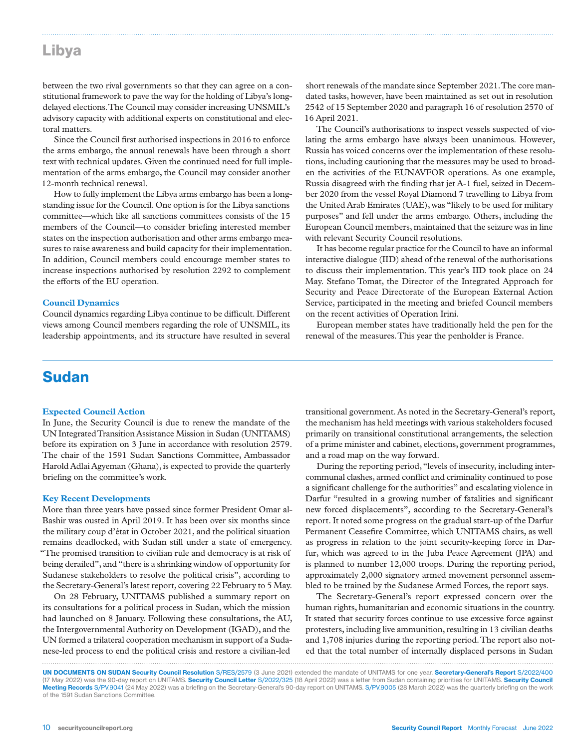## Libya

between the two rival governments so that they can agree on a constitutional framework to pave the way for the holding of Libya's long-delayed elections. The Council may consider increasing UNSMIL's advisory capacity with additional experts on constitutional and electoral matters.

Since the Council first authorised inspections in 2016 to enforce the arms embargo, the annual renewals have been through a short text with technical updates. Given the continued need for full implementation of the arms embargo, the Council may consider another 12-month technical renewal.

How to fully implement the Libya arms embargo has been a long-standing issue for the Council. One option is for the Libya sanctions committee—which like all sanctions committees consists of the 15 members of the Council—to consider briefing interested member states on the inspection authorisation and other arms embargo measures to raise awareness and build capacity for their implementation. In addition, Council members could encourage member states to increase inspections authorised by resolution 2292 to complement the efforts of the EU operation.

### Council Dynamics

Council dynamics regarding Libya continue to be difficult. Different views among Council members regarding the role of UNSMIL, its leadership appointments, and its structure have resulted in several short renewals of the mandate since September 2021. The core mandated tasks, however, have been maintained as set out in resolution 2542 of 15 September 2020 and paragraph 16 of resolution 2570 of 16 April 2021.

The Council's authorisations to inspect vessels suspected of violating the arms embargo have always been unanimous. However, Russia has voiced concerns over the implementation of these resolutions, including cautioning that the measures may be used to broaden the activities of the EUNAVFOR operations. As one example, Russia disagreed with the finding that jet A-1 fuel, seized in December 2020 from the vessel Royal Diamond 7 travelling to Libya from the United Arab Emirates (UAE), was "likely to be used for military purposes" and fell under the arms embargo. Others, including the European Council members, maintained that the seizure was in line with relevant Security Council resolutions.

It has become regular practice for the Council to have an informal interactive dialogue (IID) ahead of the renewal of the authorisations to discuss their implementation. This year's IID took place on 24 May. Stefano Tomat, the Director of the Integrated Approach for Security and Peace Directorate of the European External Action Service, participated in the meeting and briefed Council members on the recent activities of Operation Irini.

European member states have traditionally held the pen for the renewal of the measures. This year the penholder is France.

## Sudan

### Expected Council Action

In June, the Security Council is due to renew the mandate of the UN Integrated Transition Assistance Mission in Sudan (UNITAMS) before its expiration on 3 June in accordance with resolution 2579. The chair of the 1591 Sudan Sanctions Committee, Ambassador Harold Adlai Agyeman (Ghana), is expected to provide the quarterly briefing on the committee's work.

### Key Recent Developments

More than three years have passed since former President Omar al-Bashir was ousted in April 2019. It has been over six months since the military coup d'état in October 2021, and the political situation remains deadlocked, with Sudan still under a state of emergency. "The promised transition to civilian rule and democracy is at risk of being derailed", and "there is a shrinking window of opportunity for Sudanese stakeholders to resolve the political crisis", according to the Secretary-General's latest report, covering 22 February to 5 May.

On 28 February, UNITAMS published a summary report on its consultations for a political process in Sudan, which the mission had launched on 8 January. Following these consultations, the AU, the Intergovernmental Authority on Development (IGAD), and the UN formed a trilateral cooperation mechanism in support of a Sudanese-led process to end the political crisis and restore a civilian-led transitional government. As noted in the Secretary-General's report, the mechanism has held meetings with various stakeholders focused primarily on transitional constitutional arrangements, the selection of a prime minister and cabinet, elections, government programmes, and a road map on the way forward.

During the reporting period, "levels of insecurity, including inter-communal clashes, armed conflict and criminality continued to pose a significant challenge for the authorities" and escalating violence in Darfur "resulted in a growing number of fatalities and significant new forced displacements", according to the Secretary-General's report. It noted some progress on the gradual start-up of the Darfur Permanent Ceasefire Committee, which UNITAMS chairs, as well as progress in relation to the joint security-keeping force in Darfur, which was agreed to in the Juba Peace Agreement (JPA) and is planned to number 12,000 troops. During the reporting period, approximately 2,000 signatory armed movement personnel assembled to be trained by the Sudanese Armed Forces, the report says.

The Secretary-General's report expressed concern over the human rights, humanitarian and economic situations in the country. It stated that security forces continue to use excessive force against protesters, including live ammunition, resulting in 13 civilian deaths and 1,708 injuries during the reporting period. The report also noted that the total number of internally displaced persons in Sudan

**UN DOCUMENTS ON SUDAN Security Council Resolution** S/RES/2579 (3 June 2021) extended the mandate of UNITAMS for one year. **Secretary-General's Report** S/2022/400 (17 May 2022) was the 90-day report on UNITAMS. **Security Council Letter** S/2022/325 (18 April 2022) was a letter from Sudan containing priorities for UNITAMS. **Security Council Meeting Records** S/PV.9041 (24 May 2022) was a briefing on the Secretary-General's 90-day report on UNITAMS. S/PV.9005 (28 March 2022) was the quarterly briefing on the work of the 1591 Sudan Sanctions Committee.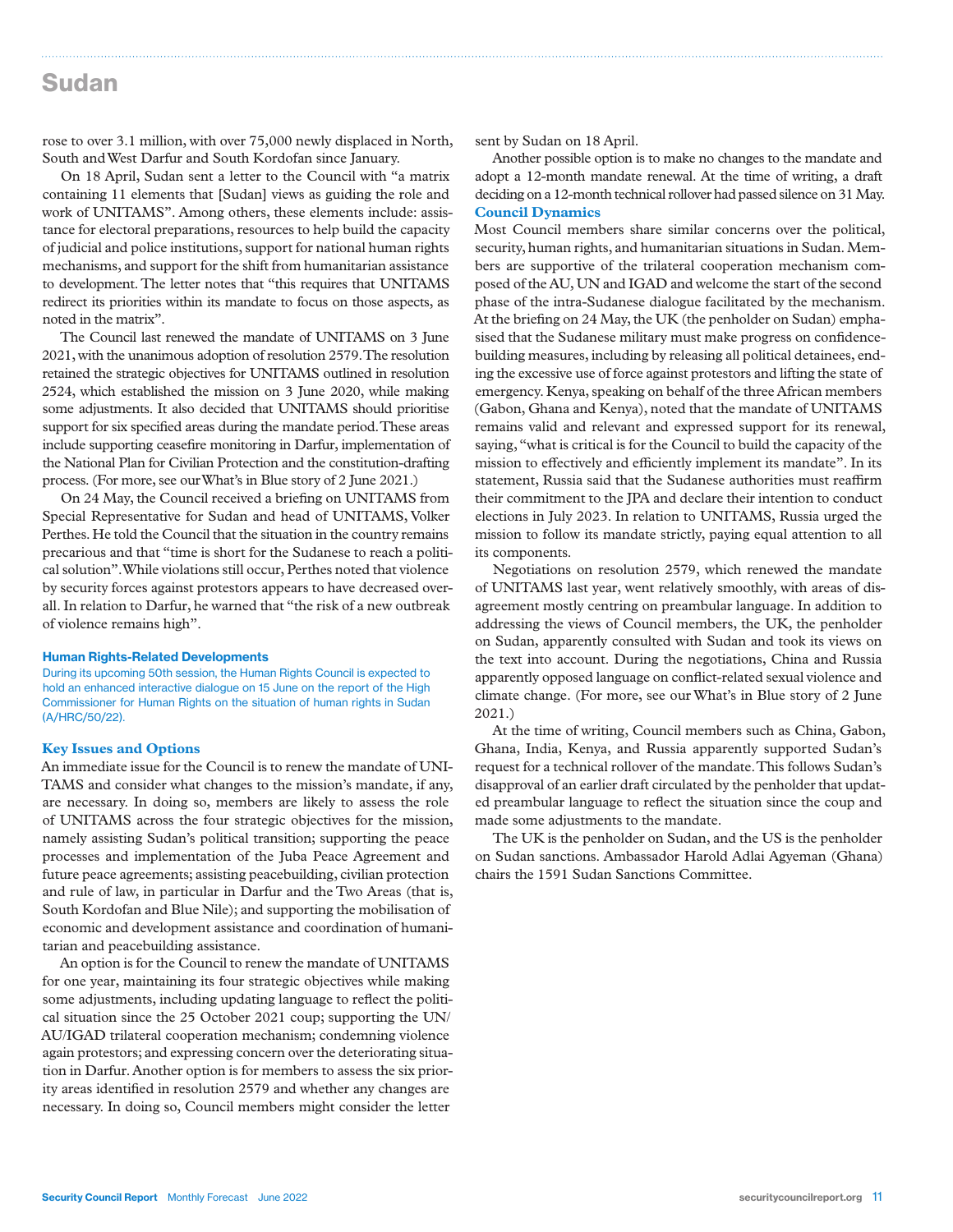# Sudan

rose to over 3.1 million, with over 75,000 newly displaced in North, South and West Darfur and South Kordofan since January.

On 18 April, Sudan sent a letter to the Council with "a matrix containing 11 elements that [Sudan] views as guiding the role and work of UNITAMS". Among others, these elements include: assistance for electoral preparations, resources to help build the capacity of judicial and police institutions, support for national human rights mechanisms, and support for the shift from humanitarian assistance to development. The letter notes that "this requires that UNITAMS redirect its priorities within its mandate to focus on those aspects, as noted in the matrix".

The Council last renewed the mandate of UNITAMS on 3 June 2021, with the unanimous adoption of resolution 2579. The resolution retained the strategic objectives for UNITAMS outlined in resolution 2524, which established the mission on 3 June 2020, while making some adjustments. It also decided that UNITAMS should prioritise support for six specified areas during the mandate period. These areas include supporting ceasefire monitoring in Darfur, implementation of the National Plan for Civilian Protection and the constitution-drafting process. (For more, see our What's in Blue story of 2 June 2021.)

On 24 May, the Council received a briefing on UNITAMS from Special Representative for Sudan and head of UNITAMS, Volker Perthes. He told the Council that the situation in the country remains precarious and that "time is short for the Sudanese to reach a political solution". While violations still occur, Perthes noted that violence by security forces against protestors appears to have decreased overall. In relation to Darfur, he warned that "the risk of a new outbreak of violence remains high".

#### Human Rights-Related Developments

During its upcoming 50th session, the Human Rights Council is expected to hold an enhanced interactive dialogue on 15 June on the report of the High Commissioner for Human Rights on the situation of human rights in Sudan (A/HRC/50/22).

### Key Issues and Options

An immediate issue for the Council is to renew the mandate of UNITAMS and consider what changes to the mission's mandate, if any, are necessary. In doing so, members are likely to assess the role of UNITAMS across the four strategic objectives for the mission, namely assisting Sudan's political transition; supporting the peace processes and implementation of the Juba Peace Agreement and future peace agreements; assisting peacebuilding, civilian protection and rule of law, in particular in Darfur and the Two Areas (that is, South Kordofan and Blue Nile); and supporting the mobilisation of economic and development assistance and coordination of humanitarian and peacebuilding assistance.

An option is for the Council to renew the mandate of UNITAMS for one year, maintaining its four strategic objectives while making some adjustments, including updating language to reflect the political situation since the 25 October 2021 coup; supporting the UN/AU/IGAD trilateral cooperation mechanism; condemning violence again protestors; and expressing concern over the deteriorating situation in Darfur. Another option is for members to assess the six priority areas identified in resolution 2579 and whether any changes are necessary. In doing so, Council members might consider the letter sent by Sudan on 18 April.

Another possible option is to make no changes to the mandate and adopt a 12-month mandate renewal. At the time of writing, a draft deciding on a 12-month technical rollover had passed silence on 31 May.

### Council Dynamics

Most Council members share similar concerns over the political, security, human rights, and humanitarian situations in Sudan. Members are supportive of the trilateral cooperation mechanism composed of the AU, UN and IGAD and welcome the start of the second phase of the intra-Sudanese dialogue facilitated by the mechanism. At the briefing on 24 May, the UK (the penholder on Sudan) emphasised that the Sudanese military must make progress on confidence-building measures, including by releasing all political detainees, ending the excessive use of force against protestors and lifting the state of emergency. Kenya, speaking on behalf of the three African members (Gabon, Ghana and Kenya), noted that the mandate of UNITAMS remains valid and relevant and expressed support for its renewal, saying, "what is critical is for the Council to build the capacity of the mission to effectively and efficiently implement its mandate". In its statement, Russia said that the Sudanese authorities must reaffirm their commitment to the JPA and declare their intention to conduct elections in July 2023. In relation to UNITAMS, Russia urged the mission to follow its mandate strictly, paying equal attention to all its components.

Negotiations on resolution 2579, which renewed the mandate of UNITAMS last year, went relatively smoothly, with areas of disagreement mostly centring on preambular language. In addition to addressing the views of Council members, the UK, the penholder on Sudan, apparently consulted with Sudan and took its views on the text into account. During the negotiations, China and Russia apparently opposed language on conflict-related sexual violence and climate change. (For more, see our What's in Blue story of 2 June 2021.)

At the time of writing, Council members such as China, Gabon, Ghana, India, Kenya, and Russia apparently supported Sudan's request for a technical rollover of the mandate. This follows Sudan's disapproval of an earlier draft circulated by the penholder that updated preambular language to reflect the situation since the coup and made some adjustments to the mandate.

The UK is the penholder on Sudan, and the US is the penholder on Sudan sanctions. Ambassador Harold Adlai Agyeman (Ghana) chairs the 1591 Sudan Sanctions Committee.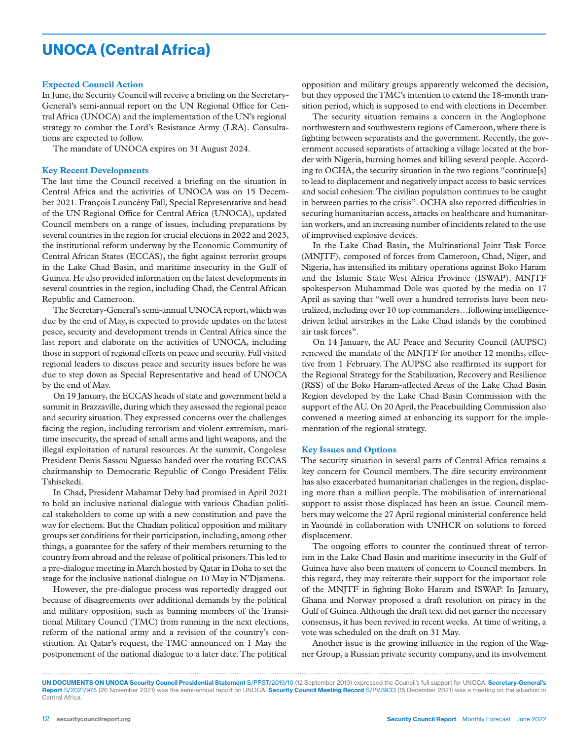# UNOCA (Central Africa)

**Expected Council Action**

In June, the Security Council will receive a briefing on the Secretary-General's semi-annual report on the UN Regional Office for Central Africa (UNOCA) and the implementation of the UN's regional strategy to combat the Lord's Resistance Army (LRA). Consultations are expected to follow.

The mandate of UNOCA expires on 31 August 2024.

**Key Recent Developments**

The last time the Council received a briefing on the situation in Central Africa and the activities of UNOCA was on 15 December 2021. François Louncény Fall, Special Representative and head of the UN Regional Office for Central Africa (UNOCA), updated Council members on a range of issues, including preparations by several countries in the region for crucial elections in 2022 and 2023, the institutional reform underway by the Economic Community of Central African States (ECCAS), the fight against terrorist groups in the Lake Chad Basin, and maritime insecurity in the Gulf of Guinea. He also provided information on the latest developments in several countries in the region, including Chad, the Central African Republic and Cameroon.

The Secretary-General's semi-annual UNOCA report, which was due by the end of May, is expected to provide updates on the latest peace, security and development trends in Central Africa since the last report and elaborate on the activities of UNOCA, including those in support of regional efforts on peace and security. Fall visited regional leaders to discuss peace and security issues before he was due to step down as Special Representative and head of UNOCA by the end of May.

On 19 January, the ECCAS heads of state and government held a summit in Brazzaville, during which they assessed the regional peace and security situation. They expressed concerns over the challenges facing the region, including terrorism and violent extremism, maritime insecurity, the spread of small arms and light weapons, and the illegal exploitation of natural resources. At the summit, Congolese President Denis Sassou Nguesso handed over the rotating ECCAS chairmanship to Democratic Republic of Congo President Félix Tshisekedi.

In Chad, President Mahamat Deby had promised in April 2021 to hold an inclusive national dialogue with various Chadian political stakeholders to come up with a new constitution and pave the way for elections. But the Chadian political opposition and military groups set conditions for their participation, including, among other things, a guarantee for the safety of their members returning to the country from abroad and the release of political prisoners. This led to a pre-dialogue meeting in March hosted by Qatar in Doha to set the stage for the inclusive national dialogue on 10 May in N'Djamena.

However, the pre-dialogue process was reportedly dragged out because of disagreements over additional demands by the political and military opposition, such as banning members of the Transitional Military Council (TMC) from running in the next elections, reform of the national army and a revision of the country's constitution. At Qatar's request, the TMC announced on 1 May the postponement of the national dialogue to a later date. The political opposition and military groups apparently welcomed the decision, but they opposed the TMC's intention to extend the 18-month transition period, which is supposed to end with elections in December.

The security situation remains a concern in the Anglophone northwestern and southwestern regions of Cameroon, where there is fighting between separatists and the government. Recently, the government accused separatists of attacking a village located at the border with Nigeria, burning homes and killing several people. According to OCHA, the security situation in the two regions "continue[s] to lead to displacement and negatively impact access to basic services and social cohesion. The civilian population continues to be caught in between parties to the crisis". OCHA also reported difficulties in securing humanitarian access, attacks on healthcare and humanitarian workers, and an increasing number of incidents related to the use of improvised explosive devices.

In the Lake Chad Basin, the Multinational Joint Task Force (MNJTF), composed of forces from Cameroon, Chad, Niger, and Nigeria, has intensified its military operations against Boko Haram and the Islamic State West Africa Province (ISWAP). MNJTF spokesperson Muhammad Dole was quoted by the media on 17 April as saying that "well over a hundred terrorists have been neutralized, including over 10 top commanders…following intelligence-driven lethal airstrikes in the Lake Chad islands by the combined air task forces".

On 14 January, the AU Peace and Security Council (AUPSC) renewed the mandate of the MNJTF for another 12 months, effective from 1 February. The AUPSC also reaffirmed its support for the Regional Strategy for the Stabilization, Recovery and Resilience (RSS) of the Boko Haram-affected Areas of the Lake Chad Basin Region developed by the Lake Chad Basin Commission with the support of the AU. On 20 April, the Peacebuilding Commission also convened a meeting aimed at enhancing its support for the implementation of the regional strategy.

**Key Issues and Options**

The security situation in several parts of Central Africa remains a key concern for Council members. The dire security environment has also exacerbated humanitarian challenges in the region, displacing more than a million people. The mobilisation of international support to assist those displaced has been an issue. Council members may welcome the 27 April regional ministerial conference held in Yaoundé in collaboration with UNHCR on solutions to forced displacement.

The ongoing efforts to counter the continued threat of terrorism in the Lake Chad Basin and maritime insecurity in the Gulf of Guinea have also been matters of concern to Council members. In this regard, they may reiterate their support for the important role of the MNJTF in fighting Boko Haram and ISWAP. In January, Ghana and Norway proposed a draft resolution on piracy in the Gulf of Guinea. Although the draft text did not garner the necessary consensus, it has been revived in recent weeks. At time of writing, a vote was scheduled on the draft on 31 May.

Another issue is the growing influence in the region of the Wagner Group, a Russian private security company, and its involvement

**UN DOCUMENTS ON UNOCA Security Council Presidential Statement** S/PRST/2019/10 (12 September 2019) expressed the Council's full support for UNOCA. **Secretary-General's Report** S/2021/975 (26 November 2021) was the semi-annual report on UNOCA. **Security Council Meeting Record** S/PV.8933 (15 December 2021) was a meeting on the situation in Central Africa.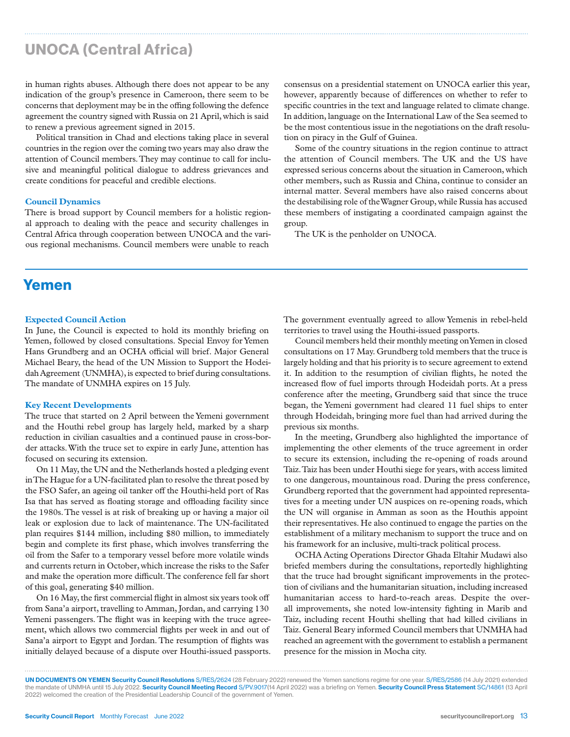## UNOCA (Central Africa)

in human rights abuses. Although there does not appear to be any indication of the group's presence in Cameroon, there seem to be concerns that deployment may be in the offing following the defence agreement the country signed with Russia on 21 April, which is said to renew a previous agreement signed in 2015.

Political transition in Chad and elections taking place in several countries in the region over the coming two years may also draw the attention of Council members. They may continue to call for inclusive and meaningful political dialogue to address grievances and create conditions for peaceful and credible elections.

### Council Dynamics

There is broad support by Council members for a holistic regional approach to dealing with the peace and security challenges in Central Africa through cooperation between UNOCA and the various regional mechanisms. Council members were unable to reach consensus on a presidential statement on UNOCA earlier this year, however, apparently because of differences on whether to refer to specific countries in the text and language related to climate change. In addition, language on the International Law of the Sea seemed to be the most contentious issue in the negotiations on the draft resolution on piracy in the Gulf of Guinea.

Some of the country situations in the region continue to attract the attention of Council members. The UK and the US have expressed serious concerns about the situation in Cameroon, which other members, such as Russia and China, continue to consider an internal matter. Several members have also raised concerns about the destabilising role of the Wagner Group, while Russia has accused these members of instigating a coordinated campaign against the group.

The UK is the penholder on UNOCA.

# Yemen

### Expected Council Action

In June, the Council is expected to hold its monthly briefing on Yemen, followed by closed consultations. Special Envoy for Yemen Hans Grundberg and an OCHA official will brief. Major General Michael Beary, the head of the UN Mission to Support the Hodeidah Agreement (UNMHA), is expected to brief during consultations. The mandate of UNMHA expires on 15 July.

### Key Recent Developments

The truce that started on 2 April between the Yemeni government and the Houthi rebel group has largely held, marked by a sharp reduction in civilian casualties and a continued pause in cross-border attacks. With the truce set to expire in early June, attention has focused on securing its extension.

On 11 May, the UN and the Netherlands hosted a pledging event in The Hague for a UN-facilitated plan to resolve the threat posed by the FSO Safer, an ageing oil tanker off the Houthi-held port of Ras Isa that has served as floating storage and offloading facility since the 1980s. The vessel is at risk of breaking up or having a major oil leak or explosion due to lack of maintenance. The UN-facilitated plan requires $144 million, including $80 million, to immediately begin and complete its first phase, which involves transferring the oil from the Safer to a temporary vessel before more volatile winds and currents return in October, which increase the risks to the Safer and make the operation more difficult. The conference fell far short of this goal, generating $40 million.

On 16 May, the first commercial flight in almost six years took off from Sana'a airport, travelling to Amman, Jordan, and carrying 130 Yemeni passengers. The flight was in keeping with the truce agreement, which allows two commercial flights per week in and out of Sana'a airport to Egypt and Jordan. The resumption of flights was initially delayed because of a dispute over Houthi-issued passports. The government eventually agreed to allow Yemenis in rebel-held territories to travel using the Houthi-issued passports.

Council members held their monthly meeting on Yemen in closed consultations on 17 May. Grundberg told members that the truce is largely holding and that his priority is to secure agreement to extend it. In addition to the resumption of civilian flights, he noted the increased flow of fuel imports through Hodeidah ports. At a press conference after the meeting, Grundberg said that since the truce began, the Yemeni government had cleared 11 fuel ships to enter through Hodeidah, bringing more fuel than had arrived during the previous six months.

In the meeting, Grundberg also highlighted the importance of implementing the other elements of the truce agreement in order to secure its extension, including the re-opening of roads around Taiz. Taiz has been under Houthi siege for years, with access limited to one dangerous, mountainous road. During the press conference, Grundberg reported that the government had appointed representatives for a meeting under UN auspices on re-opening roads, which the UN will organise in Amman as soon as the Houthis appoint their representatives. He also continued to engage the parties on the establishment of a military mechanism to support the truce and on his framework for an inclusive, multi-track political process.

OCHA Acting Operations Director Ghada Eltahir Mudawi also briefed members during the consultations, reportedly highlighting that the truce had brought significant improvements in the protection of civilians and the humanitarian situation, including increased humanitarian access to hard-to-reach areas. Despite the overall improvements, she noted low-intensity fighting in Marib and Taiz, including recent Houthi shelling that had killed civilians in Taiz. General Beary informed Council members that UNMHA had reached an agreement with the government to establish a permanent presence for the mission in Mocha city.

**UN DOCUMENTS ON YEMEN Security Council Resolutions** S/RES/2624 (28 February 2022) renewed the Yemen sanctions regime for one year. S/RES/2586 (14 July 2021) extended the mandate of UNMHA until 15 July 2022. **Security Council Meeting Record** S/PV.9017(14 April 2022) was a briefing on Yemen. **Security Council Press Statement** SC/14861 (13 April 2022) welcomed the creation of the Presidential Leadership Council of the government of Yemen.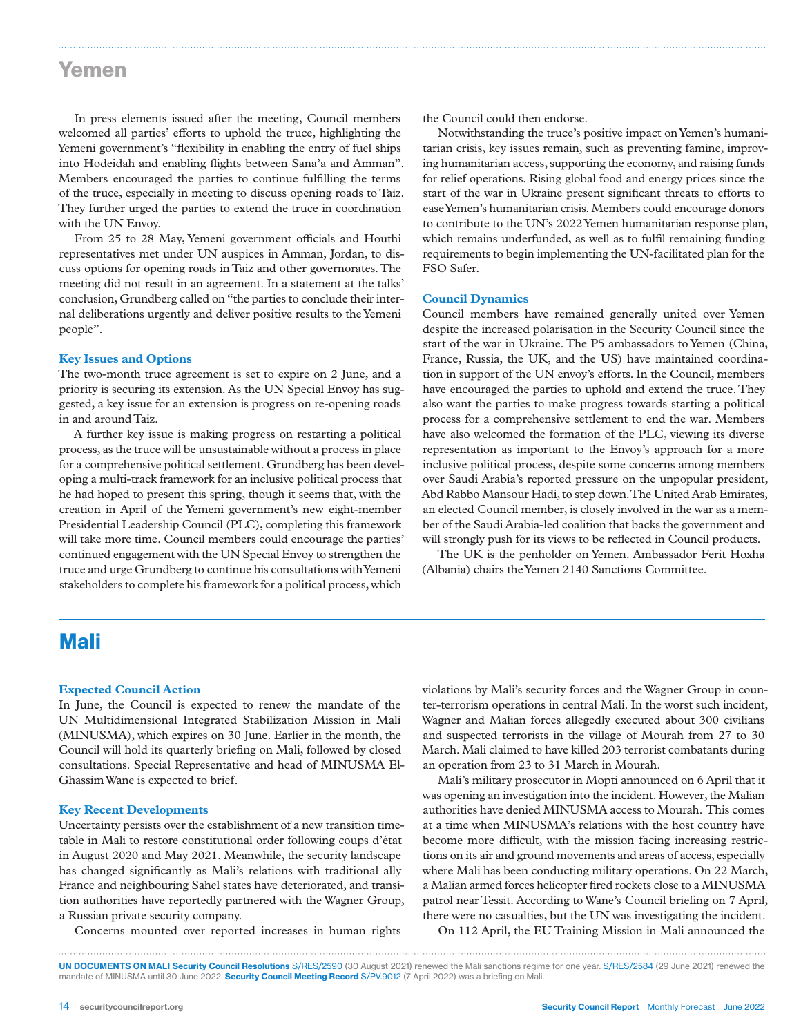## Yemen

In press elements issued after the meeting, Council members welcomed all parties' efforts to uphold the truce, highlighting the Yemeni government's "flexibility in enabling the entry of fuel ships into Hodeidah and enabling flights between Sana'a and Amman". Members encouraged the parties to continue fulfilling the terms of the truce, especially in meeting to discuss opening roads to Taiz. They further urged the parties to extend the truce in coordination with the UN Envoy.

From 25 to 28 May, Yemeni government officials and Houthi representatives met under UN auspices in Amman, Jordan, to discuss options for opening roads in Taiz and other governorates. The meeting did not result in an agreement. In a statement at the talks' conclusion, Grundberg called on "the parties to conclude their internal deliberations urgently and deliver positive results to the Yemeni people".

### Key Issues and Options

The two-month truce agreement is set to expire on 2 June, and a priority is securing its extension. As the UN Special Envoy has suggested, a key issue for an extension is progress on re-opening roads in and around Taiz.

A further key issue is making progress on restarting a political process, as the truce will be unsustainable without a process in place for a comprehensive political settlement. Grundberg has been developing a multi-track framework for an inclusive political process that he had hoped to present this spring, though it seems that, with the creation in April of the Yemeni government's new eight-member Presidential Leadership Council (PLC), completing this framework will take more time. Council members could encourage the parties' continued engagement with the UN Special Envoy to strengthen the truce and urge Grundberg to continue his consultations with Yemeni stakeholders to complete his framework for a political process, which the Council could then endorse.

Notwithstanding the truce's positive impact on Yemen's humanitarian crisis, key issues remain, such as preventing famine, improving humanitarian access, supporting the economy, and raising funds for relief operations. Rising global food and energy prices since the start of the war in Ukraine present significant threats to efforts to ease Yemen's humanitarian crisis. Members could encourage donors to contribute to the UN's 2022 Yemen humanitarian response plan, which remains underfunded, as well as to fulfil remaining funding requirements to begin implementing the UN-facilitated plan for the FSO Safer.

### Council Dynamics

Council members have remained generally united over Yemen despite the increased polarisation in the Security Council since the start of the war in Ukraine. The P5 ambassadors to Yemen (China, France, Russia, the UK, and the US) have maintained coordination in support of the UN envoy's efforts. In the Council, members have encouraged the parties to uphold and extend the truce. They also want the parties to make progress towards starting a political process for a comprehensive settlement to end the war. Members have also welcomed the formation of the PLC, viewing its diverse representation as important to the Envoy's approach for a more inclusive political process, despite some concerns among members over Saudi Arabia's reported pressure on the unpopular president, Abd Rabbo Mansour Hadi, to step down. The United Arab Emirates, an elected Council member, is closely involved in the war as a member of the Saudi Arabia-led coalition that backs the government and will strongly push for its views to be reflected in Council products.

The UK is the penholder on Yemen. Ambassador Ferit Hoxha (Albania) chairs the Yemen 2140 Sanctions Committee.

## Mali

### Expected Council Action

In June, the Council is expected to renew the mandate of the UN Multidimensional Integrated Stabilization Mission in Mali (MINUSMA), which expires on 30 June. Earlier in the month, the Council will hold its quarterly briefing on Mali, followed by closed consultations. Special Representative and head of MINUSMA El-Ghassim Wane is expected to brief.

### Key Recent Developments

Uncertainty persists over the establishment of a new transition timetable in Mali to restore constitutional order following coups d'état in August 2020 and May 2021. Meanwhile, the security landscape has changed significantly as Mali's relations with traditional ally France and neighbouring Sahel states have deteriorated, and transition authorities have reportedly partnered with the Wagner Group, a Russian private security company.

Concerns mounted over reported increases in human rights violations by Mali's security forces and the Wagner Group in counter-terrorism operations in central Mali. In the worst such incident, Wagner and Malian forces allegedly executed about 300 civilians and suspected terrorists in the village of Mourah from 27 to 30 March. Mali claimed to have killed 203 terrorist combatants during an operation from 23 to 31 March in Mourah.

Mali's military prosecutor in Mopti announced on 6 April that it was opening an investigation into the incident. However, the Malian authorities have denied MINUSMA access to Mourah. This comes at a time when MINUSMA's relations with the host country have become more difficult, with the mission facing increasing restrictions on its air and ground movements and areas of access, especially where Mali has been conducting military operations. On 22 March, a Malian armed forces helicopter fired rockets close to a MINUSMA patrol near Tessit. According to Wane's Council briefing on 7 April, there were no casualties, but the UN was investigating the incident.

On 112 April, the EU Training Mission in Mali announced the

**UN DOCUMENTS ON MALI Security Council Resolutions** S/RES/2590 (30 August 2021) renewed the Mali sanctions regime for one year. S/RES/2584 (29 June 2021) renewed the mandate of MINUSMA until 30 June 2022. **Security Council Meeting Record** S/PV.9012 (7 April 2022) was a briefing on Mali.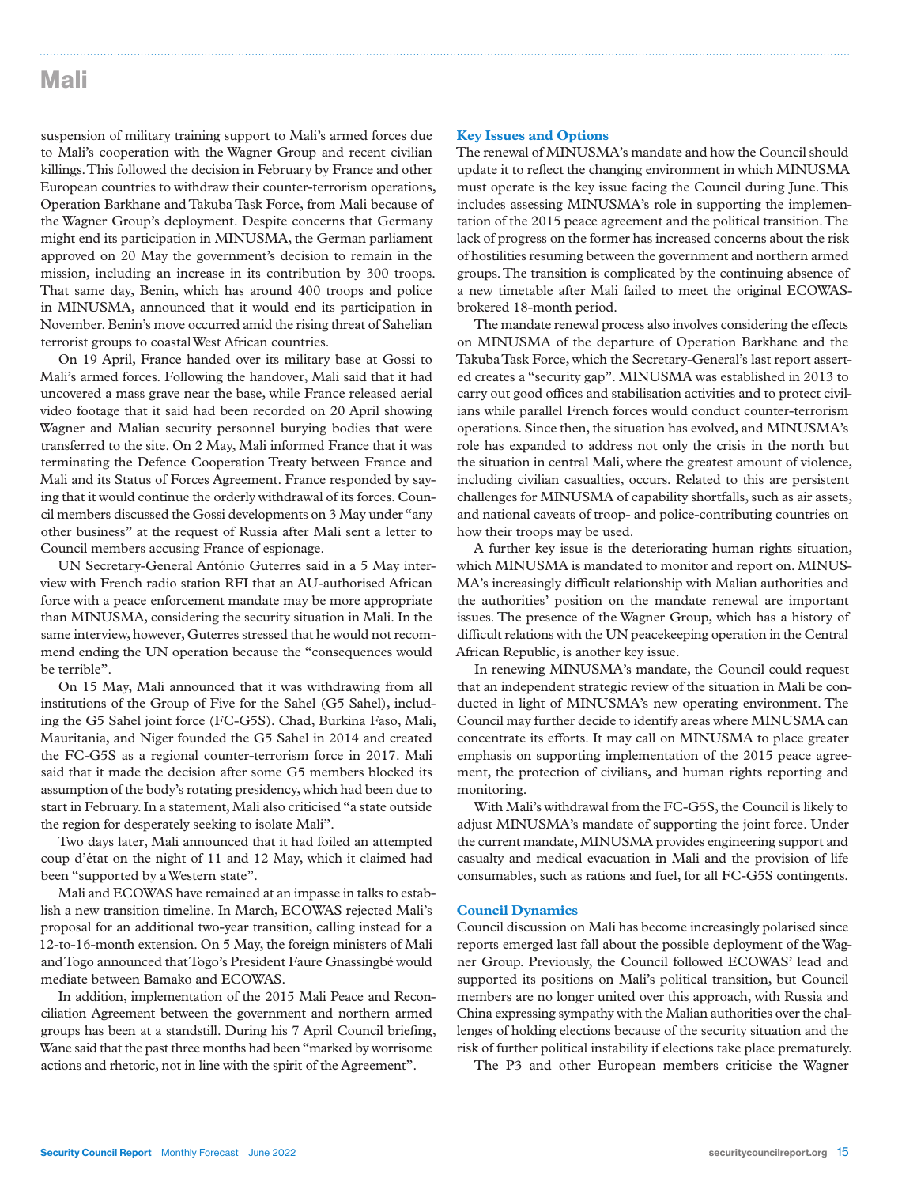suspension of military training support to Mali's armed forces due to Mali's cooperation with the Wagner Group and recent civilian killings. This followed the decision in February by France and other European countries to withdraw their counter-terrorism operations, Operation Barkhane and Takuba Task Force, from Mali because of the Wagner Group's deployment. Despite concerns that Germany might end its participation in MINUSMA, the German parliament approved on 20 May the government's decision to remain in the mission, including an increase in its contribution by 300 troops. That same day, Benin, which has around 400 troops and police in MINUSMA, announced that it would end its participation in November. Benin's move occurred amid the rising threat of Sahelian terrorist groups to coastal West African countries.

On 19 April, France handed over its military base at Gossi to Mali's armed forces. Following the handover, Mali said that it had uncovered a mass grave near the base, while France released aerial video footage that it said had been recorded on 20 April showing Wagner and Malian security personnel burying bodies that were transferred to the site. On 2 May, Mali informed France that it was terminating the Defence Cooperation Treaty between France and Mali and its Status of Forces Agreement. France responded by saying that it would continue the orderly withdrawal of its forces. Council members discussed the Gossi developments on 3 May under "any other business" at the request of Russia after Mali sent a letter to Council members accusing France of espionage.

UN Secretary-General António Guterres said in a 5 May interview with French radio station RFI that an AU-authorised African force with a peace enforcement mandate may be more appropriate than MINUSMA, considering the security situation in Mali. In the same interview, however, Guterres stressed that he would not recommend ending the UN operation because the "consequences would be terrible".

On 15 May, Mali announced that it was withdrawing from all institutions of the Group of Five for the Sahel (G5 Sahel), including the G5 Sahel joint force (FC-G5S). Chad, Burkina Faso, Mali, Mauritania, and Niger founded the G5 Sahel in 2014 and created the FC-G5S as a regional counter-terrorism force in 2017. Mali said that it made the decision after some G5 members blocked its assumption of the body's rotating presidency, which had been due to start in February. In a statement, Mali also criticised "a state outside the region for desperately seeking to isolate Mali".

Two days later, Mali announced that it had foiled an attempted coup d'état on the night of 11 and 12 May, which it claimed had been "supported by a Western state".

Mali and ECOWAS have remained at an impasse in talks to establish a new transition timeline. In March, ECOWAS rejected Mali's proposal for an additional two-year transition, calling instead for a 12-to-16-month extension. On 5 May, the foreign ministers of Mali and Togo announced that Togo's President Faure Gnassingbé would mediate between Bamako and ECOWAS.

In addition, implementation of the 2015 Mali Peace and Reconciliation Agreement between the government and northern armed groups has been at a standstill. During his 7 April Council briefing, Wane said that the past three months had been "marked by worrisome actions and rhetoric, not in line with the spirit of the Agreement".

## Key Issues and Options

The renewal of MINUSMA's mandate and how the Council should update it to reflect the changing environment in which MINUSMA must operate is the key issue facing the Council during June. This includes assessing MINUSMA's role in supporting the implementation of the 2015 peace agreement and the political transition. The lack of progress on the former has increased concerns about the risk of hostilities resuming between the government and northern armed groups. The transition is complicated by the continuing absence of a new timetable after Mali failed to meet the original ECOWAS-brokered 18-month period.

The mandate renewal process also involves considering the effects on MINUSMA of the departure of Operation Barkhane and the Takuba Task Force, which the Secretary-General's last report asserted creates a "security gap". MINUSMA was established in 2013 to carry out good offices and stabilisation activities and to protect civilians while parallel French forces would conduct counter-terrorism operations. Since then, the situation has evolved, and MINUSMA's role has expanded to address not only the crisis in the north but the situation in central Mali, where the greatest amount of violence, including civilian casualties, occurs. Related to this are persistent challenges for MINUSMA of capability shortfalls, such as air assets, and national caveats of troop- and police-contributing countries on how their troops may be used.

A further key issue is the deteriorating human rights situation, which MINUSMA is mandated to monitor and report on. MINUSMA's increasingly difficult relationship with Malian authorities and the authorities' position on the mandate renewal are important issues. The presence of the Wagner Group, which has a history of difficult relations with the UN peacekeeping operation in the Central African Republic, is another key issue.

In renewing MINUSMA's mandate, the Council could request that an independent strategic review of the situation in Mali be conducted in light of MINUSMA's new operating environment. The Council may further decide to identify areas where MINUSMA can concentrate its efforts. It may call on MINUSMA to place greater emphasis on supporting implementation of the 2015 peace agreement, the protection of civilians, and human rights reporting and monitoring.

With Mali's withdrawal from the FC-G5S, the Council is likely to adjust MINUSMA's mandate of supporting the joint force. Under the current mandate, MINUSMA provides engineering support and casualty and medical evacuation in Mali and the provision of life consumables, such as rations and fuel, for all FC-G5S contingents.

## Council Dynamics

Council discussion on Mali has become increasingly polarised since reports emerged last fall about the possible deployment of the Wagner Group. Previously, the Council followed ECOWAS' lead and supported its positions on Mali's political transition, but Council members are no longer united over this approach, with Russia and China expressing sympathy with the Malian authorities over the challenges of holding elections because of the security situation and the risk of further political instability if elections take place prematurely.

The P3 and other European members criticise the Wagner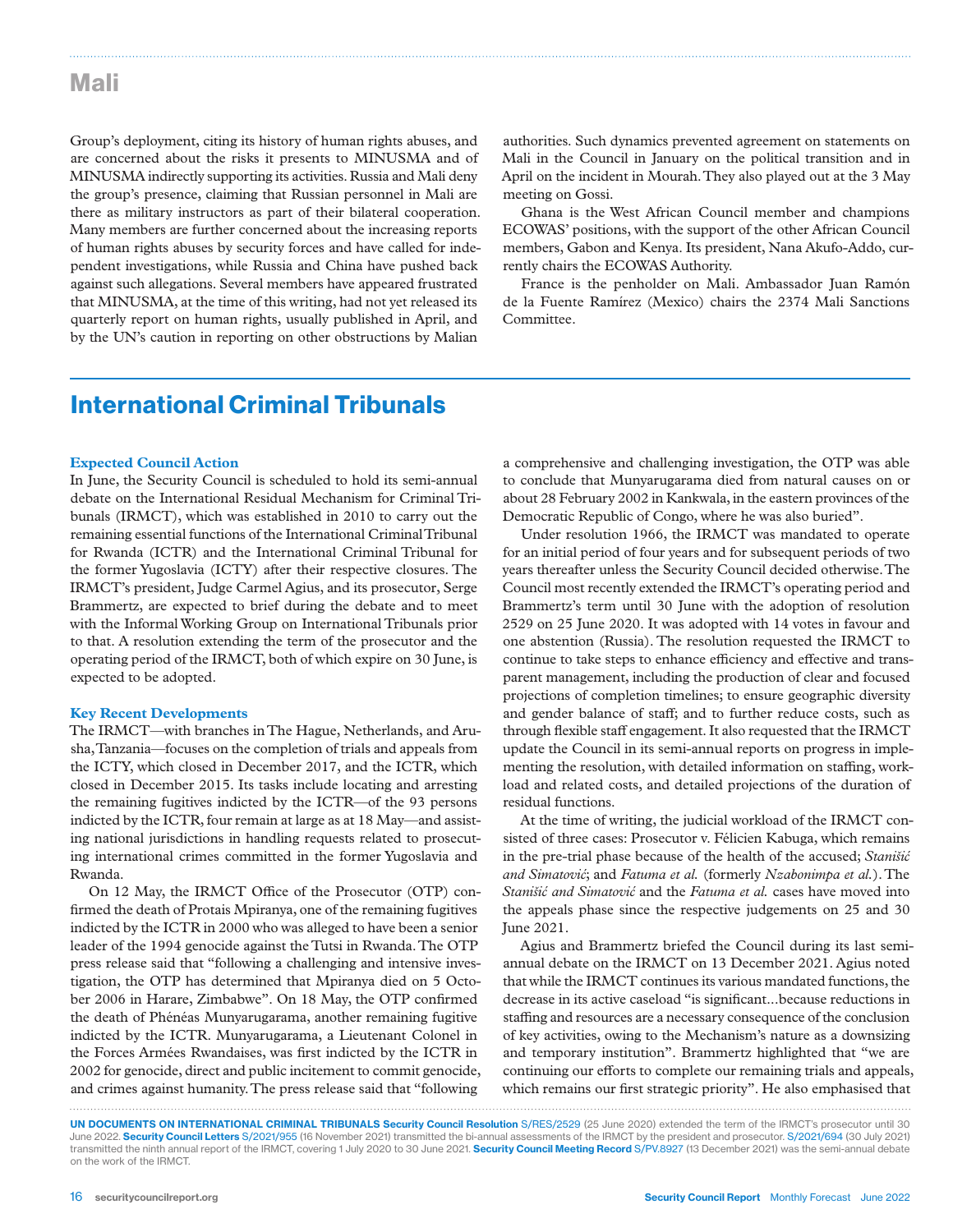## Mali

Group's deployment, citing its history of human rights abuses, and are concerned about the risks it presents to MINUSMA and of MINUSMA indirectly supporting its activities. Russia and Mali deny the group's presence, claiming that Russian personnel in Mali are there as military instructors as part of their bilateral cooperation. Many members are further concerned about the increasing reports of human rights abuses by security forces and have called for independent investigations, while Russia and China have pushed back against such allegations. Several members have appeared frustrated that MINUSMA, at the time of this writing, had not yet released its quarterly report on human rights, usually published in April, and by the UN's caution in reporting on other obstructions by Malian authorities. Such dynamics prevented agreement on statements on Mali in the Council in January on the political transition and in April on the incident in Mourah. They also played out at the 3 May meeting on Gossi.

Ghana is the West African Council member and champions ECOWAS' positions, with the support of the other African Council members, Gabon and Kenya. Its president, Nana Akufo-Addo, currently chairs the ECOWAS Authority.

France is the penholder on Mali. Ambassador Juan Ramón de la Fuente Ramírez (Mexico) chairs the 2374 Mali Sanctions Committee.

# International Criminal Tribunals

### Expected Council Action

In June, the Security Council is scheduled to hold its semi-annual debate on the International Residual Mechanism for Criminal Tribunals (IRMCT), which was established in 2010 to carry out the remaining essential functions of the International Criminal Tribunal for Rwanda (ICTR) and the International Criminal Tribunal for the former Yugoslavia (ICTY) after their respective closures. The IRMCT's president, Judge Carmel Agius, and its prosecutor, Serge Brammertz, are expected to brief during the debate and to meet with the Informal Working Group on International Tribunals prior to that. A resolution extending the term of the prosecutor and the operating period of the IRMCT, both of which expire on 30 June, is expected to be adopted.

### Key Recent Developments

The IRMCT—with branches in The Hague, Netherlands, and Arusha, Tanzania—focuses on the completion of trials and appeals from the ICTY, which closed in December 2017, and the ICTR, which closed in December 2015. Its tasks include locating and arresting the remaining fugitives indicted by the ICTR—of the 93 persons indicted by the ICTR, four remain at large as at 18 May—and assisting national jurisdictions in handling requests related to prosecuting international crimes committed in the former Yugoslavia and Rwanda.

On 12 May, the IRMCT Office of the Prosecutor (OTP) confirmed the death of Protais Mpiranya, one of the remaining fugitives indicted by the ICTR in 2000 who was alleged to have been a senior leader of the 1994 genocide against the Tutsi in Rwanda. The OTP press release said that "following a challenging and intensive investigation, the OTP has determined that Mpiranya died on 5 October 2006 in Harare, Zimbabwe". On 18 May, the OTP confirmed the death of Phénéas Munyarugarama, another remaining fugitive indicted by the ICTR. Munyarugarama, a Lieutenant Colonel in the Forces Armées Rwandaises, was first indicted by the ICTR in 2002 for genocide, direct and public incitement to commit genocide, and crimes against humanity. The press release said that "following a comprehensive and challenging investigation, the OTP was able to conclude that Munyarugarama died from natural causes on or about 28 February 2002 in Kankwala, in the eastern provinces of the Democratic Republic of Congo, where he was also buried".

Under resolution 1966, the IRMCT was mandated to operate for an initial period of four years and for subsequent periods of two years thereafter unless the Security Council decided otherwise. The Council most recently extended the IRMCT's operating period and Brammertz's term until 30 June with the adoption of resolution 2529 on 25 June 2020. It was adopted with 14 votes in favour and one abstention (Russia). The resolution requested the IRMCT to continue to take steps to enhance efficiency and effective and transparent management, including the production of clear and focused projections of completion timelines; to ensure geographic diversity and gender balance of staff; and to further reduce costs, such as through flexible staff engagement. It also requested that the IRMCT update the Council in its semi-annual reports on progress in implementing the resolution, with detailed information on staffing, workload and related costs, and detailed projections of the duration of residual functions.

At the time of writing, the judicial workload of the IRMCT consisted of three cases: Prosecutor v. Félicien Kabuga, which remains in the pre-trial phase because of the health of the accused; *Stanišić and Simatović*; and *Fatuma et al.* (formerly *Nzabonimpa et al.*). The *Stanišić and Simatović* and the *Fatuma et al.* cases have moved into the appeals phase since the respective judgements on 25 and 30 June 2021.

Agius and Brammertz briefed the Council during its last semi-annual debate on the IRMCT on 13 December 2021. Agius noted that while the IRMCT continues its various mandated functions, the decrease in its active caseload "is significant…because reductions in staffing and resources are a necessary consequence of the conclusion of key activities, owing to the Mechanism's nature as a downsizing and temporary institution". Brammertz highlighted that "we are continuing our efforts to complete our remaining trials and appeals, which remains our first strategic priority". He also emphasised that

**UN DOCUMENTS ON INTERNATIONAL CRIMINAL TRIBUNALS Security Council Resolution** S/RES/2529 (25 June 2020) extended the term of the IRMCT's prosecutor until 30 June 2022. **Security Council Letters** S/2021/955 (16 November 2021) transmitted the bi-annual assessments of the IRMCT by the president and prosecutor. S/2021/694 (30 July 2021) transmitted the ninth annual report of the IRMCT, covering 1 July 2020 to 30 June 2021. **Security Council Meeting Record** S/PV.8927 (13 December 2021) was the semi-annual debate on the work of the IRMCT.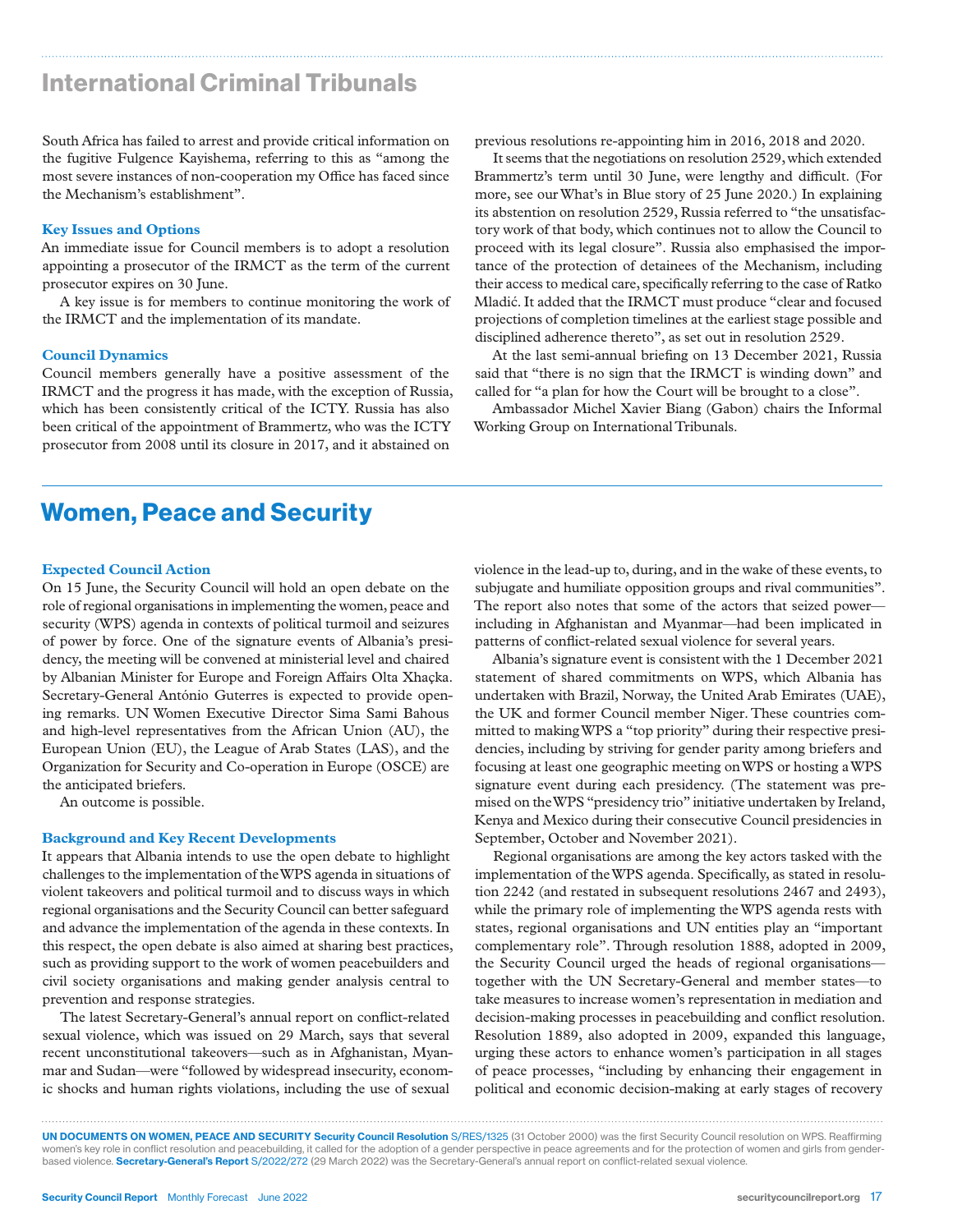## International Criminal Tribunals

South Africa has failed to arrest and provide critical information on the fugitive Fulgence Kayishema, referring to this as "among the most severe instances of non-cooperation my Office has faced since the Mechanism's establishment".

### Key Issues and Options

An immediate issue for Council members is to adopt a resolution appointing a prosecutor of the IRMCT as the term of the current prosecutor expires on 30 June.

A key issue is for members to continue monitoring the work of the IRMCT and the implementation of its mandate.

### Council Dynamics

Council members generally have a positive assessment of the IRMCT and the progress it has made, with the exception of Russia, which has been consistently critical of the ICTY. Russia has also been critical of the appointment of Brammertz, who was the ICTY prosecutor from 2008 until its closure in 2017, and it abstained on previous resolutions re-appointing him in 2016, 2018 and 2020.

It seems that the negotiations on resolution 2529, which extended Brammertz's term until 30 June, were lengthy and difficult. (For more, see our What's in Blue story of 25 June 2020.) In explaining its abstention on resolution 2529, Russia referred to "the unsatisfactory work of that body, which continues not to allow the Council to proceed with its legal closure". Russia also emphasised the importance of the protection of detainees of the Mechanism, including their access to medical care, specifically referring to the case of Ratko Mladić. It added that the IRMCT must produce "clear and focused projections of completion timelines at the earliest stage possible and disciplined adherence thereto", as set out in resolution 2529.

At the last semi-annual briefing on 13 December 2021, Russia said that "there is no sign that the IRMCT is winding down" and called for "a plan for how the Court will be brought to a close".

Ambassador Michel Xavier Biang (Gabon) chairs the Informal Working Group on International Tribunals.

## Women, Peace and Security

### Expected Council Action

On 15 June, the Security Council will hold an open debate on the role of regional organisations in implementing the women, peace and security (WPS) agenda in contexts of political turmoil and seizures of power by force. One of the signature events of Albania's presidency, the meeting will be convened at ministerial level and chaired by Albanian Minister for Europe and Foreign Affairs Olta Xhaçka. Secretary-General António Guterres is expected to provide opening remarks. UN Women Executive Director Sima Sami Bahous and high-level representatives from the African Union (AU), the European Union (EU), the League of Arab States (LAS), and the Organization for Security and Co-operation in Europe (OSCE) are the anticipated briefers.

An outcome is possible.

### Background and Key Recent Developments

It appears that Albania intends to use the open debate to highlight challenges to the implementation of the WPS agenda in situations of violent takeovers and political turmoil and to discuss ways in which regional organisations and the Security Council can better safeguard and advance the implementation of the agenda in these contexts. In this respect, the open debate is also aimed at sharing best practices, such as providing support to the work of women peacebuilders and civil society organisations and making gender analysis central to prevention and response strategies.

The latest Secretary-General's annual report on conflict-related sexual violence, which was issued on 29 March, says that several recent unconstitutional takeovers—such as in Afghanistan, Myanmar and Sudan—were "followed by widespread insecurity, economic shocks and human rights violations, including the use of sexual violence in the lead-up to, during, and in the wake of these events, to subjugate and humiliate opposition groups and rival communities". The report also notes that some of the actors that seized power—including in Afghanistan and Myanmar—had been implicated in patterns of conflict-related sexual violence for several years.

Albania's signature event is consistent with the 1 December 2021 statement of shared commitments on WPS, which Albania has undertaken with Brazil, Norway, the United Arab Emirates (UAE), the UK and former Council member Niger. These countries committed to making WPS a "top priority" during their respective presidencies, including by striving for gender parity among briefers and focusing at least one geographic meeting on WPS or hosting a WPS signature event during each presidency. (The statement was premised on the WPS "presidency trio" initiative undertaken by Ireland, Kenya and Mexico during their consecutive Council presidencies in September, October and November 2021).

Regional organisations are among the key actors tasked with the implementation of the WPS agenda. Specifically, as stated in resolution 2242 (and restated in subsequent resolutions 2467 and 2493), while the primary role of implementing the WPS agenda rests with states, regional organisations and UN entities play an "important complementary role". Through resolution 1888, adopted in 2009, the Security Council urged the heads of regional organisations—together with the UN Secretary-General and member states—to take measures to increase women's representation in mediation and decision-making processes in peacebuilding and conflict resolution. Resolution 1889, also adopted in 2009, expanded this language, urging these actors to enhance women's participation in all stages of peace processes, "including by enhancing their engagement in political and economic decision-making at early stages of recovery

**UN DOCUMENTS ON WOMEN, PEACE AND SECURITY Security Council Resolution** S/RES/1325 (31 October 2000) was the first Security Council resolution on WPS. Reaffirming women's key role in conflict resolution and peacebuilding, it called for the adoption of a gender perspective in peace agreements and for the protection of women and girls from gender-based violence. **Secretary-General's Report** S/2022/272 (29 March 2022) was the Secretary-General's annual report on conflict-related sexual violence.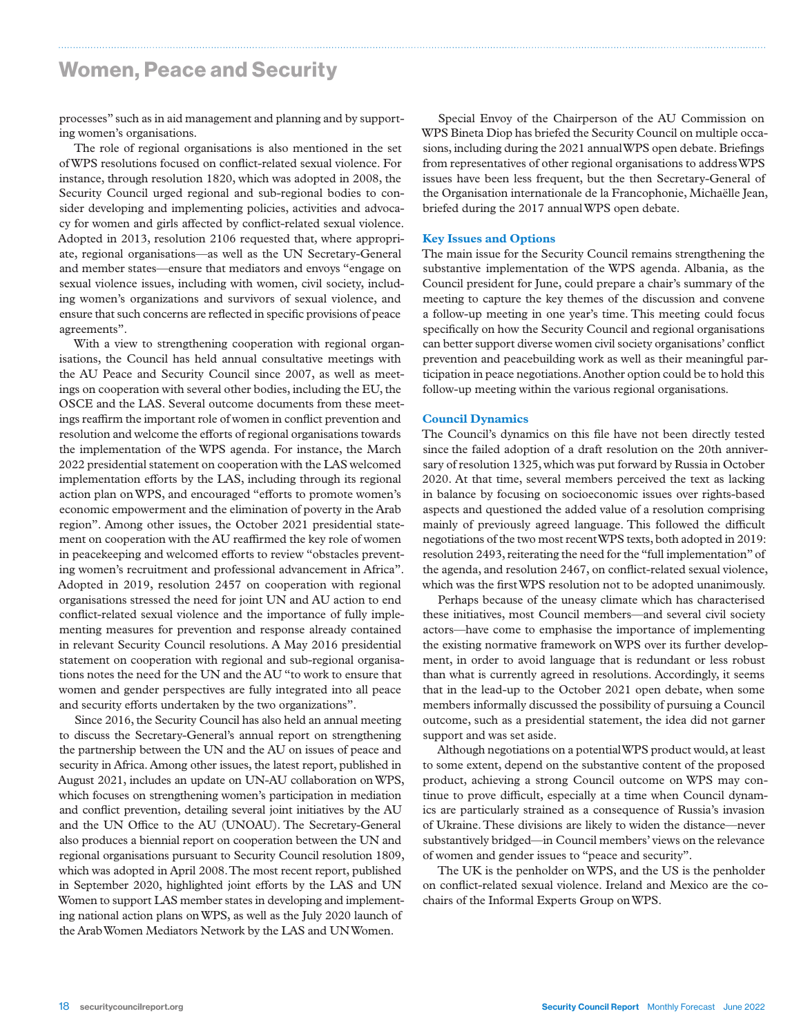processes" such as in aid management and planning and by supporting women's organisations.

The role of regional organisations is also mentioned in the set of WPS resolutions focused on conflict-related sexual violence. For instance, through resolution 1820, which was adopted in 2008, the Security Council urged regional and sub-regional bodies to consider developing and implementing policies, activities and advocacy for women and girls affected by conflict-related sexual violence. Adopted in 2013, resolution 2106 requested that, where appropriate, regional organisations—as well as the UN Secretary-General and member states—ensure that mediators and envoys "engage on sexual violence issues, including with women, civil society, including women's organizations and survivors of sexual violence, and ensure that such concerns are reflected in specific provisions of peace agreements".

With a view to strengthening cooperation with regional organisations, the Council has held annual consultative meetings with the AU Peace and Security Council since 2007, as well as meetings on cooperation with several other bodies, including the EU, the OSCE and the LAS. Several outcome documents from these meetings reaffirm the important role of women in conflict prevention and resolution and welcome the efforts of regional organisations towards the implementation of the WPS agenda. For instance, the March 2022 presidential statement on cooperation with the LAS welcomed implementation efforts by the LAS, including through its regional action plan on WPS, and encouraged "efforts to promote women's economic empowerment and the elimination of poverty in the Arab region". Among other issues, the October 2021 presidential statement on cooperation with the AU reaffirmed the key role of women in peacekeeping and welcomed efforts to review "obstacles preventing women's recruitment and professional advancement in Africa". Adopted in 2019, resolution 2457 on cooperation with regional organisations stressed the need for joint UN and AU action to end conflict-related sexual violence and the importance of fully implementing measures for prevention and response already contained in relevant Security Council resolutions. A May 2016 presidential statement on cooperation with regional and sub-regional organisations notes the need for the UN and the AU "to work to ensure that women and gender perspectives are fully integrated into all peace and security efforts undertaken by the two organizations".

Since 2016, the Security Council has also held an annual meeting to discuss the Secretary-General's annual report on strengthening the partnership between the UN and the AU on issues of peace and security in Africa. Among other issues, the latest report, published in August 2021, includes an update on UN-AU collaboration on WPS, which focuses on strengthening women's participation in mediation and conflict prevention, detailing several joint initiatives by the AU and the UN Office to the AU (UNOAU). The Secretary-General also produces a biennial report on cooperation between the UN and regional organisations pursuant to Security Council resolution 1809, which was adopted in April 2008. The most recent report, published in September 2020, highlighted joint efforts by the LAS and UN Women to support LAS member states in developing and implementing national action plans on WPS, as well as the July 2020 launch of the Arab Women Mediators Network by the LAS and UN Women.

Special Envoy of the Chairperson of the AU Commission on WPS Bineta Diop has briefed the Security Council on multiple occasions, including during the 2021 annual WPS open debate. Briefings from representatives of other regional organisations to address WPS issues have been less frequent, but the then Secretary-General of the Organisation internationale de la Francophonie, Michaëlle Jean, briefed during the 2017 annual WPS open debate.

## Key Issues and Options

The main issue for the Security Council remains strengthening the substantive implementation of the WPS agenda. Albania, as the Council president for June, could prepare a chair's summary of the meeting to capture the key themes of the discussion and convene a follow-up meeting in one year's time. This meeting could focus specifically on how the Security Council and regional organisations can better support diverse women civil society organisations' conflict prevention and peacebuilding work as well as their meaningful participation in peace negotiations. Another option could be to hold this follow-up meeting within the various regional organisations.

## Council Dynamics

The Council's dynamics on this file have not been directly tested since the failed adoption of a draft resolution on the 20th anniversary of resolution 1325, which was put forward by Russia in October 2020. At that time, several members perceived the text as lacking in balance by focusing on socioeconomic issues over rights-based aspects and questioned the added value of a resolution comprising mainly of previously agreed language. This followed the difficult negotiations of the two most recent WPS texts, both adopted in 2019: resolution 2493, reiterating the need for the "full implementation" of the agenda, and resolution 2467, on conflict-related sexual violence, which was the first WPS resolution not to be adopted unanimously.

Perhaps because of the uneasy climate which has characterised these initiatives, most Council members—and several civil society actors—have come to emphasise the importance of implementing the existing normative framework on WPS over its further development, in order to avoid language that is redundant or less robust than what is currently agreed in resolutions. Accordingly, it seems that in the lead-up to the October 2021 open debate, when some members informally discussed the possibility of pursuing a Council outcome, such as a presidential statement, the idea did not garner support and was set aside.

Although negotiations on a potential WPS product would, at least to some extent, depend on the substantive content of the proposed product, achieving a strong Council outcome on WPS may continue to prove difficult, especially at a time when Council dynamics are particularly strained as a consequence of Russia's invasion of Ukraine. These divisions are likely to widen the distance—never substantively bridged—in Council members' views on the relevance of women and gender issues to "peace and security".

The UK is the penholder on WPS, and the US is the penholder on conflict-related sexual violence. Ireland and Mexico are the co-chairs of the Informal Experts Group on WPS.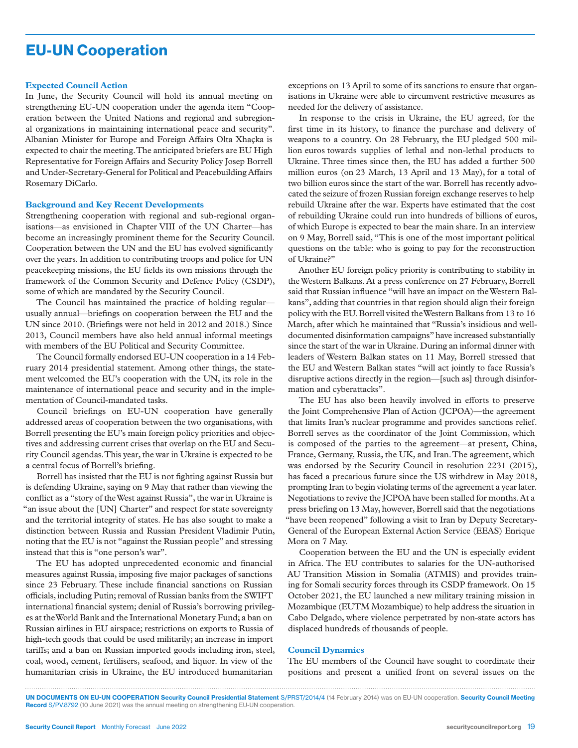# EU-UN Cooperation

### Expected Council Action

In June, the Security Council will hold its annual meeting on strengthening EU-UN cooperation under the agenda item "Cooperation between the United Nations and regional and subregional organizations in maintaining international peace and security". Albanian Minister for Europe and Foreign Affairs Olta Xhaçka is expected to chair the meeting. The anticipated briefers are EU High Representative for Foreign Affairs and Security Policy Josep Borrell and Under-Secretary-General for Political and Peacebuilding Affairs Rosemary DiCarlo.

### Background and Key Recent Developments

Strengthening cooperation with regional and sub-regional organisations—as envisioned in Chapter VIII of the UN Charter—has become an increasingly prominent theme for the Security Council. Cooperation between the UN and the EU has evolved significantly over the years. In addition to contributing troops and police for UN peacekeeping missions, the EU fields its own missions through the framework of the Common Security and Defence Policy (CSDP), some of which are mandated by the Security Council.

The Council has maintained the practice of holding regular—usually annual—briefings on cooperation between the EU and the UN since 2010. (Briefings were not held in 2012 and 2018.) Since 2013, Council members have also held annual informal meetings with members of the EU Political and Security Committee.

The Council formally endorsed EU-UN cooperation in a 14 February 2014 presidential statement. Among other things, the statement welcomed the EU's cooperation with the UN, its role in the maintenance of international peace and security and in the implementation of Council-mandated tasks.

Council briefings on EU-UN cooperation have generally addressed areas of cooperation between the two organisations, with Borrell presenting the EU's main foreign policy priorities and objectives and addressing current crises that overlap on the EU and Security Council agendas. This year, the war in Ukraine is expected to be a central focus of Borrell's briefing.

Borrell has insisted that the EU is not fighting against Russia but is defending Ukraine, saying on 9 May that rather than viewing the conflict as a "story of the West against Russia", the war in Ukraine is "an issue about the [UN] Charter" and respect for state sovereignty and the territorial integrity of states. He has also sought to make a distinction between Russia and Russian President Vladimir Putin, noting that the EU is not "against the Russian people" and stressing instead that this is "one person's war".

The EU has adopted unprecedented economic and financial measures against Russia, imposing five major packages of sanctions since 23 February. These include financial sanctions on Russian officials, including Putin; removal of Russian banks from the SWIFT international financial system; denial of Russia's borrowing privileges at the World Bank and the International Monetary Fund; a ban on Russian airlines in EU airspace; restrictions on exports to Russia of high-tech goods that could be used militarily; an increase in import tariffs; and a ban on Russian imported goods including iron, steel, coal, wood, cement, fertilisers, seafood, and liquor. In view of the humanitarian crisis in Ukraine, the EU introduced humanitarian exceptions on 13 April to some of its sanctions to ensure that organisations in Ukraine were able to circumvent restrictive measures as needed for the delivery of assistance.

In response to the crisis in Ukraine, the EU agreed, for the first time in its history, to finance the purchase and delivery of weapons to a country. On 28 February, the EU pledged 500 million euros towards supplies of lethal and non-lethal products to Ukraine. Three times since then, the EU has added a further 500 million euros (on 23 March, 13 April and 13 May), for a total of two billion euros since the start of the war. Borrell has recently advocated the seizure of frozen Russian foreign exchange reserves to help rebuild Ukraine after the war. Experts have estimated that the cost of rebuilding Ukraine could run into hundreds of billions of euros, of which Europe is expected to bear the main share. In an interview on 9 May, Borrell said, "This is one of the most important political questions on the table: who is going to pay for the reconstruction of Ukraine?"

Another EU foreign policy priority is contributing to stability in the Western Balkans. At a press conference on 27 February, Borrell said that Russian influence "will have an impact on the Western Balkans", adding that countries in that region should align their foreign policy with the EU. Borrell visited the Western Balkans from 13 to 16 March, after which he maintained that "Russia's insidious and well-documented disinformation campaigns" have increased substantially since the start of the war in Ukraine. During an informal dinner with leaders of Western Balkan states on 11 May, Borrell stressed that the EU and Western Balkan states "will act jointly to face Russia's disruptive actions directly in the region—[such as] through disinformation and cyberattacks".

The EU has also been heavily involved in efforts to preserve the Joint Comprehensive Plan of Action (JCPOA)—the agreement that limits Iran's nuclear programme and provides sanctions relief. Borrell serves as the coordinator of the Joint Commission, which is composed of the parties to the agreement—at present, China, France, Germany, Russia, the UK, and Iran. The agreement, which was endorsed by the Security Council in resolution 2231 (2015), has faced a precarious future since the US withdrew in May 2018, prompting Iran to begin violating terms of the agreement a year later. Negotiations to revive the JCPOA have been stalled for months. At a press briefing on 13 May, however, Borrell said that the negotiations "have been reopened" following a visit to Iran by Deputy Secretary-General of the European External Action Service (EEAS) Enrique Mora on 7 May.

Cooperation between the EU and the UN is especially evident in Africa. The EU contributes to salaries for the UN-authorised AU Transition Mission in Somalia (ATMIS) and provides training for Somali security forces through its CSDP framework. On 15 October 2021, the EU launched a new military training mission in Mozambique (EUTM Mozambique) to help address the situation in Cabo Delgado, where violence perpetrated by non-state actors has displaced hundreds of thousands of people.

### Council Dynamics

The EU members of the Council have sought to coordinate their positions and present a unified front on several issues on the

**UN DOCUMENTS ON EU-UN COOPERATION Security Council Presidential Statement** S/PRST/2014/4 (14 February 2014) was on EU-UN cooperation. **Security Council Meeting Record** S/PV.8792 (10 June 2021) was the annual meeting on strengthening EU-UN cooperation.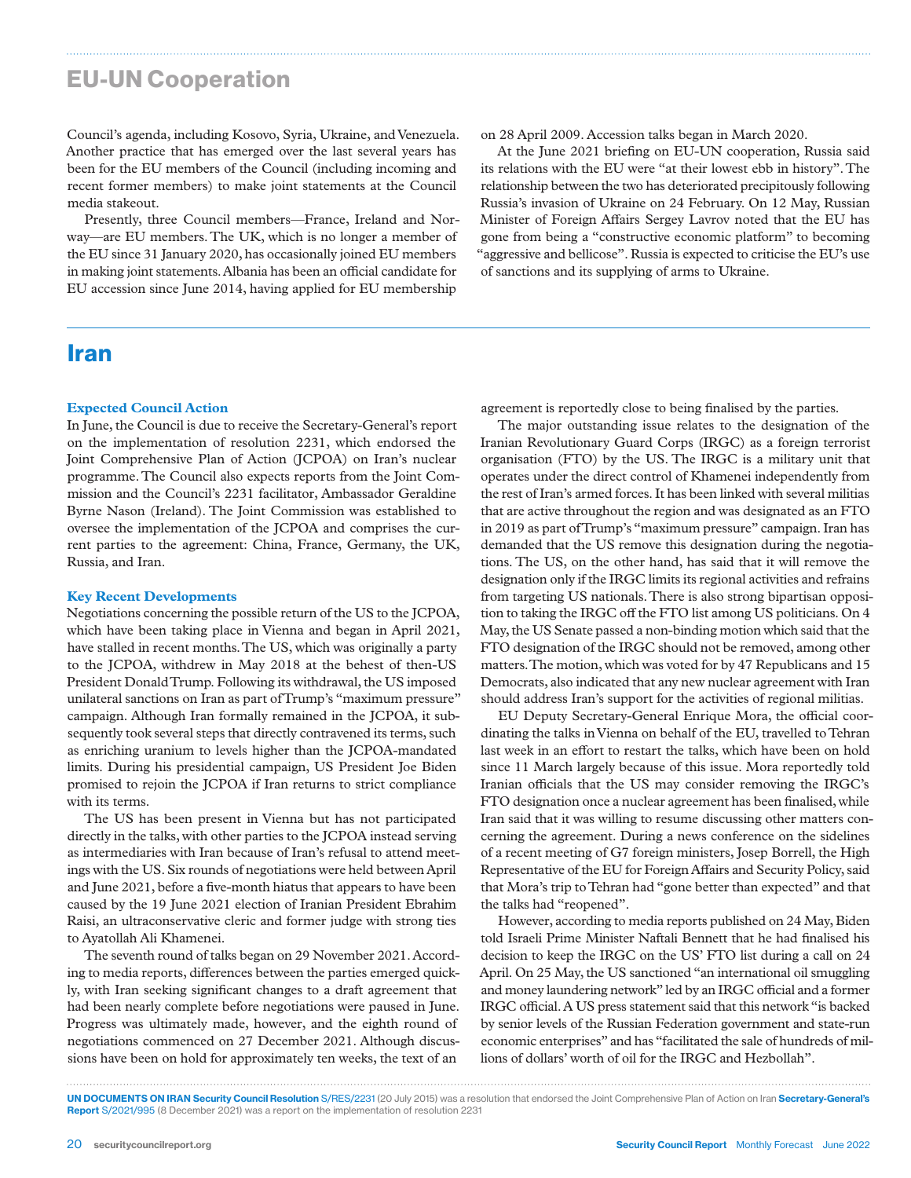## EU-UN Cooperation

Council's agenda, including Kosovo, Syria, Ukraine, and Venezuela. Another practice that has emerged over the last several years has been for the EU members of the Council (including incoming and recent former members) to make joint statements at the Council media stakeout.

Presently, three Council members—France, Ireland and Norway—are EU members. The UK, which is no longer a member of the EU since 31 January 2020, has occasionally joined EU members in making joint statements. Albania has been an official candidate for EU accession since June 2014, having applied for EU membership on 28 April 2009. Accession talks began in March 2020.

At the June 2021 briefing on EU-UN cooperation, Russia said its relations with the EU were "at their lowest ebb in history". The relationship between the two has deteriorated precipitously following Russia's invasion of Ukraine on 24 February. On 12 May, Russian Minister of Foreign Affairs Sergey Lavrov noted that the EU has gone from being a "constructive economic platform" to becoming "aggressive and bellicose". Russia is expected to criticise the EU's use of sanctions and its supplying of arms to Ukraine.

# Iran

### Expected Council Action

In June, the Council is due to receive the Secretary-General's report on the implementation of resolution 2231, which endorsed the Joint Comprehensive Plan of Action (JCPOA) on Iran's nuclear programme. The Council also expects reports from the Joint Commission and the Council's 2231 facilitator, Ambassador Geraldine Byrne Nason (Ireland). The Joint Commission was established to oversee the implementation of the JCPOA and comprises the current parties to the agreement: China, France, Germany, the UK, Russia, and Iran.

### Key Recent Developments

Negotiations concerning the possible return of the US to the JCPOA, which have been taking place in Vienna and began in April 2021, have stalled in recent months. The US, which was originally a party to the JCPOA, withdrew in May 2018 at the behest of then-US President Donald Trump. Following its withdrawal, the US imposed unilateral sanctions on Iran as part of Trump's "maximum pressure" campaign. Although Iran formally remained in the JCPOA, it subsequently took several steps that directly contravened its terms, such as enriching uranium to levels higher than the JCPOA-mandated limits. During his presidential campaign, US President Joe Biden promised to rejoin the JCPOA if Iran returns to strict compliance with its terms.

The US has been present in Vienna but has not participated directly in the talks, with other parties to the JCPOA instead serving as intermediaries with Iran because of Iran's refusal to attend meetings with the US. Six rounds of negotiations were held between April and June 2021, before a five-month hiatus that appears to have been caused by the 19 June 2021 election of Iranian President Ebrahim Raisi, an ultraconservative cleric and former judge with strong ties to Ayatollah Ali Khamenei.

The seventh round of talks began on 29 November 2021. According to media reports, differences between the parties emerged quickly, with Iran seeking significant changes to a draft agreement that had been nearly complete before negotiations were paused in June. Progress was ultimately made, however, and the eighth round of negotiations commenced on 27 December 2021. Although discussions have been on hold for approximately ten weeks, the text of an agreement is reportedly close to being finalised by the parties.

The major outstanding issue relates to the designation of the Iranian Revolutionary Guard Corps (IRGC) as a foreign terrorist organisation (FTO) by the US. The IRGC is a military unit that operates under the direct control of Khamenei independently from the rest of Iran's armed forces. It has been linked with several militias that are active throughout the region and was designated as an FTO in 2019 as part of Trump's "maximum pressure" campaign. Iran has demanded that the US remove this designation during the negotiations. The US, on the other hand, has said that it will remove the designation only if the IRGC limits its regional activities and refrains from targeting US nationals. There is also strong bipartisan opposition to taking the IRGC off the FTO list among US politicians. On 4 May, the US Senate passed a non-binding motion which said that the FTO designation of the IRGC should not be removed, among other matters. The motion, which was voted for by 47 Republicans and 15 Democrats, also indicated that any new nuclear agreement with Iran should address Iran's support for the activities of regional militias.

EU Deputy Secretary-General Enrique Mora, the official coordinating the talks in Vienna on behalf of the EU, travelled to Tehran last week in an effort to restart the talks, which have been on hold since 11 March largely because of this issue. Mora reportedly told Iranian officials that the US may consider removing the IRGC's FTO designation once a nuclear agreement has been finalised, while Iran said that it was willing to resume discussing other matters concerning the agreement. During a news conference on the sidelines of a recent meeting of G7 foreign ministers, Josep Borrell, the High Representative of the EU for Foreign Affairs and Security Policy, said that Mora's trip to Tehran had "gone better than expected" and that the talks had "reopened".

However, according to media reports published on 24 May, Biden told Israeli Prime Minister Naftali Bennett that he had finalised his decision to keep the IRGC on the US' FTO list during a call on 24 April. On 25 May, the US sanctioned "an international oil smuggling and money laundering network" led by an IRGC official and a former IRGC official. A US press statement said that this network "is backed by senior levels of the Russian Federation government and state-run economic enterprises" and has "facilitated the sale of hundreds of millions of dollars' worth of oil for the IRGC and Hezbollah".

**UN DOCUMENTS ON IRAN Security Council Resolution** S/RES/2231 (20 July 2015) was a resolution that endorsed the Joint Comprehensive Plan of Action on Iran **Secretary-General's Report** S/2021/995 (8 December 2021) was a report on the implementation of resolution 2231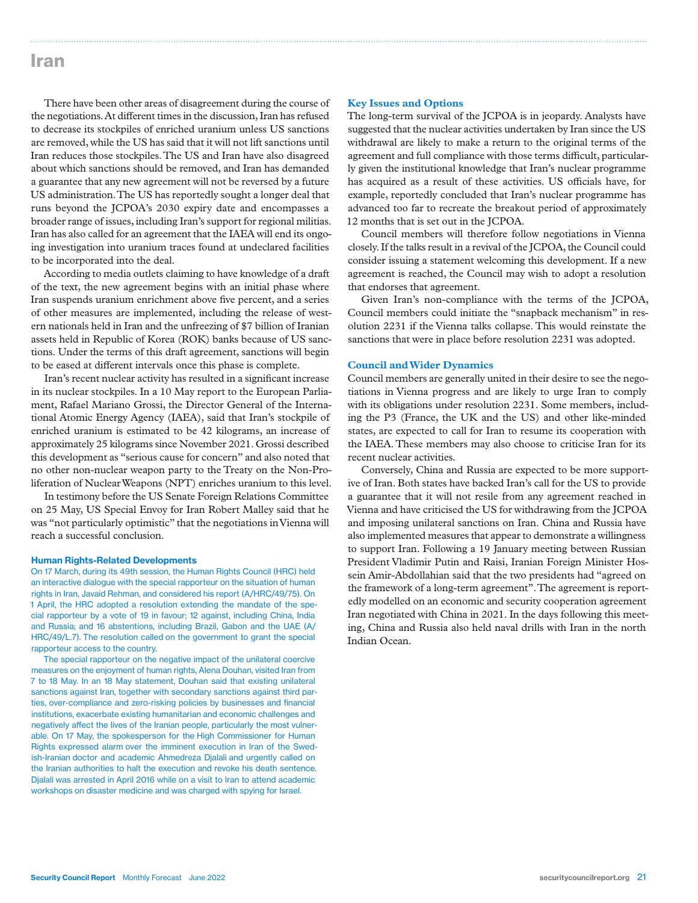## Iran

There have been other areas of disagreement during the course of the negotiations. At different times in the discussion, Iran has refused to decrease its stockpiles of enriched uranium unless US sanctions are removed, while the US has said that it will not lift sanctions until Iran reduces those stockpiles. The US and Iran have also disagreed about which sanctions should be removed, and Iran has demanded a guarantee that any new agreement will not be reversed by a future US administration. The US has reportedly sought a longer deal that runs beyond the JCPOA's 2030 expiry date and encompasses a broader range of issues, including Iran's support for regional militias. Iran has also called for an agreement that the IAEA will end its ongoing investigation into uranium traces found at undeclared facilities to be incorporated into the deal.

According to media outlets claiming to have knowledge of a draft of the text, the new agreement begins with an initial phase where Iran suspends uranium enrichment above five percent, and a series of other measures are implemented, including the release of western nationals held in Iran and the unfreezing of $7 billion of Iranian assets held in Republic of Korea (ROK) banks because of US sanctions. Under the terms of this draft agreement, sanctions will begin to be eased at different intervals once this phase is complete.

Iran's recent nuclear activity has resulted in a significant increase in its nuclear stockpiles. In a 10 May report to the European Parliament, Rafael Mariano Grossi, the Director General of the International Atomic Energy Agency (IAEA), said that Iran's stockpile of enriched uranium is estimated to be 42 kilograms, an increase of approximately 25 kilograms since November 2021. Grossi described this development as "serious cause for concern" and also noted that no other non-nuclear weapon party to the Treaty on the Non-Proliferation of Nuclear Weapons (NPT) enriches uranium to this level.

In testimony before the US Senate Foreign Relations Committee on 25 May, US Special Envoy for Iran Robert Malley said that he was "not particularly optimistic" that the negotiations in Vienna will reach a successful conclusion.

### Human Rights-Related Developments

On 17 March, during its 49th session, the Human Rights Council (HRC) held an interactive dialogue with the special rapporteur on the situation of human rights in Iran, Javaid Rehman, and considered his report (A/HRC/49/75). On 1 April, the HRC adopted a resolution extending the mandate of the special rapporteur by a vote of 19 in favour; 12 against, including China, India and Russia; and 16 abstentions, including Brazil, Gabon and the UAE (A/HRC/49/L.7). The resolution called on the government to grant the special rapporteur access to the country.

The special rapporteur on the negative impact of the unilateral coercive measures on the enjoyment of human rights, Alena Douhan, visited Iran from 7 to 18 May. In an 18 May statement, Douhan said that existing unilateral sanctions against Iran, together with secondary sanctions against third parties, over-compliance and zero-risking policies by businesses and financial institutions, exacerbate existing humanitarian and economic challenges and negatively affect the lives of the Iranian people, particularly the most vulnerable. On 17 May, the spokesperson for the High Commissioner for Human Rights expressed alarm over the imminent execution in Iran of the Swedish-Iranian doctor and academic Ahmedreza Djalali and urgently called on the Iranian authorities to halt the execution and revoke his death sentence. Djalali was arrested in April 2016 while on a visit to Iran to attend academic workshops on disaster medicine and was charged with spying for Israel.

### Key Issues and Options

The long-term survival of the JCPOA is in jeopardy. Analysts have suggested that the nuclear activities undertaken by Iran since the US withdrawal are likely to make a return to the original terms of the agreement and full compliance with those terms difficult, particularly given the institutional knowledge that Iran's nuclear programme has acquired as a result of these activities. US officials have, for example, reportedly concluded that Iran's nuclear programme has advanced too far to recreate the breakout period of approximately 12 months that is set out in the JCPOA.

Council members will therefore follow negotiations in Vienna closely. If the talks result in a revival of the JCPOA, the Council could consider issuing a statement welcoming this development. If a new agreement is reached, the Council may wish to adopt a resolution that endorses that agreement.

Given Iran's non-compliance with the terms of the JCPOA, Council members could initiate the "snapback mechanism" in resolution 2231 if the Vienna talks collapse. This would reinstate the sanctions that were in place before resolution 2231 was adopted.

### Council and Wider Dynamics

Council members are generally united in their desire to see the negotiations in Vienna progress and are likely to urge Iran to comply with its obligations under resolution 2231. Some members, including the P3 (France, the UK and the US) and other like-minded states, are expected to call for Iran to resume its cooperation with the IAEA. These members may also choose to criticise Iran for its recent nuclear activities.

Conversely, China and Russia are expected to be more supportive of Iran. Both states have backed Iran's call for the US to provide a guarantee that it will not resile from any agreement reached in Vienna and have criticised the US for withdrawing from the JCPOA and imposing unilateral sanctions on Iran. China and Russia have also implemented measures that appear to demonstrate a willingness to support Iran. Following a 19 January meeting between Russian President Vladimir Putin and Raisi, Iranian Foreign Minister Hossein Amir-Abdollahian said that the two presidents had "agreed on the framework of a long-term agreement". The agreement is reportedly modelled on an economic and security cooperation agreement Iran negotiated with China in 2021. In the days following this meeting, China and Russia also held naval drills with Iran in the north Indian Ocean.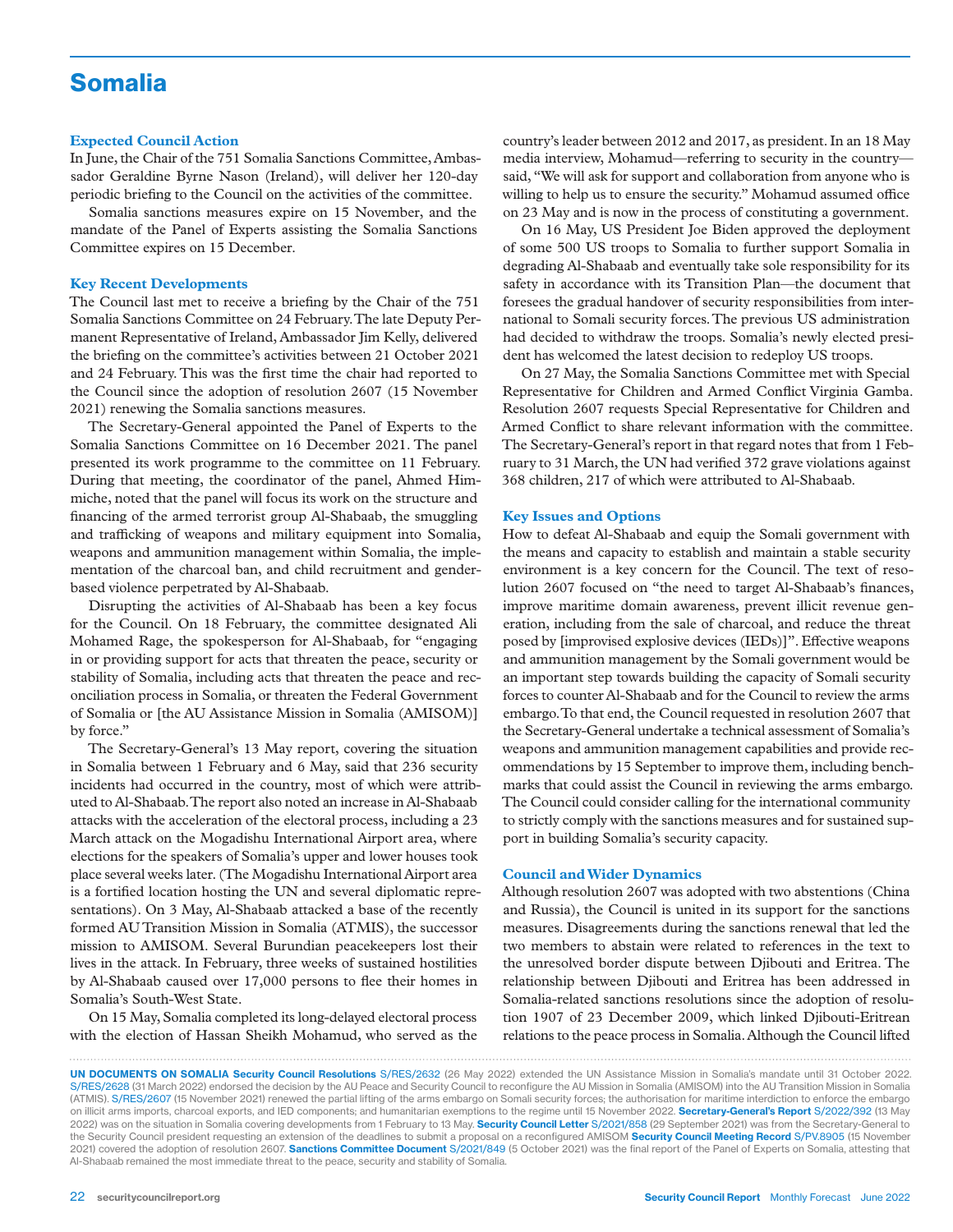# Somalia

### Expected Council Action

In June, the Chair of the 751 Somalia Sanctions Committee, Ambassador Geraldine Byrne Nason (Ireland), will deliver her 120-day periodic briefing to the Council on the activities of the committee.

Somalia sanctions measures expire on 15 November, and the mandate of the Panel of Experts assisting the Somalia Sanctions Committee expires on 15 December.

### Key Recent Developments

The Council last met to receive a briefing by the Chair of the 751 Somalia Sanctions Committee on 24 February. The late Deputy Permanent Representative of Ireland, Ambassador Jim Kelly, delivered the briefing on the committee's activities between 21 October 2021 and 24 February. This was the first time the chair had reported to the Council since the adoption of resolution 2607 (15 November 2021) renewing the Somalia sanctions measures.

The Secretary-General appointed the Panel of Experts to the Somalia Sanctions Committee on 16 December 2021. The panel presented its work programme to the committee on 11 February. During that meeting, the coordinator of the panel, Ahmed Himmiche, noted that the panel will focus its work on the structure and financing of the armed terrorist group Al-Shabaab, the smuggling and trafficking of weapons and military equipment into Somalia, weapons and ammunition management within Somalia, the implementation of the charcoal ban, and child recruitment and gender-based violence perpetrated by Al-Shabaab.

Disrupting the activities of Al-Shabaab has been a key focus for the Council. On 18 February, the committee designated Ali Mohamed Rage, the spokesperson for Al-Shabaab, for "engaging in or providing support for acts that threaten the peace, security or stability of Somalia, including acts that threaten the peace and reconciliation process in Somalia, or threaten the Federal Government of Somalia or [the AU Assistance Mission in Somalia (AMISOM)] by force."

The Secretary-General's 13 May report, covering the situation in Somalia between 1 February and 6 May, said that 236 security incidents had occurred in the country, most of which were attributed to Al-Shabaab. The report also noted an increase in Al-Shabaab attacks with the acceleration of the electoral process, including a 23 March attack on the Mogadishu International Airport area, where elections for the speakers of Somalia's upper and lower houses took place several weeks later. (The Mogadishu International Airport area is a fortified location hosting the UN and several diplomatic representations). On 3 May, Al-Shabaab attacked a base of the recently formed AU Transition Mission in Somalia (ATMIS), the successor mission to AMISOM. Several Burundian peacekeepers lost their lives in the attack. In February, three weeks of sustained hostilities by Al-Shabaab caused over 17,000 persons to flee their homes in Somalia's South-West State.

On 15 May, Somalia completed its long-delayed electoral process with the election of Hassan Sheikh Mohamud, who served as the country's leader between 2012 and 2017, as president. In an 18 May media interview, Mohamud—referring to security in the country—said, "We will ask for support and collaboration from anyone who is willing to help us to ensure the security." Mohamud assumed office on 23 May and is now in the process of constituting a government.

On 16 May, US President Joe Biden approved the deployment of some 500 US troops to Somalia to further support Somalia in degrading Al-Shabaab and eventually take sole responsibility for its safety in accordance with its Transition Plan—the document that foresees the gradual handover of security responsibilities from international to Somali security forces. The previous US administration had decided to withdraw the troops. Somalia's newly elected president has welcomed the latest decision to redeploy US troops.

On 27 May, the Somalia Sanctions Committee met with Special Representative for Children and Armed Conflict Virginia Gamba. Resolution 2607 requests Special Representative for Children and Armed Conflict to share relevant information with the committee. The Secretary-General's report in that regard notes that from 1 February to 31 March, the UN had verified 372 grave violations against 368 children, 217 of which were attributed to Al-Shabaab.

### Key Issues and Options

How to defeat Al-Shabaab and equip the Somali government with the means and capacity to establish and maintain a stable security environment is a key concern for the Council. The text of resolution 2607 focused on "the need to target Al-Shabaab's finances, improve maritime domain awareness, prevent illicit revenue generation, including from the sale of charcoal, and reduce the threat posed by [improvised explosive devices (IEDs)]". Effective weapons and ammunition management by the Somali government would be an important step towards building the capacity of Somali security forces to counter Al-Shabaab and for the Council to review the arms embargo. To that end, the Council requested in resolution 2607 that the Secretary-General undertake a technical assessment of Somalia's weapons and ammunition management capabilities and provide recommendations by 15 September to improve them, including benchmarks that could assist the Council in reviewing the arms embargo. The Council could consider calling for the international community to strictly comply with the sanctions measures and for sustained support in building Somalia's security capacity.

### Council and Wider Dynamics

Although resolution 2607 was adopted with two abstentions (China and Russia), the Council is united in its support for the sanctions measures. Disagreements during the sanctions renewal that led the two members to abstain were related to references in the text to the unresolved border dispute between Djibouti and Eritrea. The relationship between Djibouti and Eritrea has been addressed in Somalia-related sanctions resolutions since the adoption of resolution 1907 of 23 December 2009, which linked Djibouti-Eritrean relations to the peace process in Somalia. Although the Council lifted

---

**UN DOCUMENTS ON SOMALIA Security Council Resolutions** S/RES/2632 (26 May 2022) extended the UN Assistance Mission in Somalia's mandate until 31 October 2022. S/RES/2628 (31 March 2022) endorsed the decision by the AU Peace and Security Council to reconfigure the AU Mission in Somalia (AMISOM) into the AU Transition Mission in Somalia (ATMIS). S/RES/2607 (15 November 2021) renewed the partial lifting of the arms embargo on Somali security forces; the authorisation for maritime interdiction to enforce the embargo on illicit arms imports, charcoal exports, and IED components; and humanitarian exemptions to the regime until 15 November 2022. **Secretary-General's Report** S/2022/392 (13 May 2022) was on the situation in Somalia covering developments from 1 February to 13 May. **Security Council Letter** S/2021/858 (29 September 2021) was from the Secretary-General to the Security Council president requesting an extension of the deadlines to submit a proposal on a reconfigured AMISOM **Security Council Meeting Record** S/PV.8905 (15 November 2021) covered the adoption of resolution 2607. **Sanctions Committee Document** S/2021/849 (5 October 2021) was the final report of the Panel of Experts on Somalia, attesting that Al-Shabaab remained the most immediate threat to the peace, security and stability of Somalia.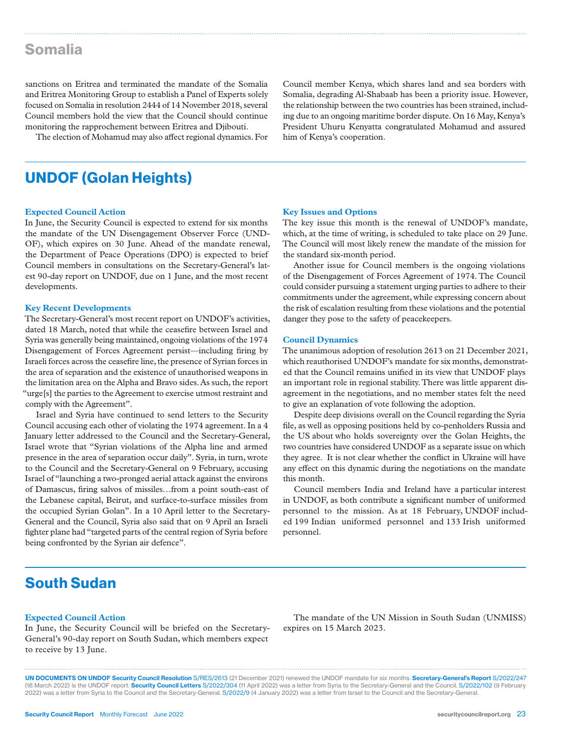## Somalia

sanctions on Eritrea and terminated the mandate of the Somalia and Eritrea Monitoring Group to establish a Panel of Experts solely focused on Somalia in resolution 2444 of 14 November 2018, several Council members hold the view that the Council should continue monitoring the rapprochement between Eritrea and Djibouti.

The election of Mohamud may also affect regional dynamics. For Council member Kenya, which shares land and sea borders with Somalia, degrading Al-Shabaab has been a priority issue. However, the relationship between the two countries has been strained, including due to an ongoing maritime border dispute. On 16 May, Kenya's President Uhuru Kenyatta congratulated Mohamud and assured him of Kenya's cooperation.

# UNDOF (Golan Heights)

### Expected Council Action

In June, the Security Council is expected to extend for six months the mandate of the UN Disengagement Observer Force (UNDOF), which expires on 30 June. Ahead of the mandate renewal, the Department of Peace Operations (DPO) is expected to brief Council members in consultations on the Secretary-General's latest 90-day report on UNDOF, due on 1 June, and the most recent developments.

### Key Recent Developments

The Secretary-General's most recent report on UNDOF's activities, dated 18 March, noted that while the ceasefire between Israel and Syria was generally being maintained, ongoing violations of the 1974 Disengagement of Forces Agreement persist—including firing by Israeli forces across the ceasefire line, the presence of Syrian forces in the area of separation and the existence of unauthorised weapons in the limitation area on the Alpha and Bravo sides. As such, the report "urge[s] the parties to the Agreement to exercise utmost restraint and comply with the Agreement".

Israel and Syria have continued to send letters to the Security Council accusing each other of violating the 1974 agreement. In a 4 January letter addressed to the Council and the Secretary-General, Israel wrote that "Syrian violations of the Alpha line and armed presence in the area of separation occur daily". Syria, in turn, wrote to the Council and the Secretary-General on 9 February, accusing Israel of "launching a two-pronged aerial attack against the environs of Damascus, firing salvos of missiles…from a point south-east of the Lebanese capital, Beirut, and surface-to-surface missiles from the occupied Syrian Golan". In a 10 April letter to the Secretary-General and the Council, Syria also said that on 9 April an Israeli fighter plane had "targeted parts of the central region of Syria before being confronted by the Syrian air defence".

### Key Issues and Options

The key issue this month is the renewal of UNDOF's mandate, which, at the time of writing, is scheduled to take place on 29 June. The Council will most likely renew the mandate of the mission for the standard six-month period.

Another issue for Council members is the ongoing violations of the Disengagement of Forces Agreement of 1974. The Council could consider pursuing a statement urging parties to adhere to their commitments under the agreement, while expressing concern about the risk of escalation resulting from these violations and the potential danger they pose to the safety of peacekeepers.

### Council Dynamics

The unanimous adoption of resolution 2613 on 21 December 2021, which reauthorised UNDOF's mandate for six months, demonstrated that the Council remains unified in its view that UNDOF plays an important role in regional stability. There was little apparent disagreement in the negotiations, and no member states felt the need to give an explanation of vote following the adoption.

Despite deep divisions overall on the Council regarding the Syria file, as well as opposing positions held by co-penholders Russia and the US about who holds sovereignty over the Golan Heights, the two countries have considered UNDOF as a separate issue on which they agree. It is not clear whether the conflict in Ukraine will have any effect on this dynamic during the negotiations on the mandate this month.

Council members India and Ireland have a particular interest in UNDOF, as both contribute a significant number of uniformed personnel to the mission. As at 18 February, UNDOF included 199 Indian uniformed personnel and 133 Irish uniformed personnel.

# South Sudan

### Expected Council Action

In June, the Security Council will be briefed on the Secretary-General's 90-day report on South Sudan, which members expect to receive by 13 June.

The mandate of the UN Mission in South Sudan (UNMISS) expires on 15 March 2023.

**UN DOCUMENTS ON UNDOF Security Council Resolution** S/RES/2613 (21 December 2021) renewed the UNDOF mandate for six months. **Secretary-General's Report** S/2022/247 (18 March 2022) is the UNDOF report. **Security Council Letters** S/2022/304 (11 April 2022) was a letter from Syria to the Secretary-General and the Council. S/2022/102 (9 February 2022) was a letter from Syria to the Council and the Secretary-General. S/2022/9 (4 January 2022) was a letter from Israel to the Council and the Secretary-General.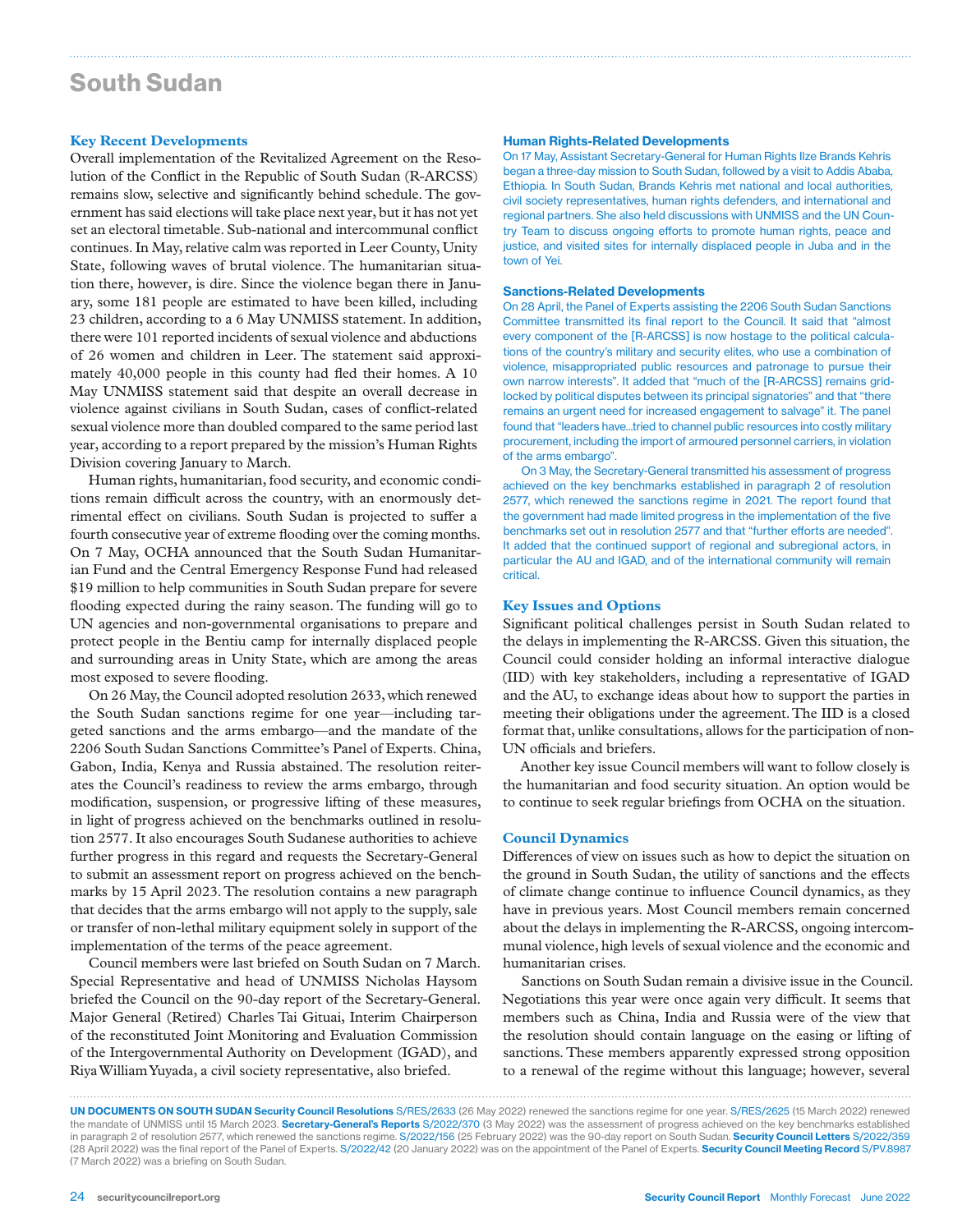# South Sudan

## Key Recent Developments

Overall implementation of the Revitalized Agreement on the Resolution of the Conflict in the Republic of South Sudan (R-ARCSS) remains slow, selective and significantly behind schedule. The government has said elections will take place next year, but it has not yet set an electoral timetable. Sub-national and intercommunal conflict continues. In May, relative calm was reported in Leer County, Unity State, following waves of brutal violence. The humanitarian situation there, however, is dire. Since the violence began there in January, some 181 people are estimated to have been killed, including 23 children, according to a 6 May UNMISS statement. In addition, there were 101 reported incidents of sexual violence and abductions of 26 women and children in Leer. The statement said approximately 40,000 people in this county had fled their homes. A 10 May UNMISS statement said that despite an overall decrease in violence against civilians in South Sudan, cases of conflict-related sexual violence more than doubled compared to the same period last year, according to a report prepared by the mission's Human Rights Division covering January to March.

Human rights, humanitarian, food security, and economic conditions remain difficult across the country, with an enormously detrimental effect on civilians. South Sudan is projected to suffer a fourth consecutive year of extreme flooding over the coming months. On 7 May, OCHA announced that the South Sudan Humanitarian Fund and the Central Emergency Response Fund had released $19 million to help communities in South Sudan prepare for severe flooding expected during the rainy season. The funding will go to UN agencies and non-governmental organisations to prepare and protect people in the Bentiu camp for internally displaced people and surrounding areas in Unity State, which are among the areas most exposed to severe flooding.

On 26 May, the Council adopted resolution 2633, which renewed the South Sudan sanctions regime for one year—including targeted sanctions and the arms embargo—and the mandate of the 2206 South Sudan Sanctions Committee's Panel of Experts. China, Gabon, India, Kenya and Russia abstained. The resolution reiterates the Council's readiness to review the arms embargo, through modification, suspension, or progressive lifting of these measures, in light of progress achieved on the benchmarks outlined in resolution 2577. It also encourages South Sudanese authorities to achieve further progress in this regard and requests the Secretary-General to submit an assessment report on progress achieved on the benchmarks by 15 April 2023. The resolution contains a new paragraph that decides that the arms embargo will not apply to the supply, sale or transfer of non-lethal military equipment solely in support of the implementation of the terms of the peace agreement.

Council members were last briefed on South Sudan on 7 March. Special Representative and head of UNMISS Nicholas Haysom briefed the Council on the 90-day report of the Secretary-General. Major General (Retired) Charles Tai Gituai, Interim Chairperson of the reconstituted Joint Monitoring and Evaluation Commission of the Intergovernmental Authority on Development (IGAD), and Riya William Yuyada, a civil society representative, also briefed.

### Human Rights-Related Developments

On 17 May, Assistant Secretary-General for Human Rights Ilze Brands Kehris began a three-day mission to South Sudan, followed by a visit to Addis Ababa, Ethiopia. In South Sudan, Brands Kehris met national and local authorities, civil society representatives, human rights defenders, and international and regional partners. She also held discussions with UNMISS and the UN Country Team to discuss ongoing efforts to promote human rights, peace and justice, and visited sites for internally displaced people in Juba and in the town of Yei.

### Sanctions-Related Developments

On 28 April, the Panel of Experts assisting the 2206 South Sudan Sanctions Committee transmitted its final report to the Council. It said that "almost every component of the [R-ARCSS] is now hostage to the political calculations of the country's military and security elites, who use a combination of violence, misappropriated public resources and patronage to pursue their own narrow interests". It added that "much of the [R-ARCSS] remains gridlocked by political disputes between its principal signatories" and that "there remains an urgent need for increased engagement to salvage" it. The panel found that "leaders have...tried to channel public resources into costly military procurement, including the import of armoured personnel carriers, in violation of the arms embargo".

On 3 May, the Secretary-General transmitted his assessment of progress achieved on the key benchmarks established in paragraph 2 of resolution 2577, which renewed the sanctions regime in 2021. The report found that the government had made limited progress in the implementation of the five benchmarks set out in resolution 2577 and that "further efforts are needed". It added that the continued support of regional and subregional actors, in particular the AU and IGAD, and of the international community will remain critical.

## Key Issues and Options

Significant political challenges persist in South Sudan related to the delays in implementing the R-ARCSS. Given this situation, the Council could consider holding an informal interactive dialogue (IID) with key stakeholders, including a representative of IGAD and the AU, to exchange ideas about how to support the parties in meeting their obligations under the agreement. The IID is a closed format that, unlike consultations, allows for the participation of non-UN officials and briefers.

Another key issue Council members will want to follow closely is the humanitarian and food security situation. An option would be to continue to seek regular briefings from OCHA on the situation.

## Council Dynamics

Differences of view on issues such as how to depict the situation on the ground in South Sudan, the utility of sanctions and the effects of climate change continue to influence Council dynamics, as they have in previous years. Most Council members remain concerned about the delays in implementing the R-ARCSS, ongoing intercommunal violence, high levels of sexual violence and the economic and humanitarian crises.

Sanctions on South Sudan remain a divisive issue in the Council. Negotiations this year were once again very difficult. It seems that members such as China, India and Russia were of the view that the resolution should contain language on the easing or lifting of sanctions. These members apparently expressed strong opposition to a renewal of the regime without this language; however, several

**UN DOCUMENTS ON SOUTH SUDAN Security Council Resolutions** S/RES/2633 (26 May 2022) renewed the sanctions regime for one year. S/RES/2625 (15 March 2022) renewed the mandate of UNMISS until 15 March 2023. **Secretary-General's Reports** S/2022/370 (3 May 2022) was the assessment of progress achieved on the key benchmarks established in paragraph 2 of resolution 2577, which renewed the sanctions regime. S/2022/156 (25 February 2022) was the 90-day report on South Sudan. **Security Council Letters** S/2022/359 (28 April 2022) was the final report of the Panel of Experts. S/2022/42 (20 January 2022) was on the appointment of the Panel of Experts. **Security Council Meeting Record** S/PV.8987 (7 March 2022) was a briefing on South Sudan.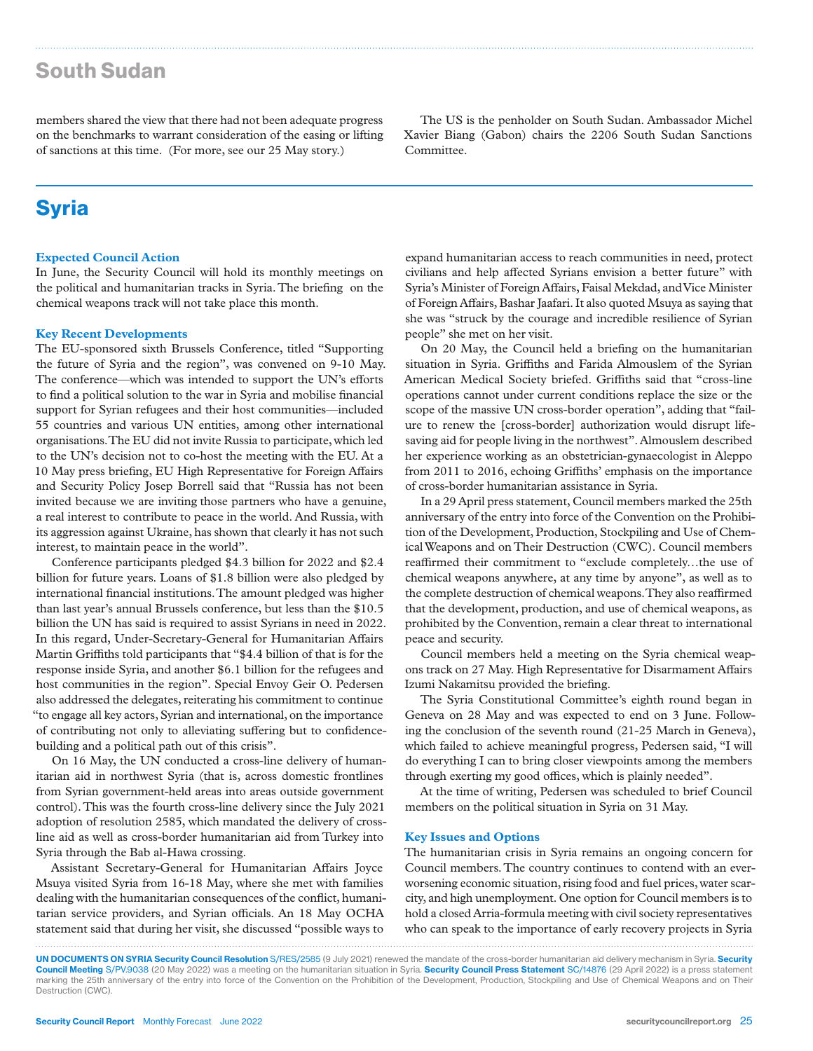## South Sudan

members shared the view that there had not been adequate progress on the benchmarks to warrant consideration of the easing or lifting of sanctions at this time. (For more, see our 25 May story.)

The US is the penholder on South Sudan. Ambassador Michel Xavier Biang (Gabon) chairs the 2206 South Sudan Sanctions Committee.

# Syria

### Expected Council Action

In June, the Security Council will hold its monthly meetings on the political and humanitarian tracks in Syria. The briefing on the chemical weapons track will not take place this month.

### Key Recent Developments

The EU-sponsored sixth Brussels Conference, titled "Supporting the future of Syria and the region", was convened on 9-10 May. The conference—which was intended to support the UN's efforts to find a political solution to the war in Syria and mobilise financial support for Syrian refugees and their host communities—included 55 countries and various UN entities, among other international organisations. The EU did not invite Russia to participate, which led to the UN's decision not to co-host the meeting with the EU. At a 10 May press briefing, EU High Representative for Foreign Affairs and Security Policy Josep Borrell said that "Russia has not been invited because we are inviting those partners who have a genuine, a real interest to contribute to peace in the world. And Russia, with its aggression against Ukraine, has shown that clearly it has not such interest, to maintain peace in the world".

Conference participants pledged $4.3 billion for 2022 and $2.4 billion for future years. Loans of $1.8 billion were also pledged by international financial institutions. The amount pledged was higher than last year's annual Brussels conference, but less than the $10.5 billion the UN has said is required to assist Syrians in need in 2022. In this regard, Under-Secretary-General for Humanitarian Affairs Martin Griffiths told participants that "$4.4 billion of that is for the response inside Syria, and another $6.1 billion for the refugees and host communities in the region". Special Envoy Geir O. Pedersen also addressed the delegates, reiterating his commitment to continue "to engage all key actors, Syrian and international, on the importance of contributing not only to alleviating suffering but to confidence-building and a political path out of this crisis".

On 16 May, the UN conducted a cross-line delivery of humanitarian aid in northwest Syria (that is, across domestic frontlines from Syrian government-held areas into areas outside government control). This was the fourth cross-line delivery since the July 2021 adoption of resolution 2585, which mandated the delivery of cross-line aid as well as cross-border humanitarian aid from Turkey into Syria through the Bab al-Hawa crossing.

Assistant Secretary-General for Humanitarian Affairs Joyce Msuya visited Syria from 16-18 May, where she met with families dealing with the humanitarian consequences of the conflict, humanitarian service providers, and Syrian officials. An 18 May OCHA statement said that during her visit, she discussed "possible ways to expand humanitarian access to reach communities in need, protect civilians and help affected Syrians envision a better future" with Syria's Minister of Foreign Affairs, Faisal Mekdad, and Vice Minister of Foreign Affairs, Bashar Jaafari. It also quoted Msuya as saying that she was "struck by the courage and incredible resilience of Syrian people" she met on her visit.

On 20 May, the Council held a briefing on the humanitarian situation in Syria. Griffiths and Farida Almouslem of the Syrian American Medical Society briefed. Griffiths said that "cross-line operations cannot under current conditions replace the size or the scope of the massive UN cross-border operation", adding that "failure to renew the [cross-border] authorization would disrupt life-saving aid for people living in the northwest". Almouslem described her experience working as an obstetrician-gynaecologist in Aleppo from 2011 to 2016, echoing Griffiths' emphasis on the importance of cross-border humanitarian assistance in Syria.

In a 29 April press statement, Council members marked the 25th anniversary of the entry into force of the Convention on the Prohibition of the Development, Production, Stockpiling and Use of Chemical Weapons and on Their Destruction (CWC). Council members reaffirmed their commitment to "exclude completely…the use of chemical weapons anywhere, at any time by anyone", as well as to the complete destruction of chemical weapons. They also reaffirmed that the development, production, and use of chemical weapons, as prohibited by the Convention, remain a clear threat to international peace and security.

Council members held a meeting on the Syria chemical weapons track on 27 May. High Representative for Disarmament Affairs Izumi Nakamitsu provided the briefing.

The Syria Constitutional Committee's eighth round began in Geneva on 28 May and was expected to end on 3 June. Following the conclusion of the seventh round (21-25 March in Geneva), which failed to achieve meaningful progress, Pedersen said, "I will do everything I can to bring closer viewpoints among the members through exerting my good offices, which is plainly needed".

At the time of writing, Pedersen was scheduled to brief Council members on the political situation in Syria on 31 May.

### Key Issues and Options

The humanitarian crisis in Syria remains an ongoing concern for Council members. The country continues to contend with an ever-worsening economic situation, rising food and fuel prices, water scarcity, and high unemployment. One option for Council members is to hold a closed Arria-formula meeting with civil society representatives who can speak to the importance of early recovery projects in Syria

**UN DOCUMENTS ON SYRIA Security Council Resolution** S/RES/2585 (9 July 2021) renewed the mandate of the cross-border humanitarian aid delivery mechanism in Syria. **Security Council Meeting** S/PV.9038 (20 May 2022) was a meeting on the humanitarian situation in Syria. **Security Council Press Statement** SC/14876 (29 April 2022) is a press statement marking the 25th anniversary of the entry into force of the Convention on the Prohibition of the Development, Production, Stockpiling and Use of Chemical Weapons and on Their Destruction (CWC).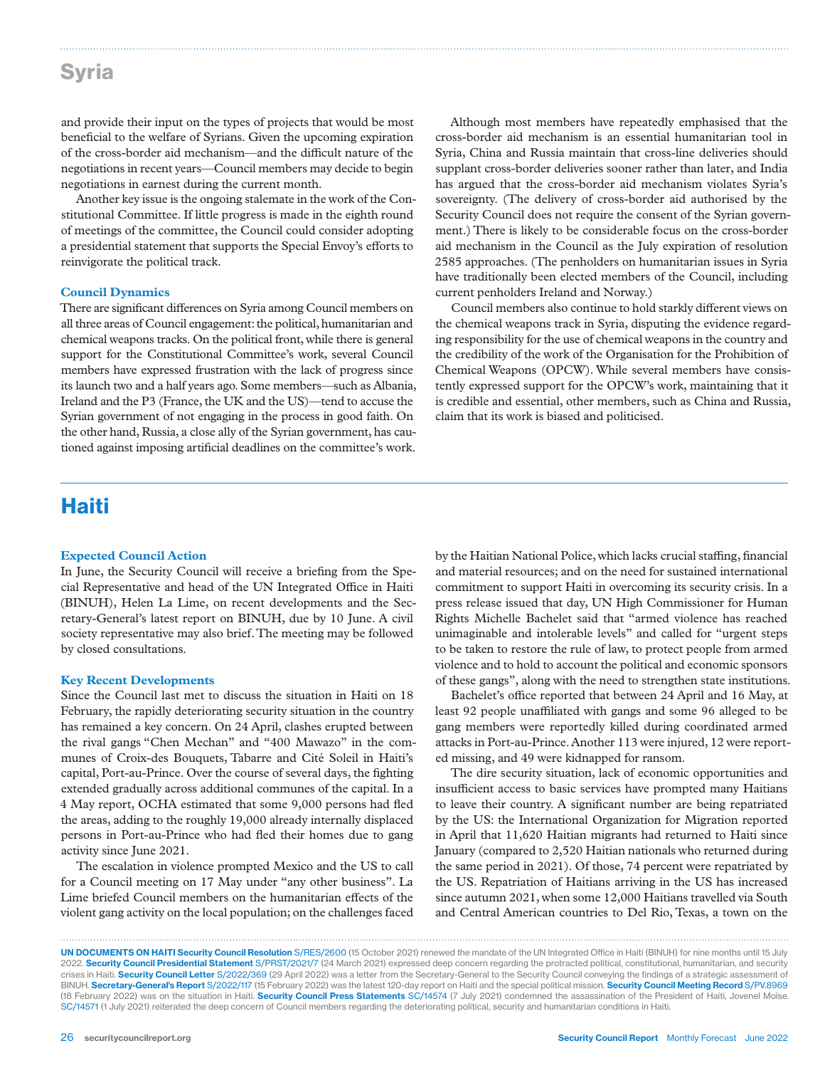# Syria

and provide their input on the types of projects that would be most beneficial to the welfare of Syrians. Given the upcoming expiration of the cross-border aid mechanism—and the difficult nature of the negotiations in recent years—Council members may decide to begin negotiations in earnest during the current month.

Another key issue is the ongoing stalemate in the work of the Constitutional Committee. If little progress is made in the eighth round of meetings of the committee, the Council could consider adopting a presidential statement that supports the Special Envoy's efforts to reinvigorate the political track.

### Council Dynamics

There are significant differences on Syria among Council members on all three areas of Council engagement: the political, humanitarian and chemical weapons tracks. On the political front, while there is general support for the Constitutional Committee's work, several Council members have expressed frustration with the lack of progress since its launch two and a half years ago. Some members—such as Albania, Ireland and the P3 (France, the UK and the US)—tend to accuse the Syrian government of not engaging in the process in good faith. On the other hand, Russia, a close ally of the Syrian government, has cautioned against imposing artificial deadlines on the committee's work.

Although most members have repeatedly emphasised that the cross-border aid mechanism is an essential humanitarian tool in Syria, China and Russia maintain that cross-line deliveries should supplant cross-border deliveries sooner rather than later, and India has argued that the cross-border aid mechanism violates Syria's sovereignty. (The delivery of cross-border aid authorised by the Security Council does not require the consent of the Syrian government.) There is likely to be considerable focus on the cross-border aid mechanism in the Council as the July expiration of resolution 2585 approaches. (The penholders on humanitarian issues in Syria have traditionally been elected members of the Council, including current penholders Ireland and Norway.)

Council members also continue to hold starkly different views on the chemical weapons track in Syria, disputing the evidence regarding responsibility for the use of chemical weapons in the country and the credibility of the work of the Organisation for the Prohibition of Chemical Weapons (OPCW). While several members have consistently expressed support for the OPCW's work, maintaining that it is credible and essential, other members, such as China and Russia, claim that its work is biased and politicised.

# Haiti

### Expected Council Action

In June, the Security Council will receive a briefing from the Special Representative and head of the UN Integrated Office in Haiti (BINUH), Helen La Lime, on recent developments and the Secretary-General's latest report on BINUH, due by 10 June. A civil society representative may also brief. The meeting may be followed by closed consultations.

### Key Recent Developments

Since the Council last met to discuss the situation in Haiti on 18 February, the rapidly deteriorating security situation in the country has remained a key concern. On 24 April, clashes erupted between the rival gangs "Chen Mechan" and "400 Mawazo" in the communes of Croix-des Bouquets, Tabarre and Cité Soleil in Haiti's capital, Port-au-Prince. Over the course of several days, the fighting extended gradually across additional communes of the capital. In a 4 May report, OCHA estimated that some 9,000 persons had fled the areas, adding to the roughly 19,000 already internally displaced persons in Port-au-Prince who had fled their homes due to gang activity since June 2021.

The escalation in violence prompted Mexico and the US to call for a Council meeting on 17 May under "any other business". La Lime briefed Council members on the humanitarian effects of the violent gang activity on the local population; on the challenges faced by the Haitian National Police, which lacks crucial staffing, financial and material resources; and on the need for sustained international commitment to support Haiti in overcoming its security crisis. In a press release issued that day, UN High Commissioner for Human Rights Michelle Bachelet said that "armed violence has reached unimaginable and intolerable levels" and called for "urgent steps to be taken to restore the rule of law, to protect people from armed violence and to hold to account the political and economic sponsors of these gangs", along with the need to strengthen state institutions.

Bachelet's office reported that between 24 April and 16 May, at least 92 people unaffiliated with gangs and some 96 alleged to be gang members were reportedly killed during coordinated armed attacks in Port-au-Prince. Another 113 were injured, 12 were reported missing, and 49 were kidnapped for ransom.

The dire security situation, lack of economic opportunities and insufficient access to basic services have prompted many Haitians to leave their country. A significant number are being repatriated by the US: the International Organization for Migration reported in April that 11,620 Haitian migrants had returned to Haiti since January (compared to 2,520 Haitian nationals who returned during the same period in 2021). Of those, 74 percent were repatriated by the US. Repatriation of Haitians arriving in the US has increased since autumn 2021, when some 12,000 Haitians travelled via South and Central American countries to Del Rio, Texas, a town on the

**UN DOCUMENTS ON HAITI Security Council Resolution** S/RES/2600 (15 October 2021) renewed the mandate of the UN Integrated Office in Haiti (BINUH) for nine months until 15 July 2022. **Security Council Presidential Statement** S/PRST/2021/7 (24 March 2021) expressed deep concern regarding the protracted political, constitutional, humanitarian, and security crises in Haiti. **Security Council Letter** S/2022/369 (29 April 2022) was a letter from the Secretary-General to the Security Council conveying the findings of a strategic assessment of BINUH. **Secretary-General's Report** S/2022/117 (15 February 2022) was the latest 120-day report on Haiti and the special political mission. **Security Council Meeting Record** S/PV.8969 (18 February 2022) was on the situation in Haiti. **Security Council Press Statements** SC/14574 (7 July 2021) condemned the assassination of the President of Haiti, Jovenel Moïse. SC/14571 (1 July 2021) reiterated the deep concern of Council members regarding the deteriorating political, security and humanitarian conditions in Haiti.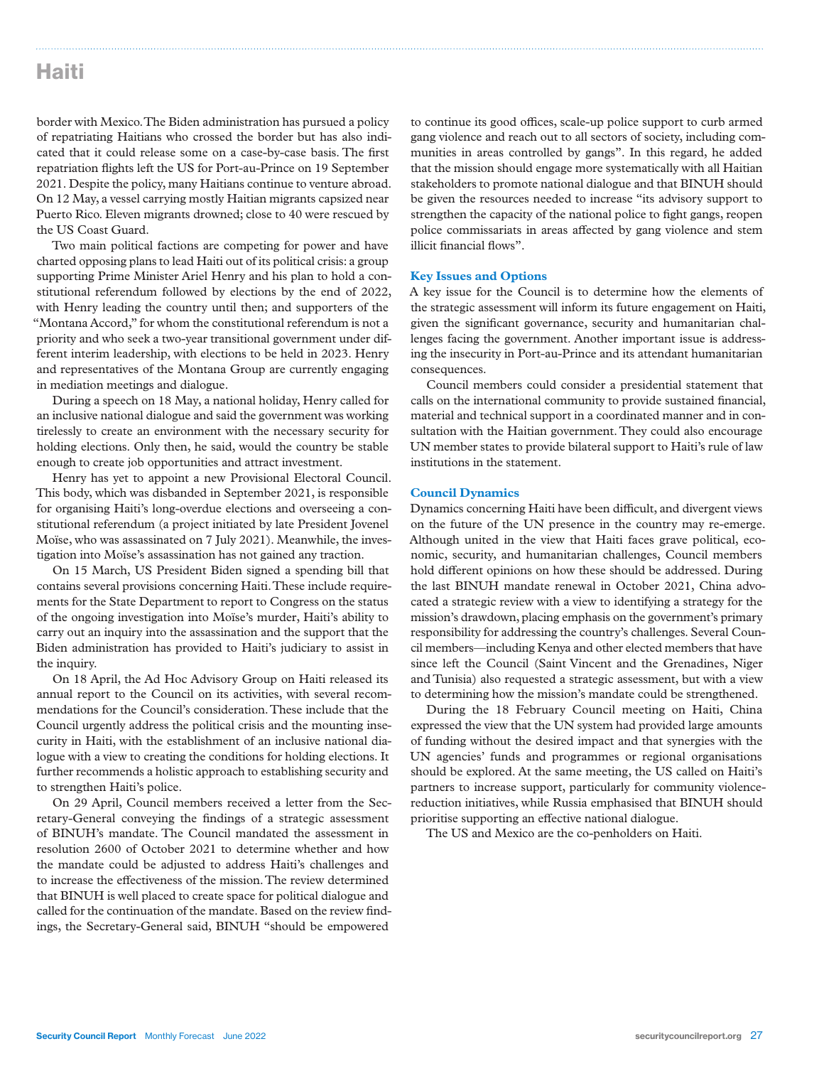border with Mexico. The Biden administration has pursued a policy of repatriating Haitians who crossed the border but has also indicated that it could release some on a case-by-case basis. The first repatriation flights left the US for Port-au-Prince on 19 September 2021. Despite the policy, many Haitians continue to venture abroad. On 12 May, a vessel carrying mostly Haitian migrants capsized near Puerto Rico. Eleven migrants drowned; close to 40 were rescued by the US Coast Guard.

Two main political factions are competing for power and have charted opposing plans to lead Haiti out of its political crisis: a group supporting Prime Minister Ariel Henry and his plan to hold a constitutional referendum followed by elections by the end of 2022, with Henry leading the country until then; and supporters of the "Montana Accord," for whom the constitutional referendum is not a priority and who seek a two-year transitional government under different interim leadership, with elections to be held in 2023. Henry and representatives of the Montana Group are currently engaging in mediation meetings and dialogue.

During a speech on 18 May, a national holiday, Henry called for an inclusive national dialogue and said the government was working tirelessly to create an environment with the necessary security for holding elections. Only then, he said, would the country be stable enough to create job opportunities and attract investment.

Henry has yet to appoint a new Provisional Electoral Council. This body, which was disbanded in September 2021, is responsible for organising Haiti's long-overdue elections and overseeing a constitutional referendum (a project initiated by late President Jovenel Moïse, who was assassinated on 7 July 2021). Meanwhile, the investigation into Moïse's assassination has not gained any traction.

On 15 March, US President Biden signed a spending bill that contains several provisions concerning Haiti. These include requirements for the State Department to report to Congress on the status of the ongoing investigation into Moïse's murder, Haiti's ability to carry out an inquiry into the assassination and the support that the Biden administration has provided to Haiti's judiciary to assist in the inquiry.

On 18 April, the Ad Hoc Advisory Group on Haiti released its annual report to the Council on its activities, with several recommendations for the Council's consideration. These include that the Council urgently address the political crisis and the mounting insecurity in Haiti, with the establishment of an inclusive national dialogue with a view to creating the conditions for holding elections. It further recommends a holistic approach to establishing security and to strengthen Haiti's police.

On 29 April, Council members received a letter from the Secretary-General conveying the findings of a strategic assessment of BINUH's mandate. The Council mandated the assessment in resolution 2600 of October 2021 to determine whether and how the mandate could be adjusted to address Haiti's challenges and to increase the effectiveness of the mission. The review determined that BINUH is well placed to create space for political dialogue and called for the continuation of the mandate. Based on the review findings, the Secretary-General said, BINUH "should be empowered to continue its good offices, scale-up police support to curb armed gang violence and reach out to all sectors of society, including communities in areas controlled by gangs". In this regard, he added that the mission should engage more systematically with all Haitian stakeholders to promote national dialogue and that BINUH should be given the resources needed to increase "its advisory support to strengthen the capacity of the national police to fight gangs, reopen police commissariats in areas affected by gang violence and stem illicit financial flows".

## Key Issues and Options

A key issue for the Council is to determine how the elements of the strategic assessment will inform its future engagement on Haiti, given the significant governance, security and humanitarian challenges facing the government. Another important issue is addressing the insecurity in Port-au-Prince and its attendant humanitarian consequences.

Council members could consider a presidential statement that calls on the international community to provide sustained financial, material and technical support in a coordinated manner and in consultation with the Haitian government. They could also encourage UN member states to provide bilateral support to Haiti's rule of law institutions in the statement.

## Council Dynamics

Dynamics concerning Haiti have been difficult, and divergent views on the future of the UN presence in the country may re-emerge. Although united in the view that Haiti faces grave political, economic, security, and humanitarian challenges, Council members hold different opinions on how these should be addressed. During the last BINUH mandate renewal in October 2021, China advocated a strategic review with a view to identifying a strategy for the mission's drawdown, placing emphasis on the government's primary responsibility for addressing the country's challenges. Several Council members—including Kenya and other elected members that have since left the Council (Saint Vincent and the Grenadines, Niger and Tunisia) also requested a strategic assessment, but with a view to determining how the mission's mandate could be strengthened.

During the 18 February Council meeting on Haiti, China expressed the view that the UN system had provided large amounts of funding without the desired impact and that synergies with the UN agencies' funds and programmes or regional organisations should be explored. At the same meeting, the US called on Haiti's partners to increase support, particularly for community violence-reduction initiatives, while Russia emphasised that BINUH should prioritise supporting an effective national dialogue.

The US and Mexico are the co-penholders on Haiti.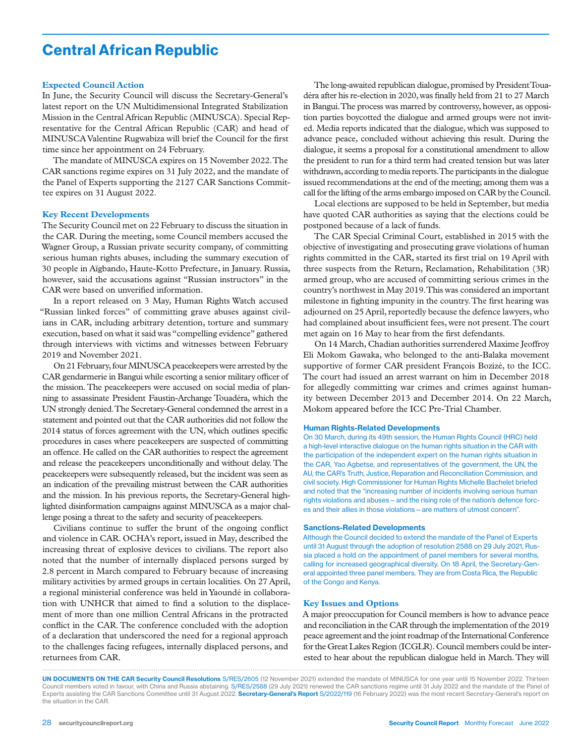# Central African Republic

### Expected Council Action

In June, the Security Council will discuss the Secretary-General's latest report on the UN Multidimensional Integrated Stabilization Mission in the Central African Republic (MINUSCA). Special Representative for the Central African Republic (CAR) and head of MINUSCA Valentine Rugwabiza will brief the Council for the first time since her appointment on 24 February.

The mandate of MINUSCA expires on 15 November 2022. The CAR sanctions regime expires on 31 July 2022, and the mandate of the Panel of Experts supporting the 2127 CAR Sanctions Committee expires on 31 August 2022.

### Key Recent Developments

The Security Council met on 22 February to discuss the situation in the CAR. During the meeting, some Council members accused the Wagner Group, a Russian private security company, of committing serious human rights abuses, including the summary execution of 30 people in Aïgbando, Haute-Kotto Prefecture, in January. Russia, however, said the accusations against "Russian instructors" in the CAR were based on unverified information.

In a report released on 3 May, Human Rights Watch accused "Russian linked forces" of committing grave abuses against civilians in CAR, including arbitrary detention, torture and summary execution, based on what it said was "compelling evidence" gathered through interviews with victims and witnesses between February 2019 and November 2021.

On 21 February, four MINUSCA peacekeepers were arrested by the CAR gendarmerie in Bangui while escorting a senior military officer of the mission. The peacekeepers were accused on social media of planning to assassinate President Faustin-Archange Touadéra, which the UN strongly denied. The Secretary-General condemned the arrest in a statement and pointed out that the CAR authorities did not follow the 2014 status of forces agreement with the UN, which outlines specific procedures in cases where peacekeepers are suspected of committing an offence. He called on the CAR authorities to respect the agreement and release the peacekeepers unconditionally and without delay. The peacekeepers were subsequently released, but the incident was seen as an indication of the prevailing mistrust between the CAR authorities and the mission. In his previous reports, the Secretary-General highlighted disinformation campaigns against MINUSCA as a major challenge posing a threat to the safety and security of peacekeepers.

Civilians continue to suffer the brunt of the ongoing conflict and violence in CAR. OCHA's report, issued in May, described the increasing threat of explosive devices to civilians. The report also noted that the number of internally displaced persons surged by 2.8 percent in March compared to February because of increasing military activities by armed groups in certain localities. On 27 April, a regional ministerial conference was held in Yaoundé in collaboration with UNHCR that aimed to find a solution to the displacement of more than one million Central Africans in the protracted conflict in the CAR. The conference concluded with the adoption of a declaration that underscored the need for a regional approach to the challenges facing refugees, internally displaced persons, and returnees from CAR.

The long-awaited republican dialogue, promised by President Touadéra after his re-election in 2020, was finally held from 21 to 27 March in Bangui. The process was marred by controversy, however, as opposition parties boycotted the dialogue and armed groups were not invited. Media reports indicated that the dialogue, which was supposed to advance peace, concluded without achieving this result. During the dialogue, it seems a proposal for a constitutional amendment to allow the president to run for a third term had created tension but was later withdrawn, according to media reports. The participants in the dialogue issued recommendations at the end of the meeting; among them was a call for the lifting of the arms embargo imposed on CAR by the Council.

Local elections are supposed to be held in September, but media have quoted CAR authorities as saying that the elections could be postponed because of a lack of funds.

The CAR Special Criminal Court, established in 2015 with the objective of investigating and prosecuting grave violations of human rights committed in the CAR, started its first trial on 19 April with three suspects from the Return, Reclamation, Rehabilitation (3R) armed group, who are accused of committing serious crimes in the country's northwest in May 2019. This was considered an important milestone in fighting impunity in the country. The first hearing was adjourned on 25 April, reportedly because the defence lawyers, who had complained about insufficient fees, were not present. The court met again on 16 May to hear from the first defendants.

On 14 March, Chadian authorities surrendered Maxime Jeoffroy Eli Mokom Gawaka, who belonged to the anti-Balaka movement supportive of former CAR president François Bozizé, to the ICC. The court had issued an arrest warrant on him in December 2018 for allegedly committing war crimes and crimes against humanity between December 2013 and December 2014. On 22 March, Mokom appeared before the ICC Pre-Trial Chamber.

#### Human Rights-Related Developments

On 30 March, during its 49th session, the Human Rights Council (HRC) held a high-level interactive dialogue on the human rights situation in the CAR with the participation of the independent expert on the human rights situation in the CAR, Yao Agbetse, and representatives of the government, the UN, the AU, the CAR's Truth, Justice, Reparation and Reconciliation Commission, and civil society. High Commissioner for Human Rights Michelle Bachelet briefed and noted that the "increasing number of incidents involving serious human rights violations and abuses – and the rising role of the nation's defence forces and their allies in those violations – are matters of utmost concern".

#### Sanctions-Related Developments

Although the Council decided to extend the mandate of the Panel of Experts until 31 August through the adoption of resolution 2588 on 29 July 2021, Russia placed a hold on the appointment of panel members for several months, calling for increased geographical diversity. On 18 April, the Secretary-General appointed three panel members. They are from Costa Rica, the Republic of the Congo and Kenya.

### Key Issues and Options

A major preoccupation for Council members is how to advance peace and reconciliation in the CAR through the implementation of the 2019 peace agreement and the joint roadmap of the International Conference for the Great Lakes Region (ICGLR). Council members could be interested to hear about the republican dialogue held in March. They will

**UN DOCUMENTS ON THE CAR Security Council Resolutions** S/RES/2605 (12 November 2021) extended the mandate of MINUSCA for one year until 15 November 2022. Thirteen Council members voted in favour, with China and Russia abstaining. S/RES/2588 (29 July 2021) renewed the CAR sanctions regime until 31 July 2022 and the mandate of the Panel of Experts assisting the CAR Sanctions Committee until 31 August 2022. **Secretary-General's Report** S/2022/119 (16 February 2022) was the most recent Secretary-General's report on the situation in the CAR.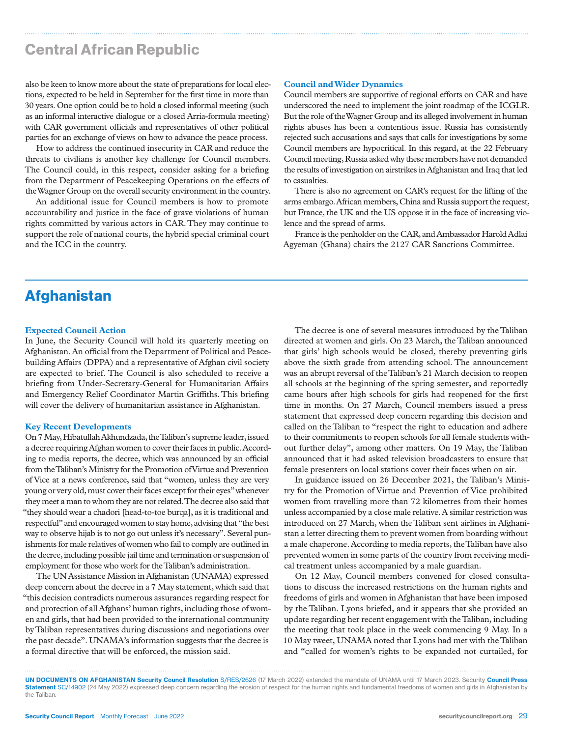## Central African Republic

also be keen to know more about the state of preparations for local elections, expected to be held in September for the first time in more than 30 years. One option could be to hold a closed informal meeting (such as an informal interactive dialogue or a closed Arria-formula meeting) with CAR government officials and representatives of other political parties for an exchange of views on how to advance the peace process.

How to address the continued insecurity in CAR and reduce the threats to civilians is another key challenge for Council members. The Council could, in this respect, consider asking for a briefing from the Department of Peacekeeping Operations on the effects of the Wagner Group on the overall security environment in the country.

An additional issue for Council members is how to promote accountability and justice in the face of grave violations of human rights committed by various actors in CAR. They may continue to support the role of national courts, the hybrid special criminal court and the ICC in the country.

### Council and Wider Dynamics

Council members are supportive of regional efforts on CAR and have underscored the need to implement the joint roadmap of the ICGLR. But the role of the Wagner Group and its alleged involvement in human rights abuses has been a contentious issue. Russia has consistently rejected such accusations and says that calls for investigations by some Council members are hypocritical. In this regard, at the 22 February Council meeting, Russia asked why these members have not demanded the results of investigation on airstrikes in Afghanistan and Iraq that led to casualties.

There is also no agreement on CAR's request for the lifting of the arms embargo. African members, China and Russia support the request, but France, the UK and the US oppose it in the face of increasing violence and the spread of arms.

France is the penholder on the CAR, and Ambassador Harold Adlai Agyeman (Ghana) chairs the 2127 CAR Sanctions Committee.

## Afghanistan

### Expected Council Action

In June, the Security Council will hold its quarterly meeting on Afghanistan. An official from the Department of Political and Peacebuilding Affairs (DPPA) and a representative of Afghan civil society are expected to brief. The Council is also scheduled to receive a briefing from Under-Secretary-General for Humanitarian Affairs and Emergency Relief Coordinator Martin Griffiths. This briefing will cover the delivery of humanitarian assistance in Afghanistan.

### Key Recent Developments

On 7 May, Hibatullah Akhundzada, the Taliban's supreme leader, issued a decree requiring Afghan women to cover their faces in public. According to media reports, the decree, which was announced by an official from the Taliban's Ministry for the Promotion of Virtue and Prevention of Vice at a news conference, said that "women, unless they are very young or very old, must cover their faces except for their eyes" whenever they meet a man to whom they are not related. The decree also said that "they should wear a chadori [head-to-toe burqa], as it is traditional and respectful" and encouraged women to stay home, advising that "the best way to observe hijab is to not go out unless it's necessary". Several punishments for male relatives of women who fail to comply are outlined in the decree, including possible jail time and termination or suspension of employment for those who work for the Taliban's administration.

The UN Assistance Mission in Afghanistan (UNAMA) expressed deep concern about the decree in a 7 May statement, which said that "this decision contradicts numerous assurances regarding respect for and protection of all Afghans' human rights, including those of women and girls, that had been provided to the international community by Taliban representatives during discussions and negotiations over the past decade". UNAMA's information suggests that the decree is a formal directive that will be enforced, the mission said.

The decree is one of several measures introduced by the Taliban directed at women and girls. On 23 March, the Taliban announced that girls' high schools would be closed, thereby preventing girls above the sixth grade from attending school. The announcement was an abrupt reversal of the Taliban's 21 March decision to reopen all schools at the beginning of the spring semester, and reportedly came hours after high schools for girls had reopened for the first time in months. On 27 March, Council members issued a press statement that expressed deep concern regarding this decision and called on the Taliban to "respect the right to education and adhere to their commitments to reopen schools for all female students without further delay", among other matters. On 19 May, the Taliban announced that it had asked television broadcasters to ensure that female presenters on local stations cover their faces when on air.

In guidance issued on 26 December 2021, the Taliban's Ministry for the Promotion of Virtue and Prevention of Vice prohibited women from travelling more than 72 kilometres from their homes unless accompanied by a close male relative. A similar restriction was introduced on 27 March, when the Taliban sent airlines in Afghanistan a letter directing them to prevent women from boarding without a male chaperone. According to media reports, the Taliban have also prevented women in some parts of the country from receiving medical treatment unless accompanied by a male guardian.

On 12 May, Council members convened for closed consultations to discuss the increased restrictions on the human rights and freedoms of girls and women in Afghanistan that have been imposed by the Taliban. Lyons briefed, and it appears that she provided an update regarding her recent engagement with the Taliban, including the meeting that took place in the week commencing 9 May. In a 10 May tweet, UNAMA noted that Lyons had met with the Taliban and "called for women's rights to be expanded not curtailed, for

**UN DOCUMENTS ON AFGHANISTAN Security Council Resolution** S/RES/2626 (17 March 2022) extended the mandate of UNAMA until 17 March 2023. Security **Council Press Statement** SC/14902 (24 May 2022) expressed deep concern regarding the erosion of respect for the human rights and fundamental freedoms of women and girls in Afghanistan by the Taliban.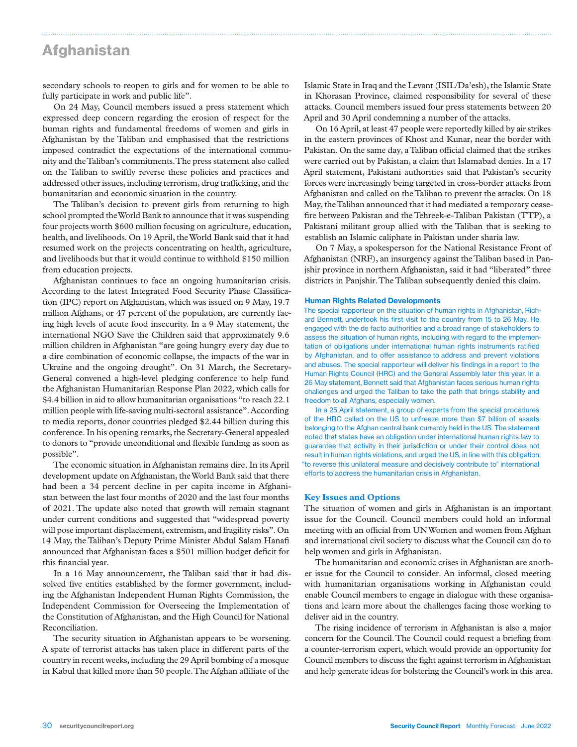secondary schools to reopen to girls and for women to be able to fully participate in work and public life".

On 24 May, Council members issued a press statement which expressed deep concern regarding the erosion of respect for the human rights and fundamental freedoms of women and girls in Afghanistan by the Taliban and emphasised that the restrictions imposed contradict the expectations of the international community and the Taliban's commitments. The press statement also called on the Taliban to swiftly reverse these policies and practices and addressed other issues, including terrorism, drug trafficking, and the humanitarian and economic situation in the country.

The Taliban's decision to prevent girls from returning to high school prompted the World Bank to announce that it was suspending four projects worth $600 million focusing on agriculture, education, health, and livelihoods. On 19 April, the World Bank said that it had resumed work on the projects concentrating on health, agriculture, and livelihoods but that it would continue to withhold $150 million from education projects.

Afghanistan continues to face an ongoing humanitarian crisis. According to the latest Integrated Food Security Phase Classification (IPC) report on Afghanistan, which was issued on 9 May, 19.7 million Afghans, or 47 percent of the population, are currently facing high levels of acute food insecurity. In a 9 May statement, the international NGO Save the Children said that approximately 9.6 million children in Afghanistan "are going hungry every day due to a dire combination of economic collapse, the impacts of the war in Ukraine and the ongoing drought". On 31 March, the Secretary-General convened a high-level pledging conference to help fund the Afghanistan Humanitarian Response Plan 2022, which calls for $4.4 billion in aid to allow humanitarian organisations "to reach 22.1 million people with life-saving multi-sectoral assistance". According to media reports, donor countries pledged $2.44 billion during this conference. In his opening remarks, the Secretary-General appealed to donors to "provide unconditional and flexible funding as soon as possible".

The economic situation in Afghanistan remains dire. In its April development update on Afghanistan, the World Bank said that there had been a 34 percent decline in per capita income in Afghanistan between the last four months of 2020 and the last four months of 2021. The update also noted that growth will remain stagnant under current conditions and suggested that "widespread poverty will pose important displacement, extremism, and fragility risks". On 14 May, the Taliban's Deputy Prime Minister Abdul Salam Hanafi announced that Afghanistan faces a $501 million budget deficit for this financial year.

In a 16 May announcement, the Taliban said that it had dissolved five entities established by the former government, including the Afghanistan Independent Human Rights Commission, the Independent Commission for Overseeing the Implementation of the Constitution of Afghanistan, and the High Council for National Reconciliation.

The security situation in Afghanistan appears to be worsening. A spate of terrorist attacks has taken place in different parts of the country in recent weeks, including the 29 April bombing of a mosque in Kabul that killed more than 50 people. The Afghan affiliate of the Islamic State in Iraq and the Levant (ISIL/Da'esh), the Islamic State in Khorasan Province, claimed responsibility for several of these attacks. Council members issued four press statements between 20 April and 30 April condemning a number of the attacks.

On 16 April, at least 47 people were reportedly killed by air strikes in the eastern provinces of Khost and Kunar, near the border with Pakistan. On the same day, a Taliban official claimed that the strikes were carried out by Pakistan, a claim that Islamabad denies. In a 17 April statement, Pakistani authorities said that Pakistan's security forces were increasingly being targeted in cross-border attacks from Afghanistan and called on the Taliban to prevent the attacks. On 18 May, the Taliban announced that it had mediated a temporary ceasefire between Pakistan and the Tehreek-e-Taliban Pakistan (TTP), a Pakistani militant group allied with the Taliban that is seeking to establish an Islamic caliphate in Pakistan under sharia law.

On 7 May, a spokesperson for the National Resistance Front of Afghanistan (NRF), an insurgency against the Taliban based in Panjshir province in northern Afghanistan, said it had "liberated" three districts in Panjshir. The Taliban subsequently denied this claim.

### Human Rights Related Developments

The special rapporteur on the situation of human rights in Afghanistan, Richard Bennett, undertook his first visit to the country from 15 to 26 May. He engaged with the de facto authorities and a broad range of stakeholders to assess the situation of human rights, including with regard to the implementation of obligations under international human rights instruments ratified by Afghanistan, and to offer assistance to address and prevent violations and abuses. The special rapporteur will deliver his findings in a report to the Human Rights Council (HRC) and the General Assembly later this year. In a 26 May statement, Bennett said that Afghanistan faces serious human rights challenges and urged the Taliban to take the path that brings stability and freedom to all Afghans, especially women.

In a 25 April statement, a group of experts from the special procedures of the HRC called on the US to unfreeze more than $7 billion of assets belonging to the Afghan central bank currently held in the US. The statement noted that states have an obligation under international human rights law to guarantee that activity in their jurisdiction or under their control does not result in human rights violations, and urged the US, in line with this obligation, "to reverse this unilateral measure and decisively contribute to" international efforts to address the humanitarian crisis in Afghanistan.

### Key Issues and Options

The situation of women and girls in Afghanistan is an important issue for the Council. Council members could hold an informal meeting with an official from UN Women and women from Afghan and international civil society to discuss what the Council can do to help women and girls in Afghanistan.

The humanitarian and economic crises in Afghanistan are another issue for the Council to consider. An informal, closed meeting with humanitarian organisations working in Afghanistan could enable Council members to engage in dialogue with these organisations and learn more about the challenges facing those working to deliver aid in the country.

The rising incidence of terrorism in Afghanistan is also a major concern for the Council. The Council could request a briefing from a counter-terrorism expert, which would provide an opportunity for Council members to discuss the fight against terrorism in Afghanistan and help generate ideas for bolstering the Council's work in this area.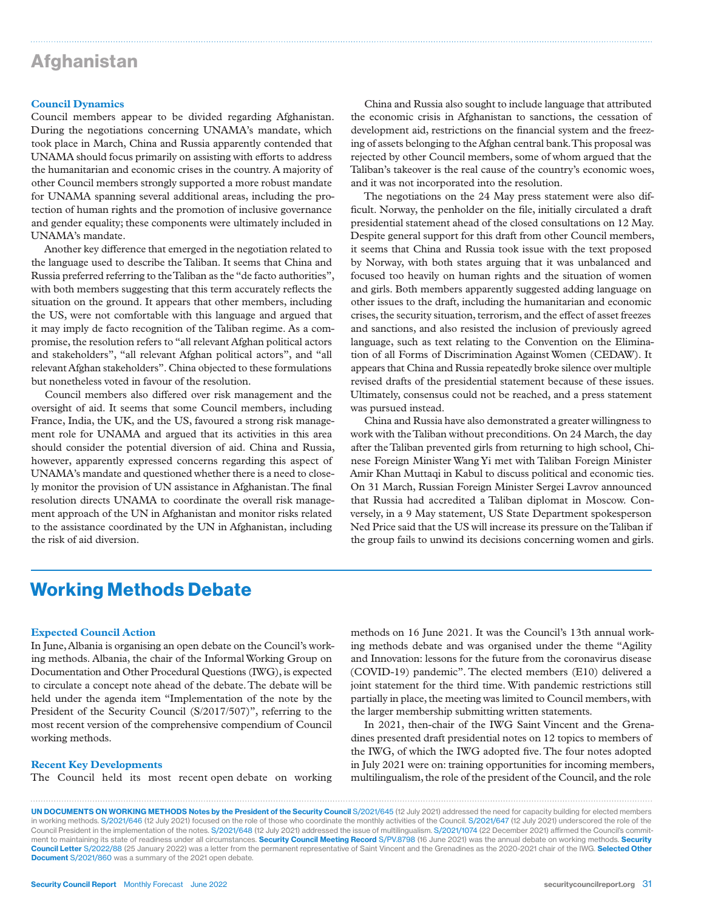# Afghanistan

### Council Dynamics

Council members appear to be divided regarding Afghanistan. During the negotiations concerning UNAMA's mandate, which took place in March, China and Russia apparently contended that UNAMA should focus primarily on assisting with efforts to address the humanitarian and economic crises in the country. A majority of other Council members strongly supported a more robust mandate for UNAMA spanning several additional areas, including the protection of human rights and the promotion of inclusive governance and gender equality; these components were ultimately included in UNAMA's mandate.

Another key difference that emerged in the negotiation related to the language used to describe the Taliban. It seems that China and Russia preferred referring to the Taliban as the "de facto authorities", with both members suggesting that this term accurately reflects the situation on the ground. It appears that other members, including the US, were not comfortable with this language and argued that it may imply de facto recognition of the Taliban regime. As a compromise, the resolution refers to "all relevant Afghan political actors and stakeholders", "all relevant Afghan political actors", and "all relevant Afghan stakeholders". China objected to these formulations but nonetheless voted in favour of the resolution.

Council members also differed over risk management and the oversight of aid. It seems that some Council members, including France, India, the UK, and the US, favoured a strong risk management role for UNAMA and argued that its activities in this area should consider the potential diversion of aid. China and Russia, however, apparently expressed concerns regarding this aspect of UNAMA's mandate and questioned whether there is a need to closely monitor the provision of UN assistance in Afghanistan. The final resolution directs UNAMA to coordinate the overall risk management approach of the UN in Afghanistan and monitor risks related to the assistance coordinated by the UN in Afghanistan, including the risk of aid diversion.

China and Russia also sought to include language that attributed the economic crisis in Afghanistan to sanctions, the cessation of development aid, restrictions on the financial system and the freezing of assets belonging to the Afghan central bank. This proposal was rejected by other Council members, some of whom argued that the Taliban's takeover is the real cause of the country's economic woes, and it was not incorporated into the resolution.

The negotiations on the 24 May press statement were also difficult. Norway, the penholder on the file, initially circulated a draft presidential statement ahead of the closed consultations on 12 May. Despite general support for this draft from other Council members, it seems that China and Russia took issue with the text proposed by Norway, with both states arguing that it was unbalanced and focused too heavily on human rights and the situation of women and girls. Both members apparently suggested adding language on other issues to the draft, including the humanitarian and economic crises, the security situation, terrorism, and the effect of asset freezes and sanctions, and also resisted the inclusion of previously agreed language, such as text relating to the Convention on the Elimination of all Forms of Discrimination Against Women (CEDAW). It appears that China and Russia repeatedly broke silence over multiple revised drafts of the presidential statement because of these issues. Ultimately, consensus could not be reached, and a press statement was pursued instead.

China and Russia have also demonstrated a greater willingness to work with the Taliban without preconditions. On 24 March, the day after the Taliban prevented girls from returning to high school, Chinese Foreign Minister Wang Yi met with Taliban Foreign Minister Amir Khan Muttaqi in Kabul to discuss political and economic ties. On 31 March, Russian Foreign Minister Sergei Lavrov announced that Russia had accredited a Taliban diplomat in Moscow. Conversely, in a 9 May statement, US State Department spokesperson Ned Price said that the US will increase its pressure on the Taliban if the group fails to unwind its decisions concerning women and girls.

# Working Methods Debate

### Expected Council Action

In June, Albania is organising an open debate on the Council's working methods. Albania, the chair of the Informal Working Group on Documentation and Other Procedural Questions (IWG), is expected to circulate a concept note ahead of the debate. The debate will be held under the agenda item "Implementation of the note by the President of the Security Council (S/2017/507)", referring to the most recent version of the comprehensive compendium of Council working methods.

### Recent Key Developments

The Council held its most recent open debate on working methods on 16 June 2021. It was the Council's 13th annual working methods debate and was organised under the theme "Agility and Innovation: lessons for the future from the coronavirus disease (COVID-19) pandemic". The elected members (E10) delivered a joint statement for the third time. With pandemic restrictions still partially in place, the meeting was limited to Council members, with the larger membership submitting written statements.

In 2021, then-chair of the IWG Saint Vincent and the Grenadines presented draft presidential notes on 12 topics to members of the IWG, of which the IWG adopted five. The four notes adopted in July 2021 were on: training opportunities for incoming members, multilingualism, the role of the president of the Council, and the role

**UN DOCUMENTS ON WORKING METHODS Notes by the President of the Security Council** S/2021/645 (12 July 2021) addressed the need for capacity building for elected members in working methods. S/2021/646 (12 July 2021) focused on the role of those who coordinate the monthly activities of the Council. S/2021/647 (12 July 2021) underscored the role of the Council President in the implementation of the notes. S/2021/648 (12 July 2021) addressed the issue of multilingualism. S/2021/1074 (22 December 2021) affirmed the Council's commitment to maintaining its state of readiness under all circumstances. **Security Council Meeting Record** S/PV.8798 (16 June 2021) was the annual debate on working methods. **Security Council Letter** S/2022/88 (25 January 2022) was a letter from the permanent representative of Saint Vincent and the Grenadines as the 2020-2021 chair of the IWG. **Selected Other Document** S/2021/860 was a summary of the 2021 open debate.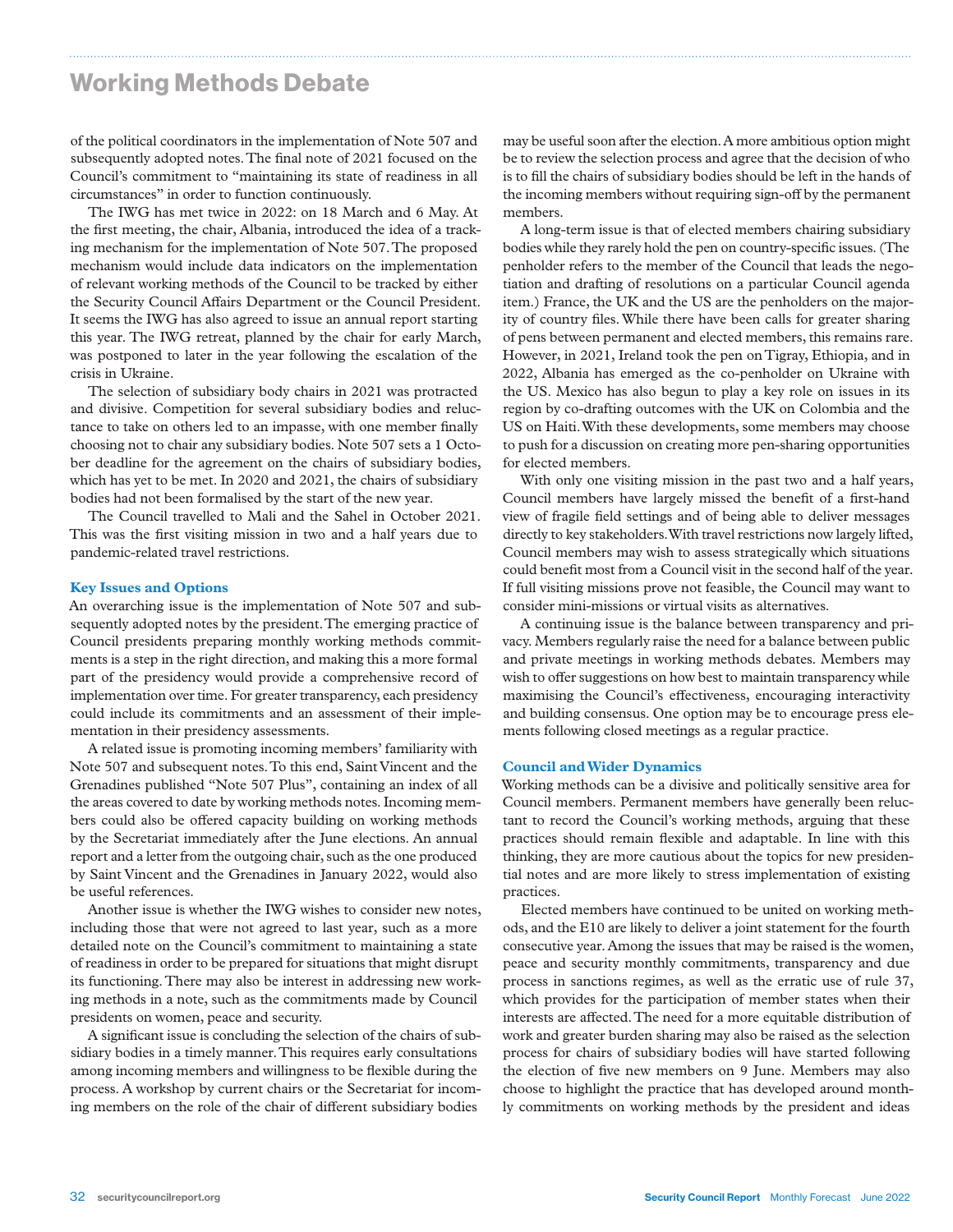of the political coordinators in the implementation of Note 507 and subsequently adopted notes. The final note of 2021 focused on the Council's commitment to "maintaining its state of readiness in all circumstances" in order to function continuously.

The IWG has met twice in 2022: on 18 March and 6 May. At the first meeting, the chair, Albania, introduced the idea of a tracking mechanism for the implementation of Note 507. The proposed mechanism would include data indicators on the implementation of relevant working methods of the Council to be tracked by either the Security Council Affairs Department or the Council President. It seems the IWG has also agreed to issue an annual report starting this year. The IWG retreat, planned by the chair for early March, was postponed to later in the year following the escalation of the crisis in Ukraine.

The selection of subsidiary body chairs in 2021 was protracted and divisive. Competition for several subsidiary bodies and reluctance to take on others led to an impasse, with one member finally choosing not to chair any subsidiary bodies. Note 507 sets a 1 October deadline for the agreement on the chairs of subsidiary bodies, which has yet to be met. In 2020 and 2021, the chairs of subsidiary bodies had not been formalised by the start of the new year.

The Council travelled to Mali and the Sahel in October 2021. This was the first visiting mission in two and a half years due to pandemic-related travel restrictions.

### Key Issues and Options

An overarching issue is the implementation of Note 507 and subsequently adopted notes by the president. The emerging practice of Council presidents preparing monthly working methods commitments is a step in the right direction, and making this a more formal part of the presidency would provide a comprehensive record of implementation over time. For greater transparency, each presidency could include its commitments and an assessment of their implementation in their presidency assessments.

A related issue is promoting incoming members' familiarity with Note 507 and subsequent notes. To this end, Saint Vincent and the Grenadines published "Note 507 Plus", containing an index of all the areas covered to date by working methods notes. Incoming members could also be offered capacity building on working methods by the Secretariat immediately after the June elections. An annual report and a letter from the outgoing chair, such as the one produced by Saint Vincent and the Grenadines in January 2022, would also be useful references.

Another issue is whether the IWG wishes to consider new notes, including those that were not agreed to last year, such as a more detailed note on the Council's commitment to maintaining a state of readiness in order to be prepared for situations that might disrupt its functioning. There may also be interest in addressing new working methods in a note, such as the commitments made by Council presidents on women, peace and security.

A significant issue is concluding the selection of the chairs of subsidiary bodies in a timely manner. This requires early consultations among incoming members and willingness to be flexible during the process. A workshop by current chairs or the Secretariat for incoming members on the role of the chair of different subsidiary bodies may be useful soon after the election. A more ambitious option might be to review the selection process and agree that the decision of who is to fill the chairs of subsidiary bodies should be left in the hands of the incoming members without requiring sign-off by the permanent members.

A long-term issue is that of elected members chairing subsidiary bodies while they rarely hold the pen on country-specific issues. (The penholder refers to the member of the Council that leads the negotiation and drafting of resolutions on a particular Council agenda item.) France, the UK and the US are the penholders on the majority of country files. While there have been calls for greater sharing of pens between permanent and elected members, this remains rare. However, in 2021, Ireland took the pen on Tigray, Ethiopia, and in 2022, Albania has emerged as the co-penholder on Ukraine with the US. Mexico has also begun to play a key role on issues in its region by co-drafting outcomes with the UK on Colombia and the US on Haiti. With these developments, some members may choose to push for a discussion on creating more pen-sharing opportunities for elected members.

With only one visiting mission in the past two and a half years, Council members have largely missed the benefit of a first-hand view of fragile field settings and of being able to deliver messages directly to key stakeholders. With travel restrictions now largely lifted, Council members may wish to assess strategically which situations could benefit most from a Council visit in the second half of the year. If full visiting missions prove not feasible, the Council may want to consider mini-missions or virtual visits as alternatives.

A continuing issue is the balance between transparency and privacy. Members regularly raise the need for a balance between public and private meetings in working methods debates. Members may wish to offer suggestions on how best to maintain transparency while maximising the Council's effectiveness, encouraging interactivity and building consensus. One option may be to encourage press elements following closed meetings as a regular practice.

### Council and Wider Dynamics

Working methods can be a divisive and politically sensitive area for Council members. Permanent members have generally been reluctant to record the Council's working methods, arguing that these practices should remain flexible and adaptable. In line with this thinking, they are more cautious about the topics for new presidential notes and are more likely to stress implementation of existing practices.

Elected members have continued to be united on working methods, and the E10 are likely to deliver a joint statement for the fourth consecutive year. Among the issues that may be raised is the women, peace and security monthly commitments, transparency and due process in sanctions regimes, as well as the erratic use of rule 37, which provides for the participation of member states when their interests are affected. The need for a more equitable distribution of work and greater burden sharing may also be raised as the selection process for chairs of subsidiary bodies will have started following the election of five new members on 9 June. Members may also choose to highlight the practice that has developed around monthly commitments on working methods by the president and ideas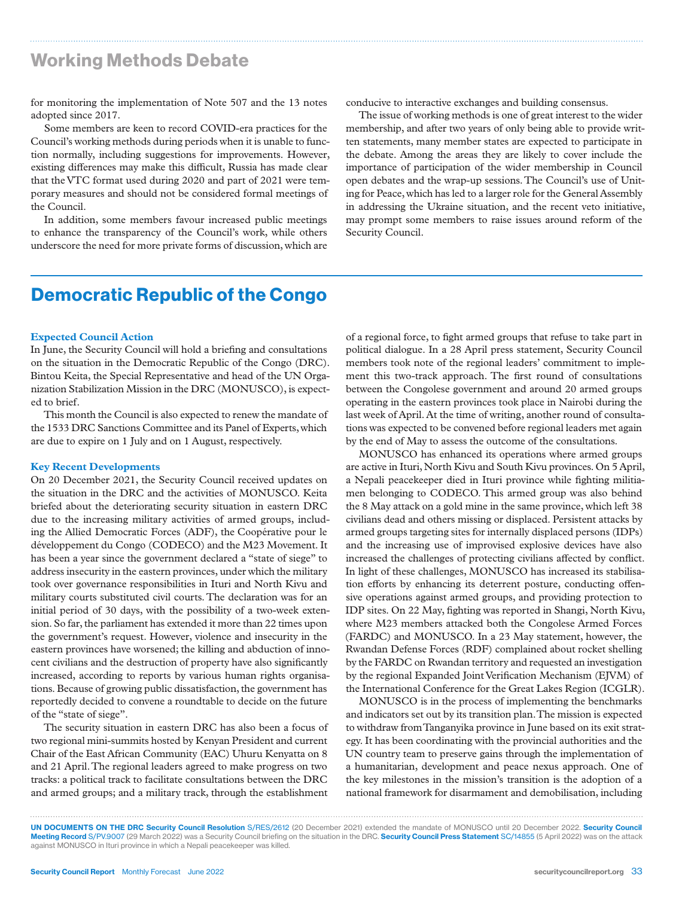## Working Methods Debate

for monitoring the implementation of Note 507 and the 13 notes adopted since 2017.

Some members are keen to record COVID-era practices for the Council's working methods during periods when it is unable to function normally, including suggestions for improvements. However, existing differences may make this difficult, Russia has made clear that the VTC format used during 2020 and part of 2021 were temporary measures and should not be considered formal meetings of the Council.

In addition, some members favour increased public meetings to enhance the transparency of the Council's work, while others underscore the need for more private forms of discussion, which are conducive to interactive exchanges and building consensus.

The issue of working methods is one of great interest to the wider membership, and after two years of only being able to provide written statements, many member states are expected to participate in the debate. Among the areas they are likely to cover include the importance of participation of the wider membership in Council open debates and the wrap-up sessions. The Council's use of Uniting for Peace, which has led to a larger role for the General Assembly in addressing the Ukraine situation, and the recent veto initiative, may prompt some members to raise issues around reform of the Security Council.

# Democratic Republic of the Congo

### Expected Council Action

In June, the Security Council will hold a briefing and consultations on the situation in the Democratic Republic of the Congo (DRC). Bintou Keita, the Special Representative and head of the UN Organization Stabilization Mission in the DRC (MONUSCO), is expected to brief.

This month the Council is also expected to renew the mandate of the 1533 DRC Sanctions Committee and its Panel of Experts, which are due to expire on 1 July and on 1 August, respectively.

### Key Recent Developments

On 20 December 2021, the Security Council received updates on the situation in the DRC and the activities of MONUSCO. Keita briefed about the deteriorating security situation in eastern DRC due to the increasing military activities of armed groups, including the Allied Democratic Forces (ADF), the Coopérative pour le développement du Congo (CODECO) and the M23 Movement. It has been a year since the government declared a "state of siege" to address insecurity in the eastern provinces, under which the military took over governance responsibilities in Ituri and North Kivu and military courts substituted civil courts. The declaration was for an initial period of 30 days, with the possibility of a two-week extension. So far, the parliament has extended it more than 22 times upon the government's request. However, violence and insecurity in the eastern provinces have worsened; the killing and abduction of innocent civilians and the destruction of property have also significantly increased, according to reports by various human rights organisations. Because of growing public dissatisfaction, the government has reportedly decided to convene a roundtable to decide on the future of the "state of siege".

The security situation in eastern DRC has also been a focus of two regional mini-summits hosted by Kenyan President and current Chair of the East African Community (EAC) Uhuru Kenyatta on 8 and 21 April. The regional leaders agreed to make progress on two tracks: a political track to facilitate consultations between the DRC and armed groups; and a military track, through the establishment of a regional force, to fight armed groups that refuse to take part in political dialogue. In a 28 April press statement, Security Council members took note of the regional leaders' commitment to implement this two-track approach. The first round of consultations between the Congolese government and around 20 armed groups operating in the eastern provinces took place in Nairobi during the last week of April. At the time of writing, another round of consultations was expected to be convened before regional leaders met again by the end of May to assess the outcome of the consultations.

MONUSCO has enhanced its operations where armed groups are active in Ituri, North Kivu and South Kivu provinces. On 5 April, a Nepali peacekeeper died in Ituri province while fighting militiamen belonging to CODECO. This armed group was also behind the 8 May attack on a gold mine in the same province, which left 38 civilians dead and others missing or displaced. Persistent attacks by armed groups targeting sites for internally displaced persons (IDPs) and the increasing use of improvised explosive devices have also increased the challenges of protecting civilians affected by conflict. In light of these challenges, MONUSCO has increased its stabilisation efforts by enhancing its deterrent posture, conducting offensive operations against armed groups, and providing protection to IDP sites. On 22 May, fighting was reported in Shangi, North Kivu, where M23 members attacked both the Congolese Armed Forces (FARDC) and MONUSCO. In a 23 May statement, however, the Rwandan Defense Forces (RDF) complained about rocket shelling by the FARDC on Rwandan territory and requested an investigation by the regional Expanded Joint Verification Mechanism (EJVM) of the International Conference for the Great Lakes Region (ICGLR).

MONUSCO is in the process of implementing the benchmarks and indicators set out by its transition plan. The mission is expected to withdraw from Tanganyika province in June based on its exit strategy. It has been coordinating with the provincial authorities and the UN country team to preserve gains through the implementation of a humanitarian, development and peace nexus approach. One of the key milestones in the mission's transition is the adoption of a national framework for disarmament and demobilisation, including

**UN DOCUMENTS ON THE DRC Security Council Resolution** S/RES/2612 (20 December 2021) extended the mandate of MONUSCO until 20 December 2022. **Security Council Meeting Record** S/PV.9007 (29 March 2022) was a Security Council briefing on the situation in the DRC. **Security Council Press Statement** SC/14855 (5 April 2022) was on the attack against MONUSCO in Ituri province in which a Nepali peacekeeper was killed.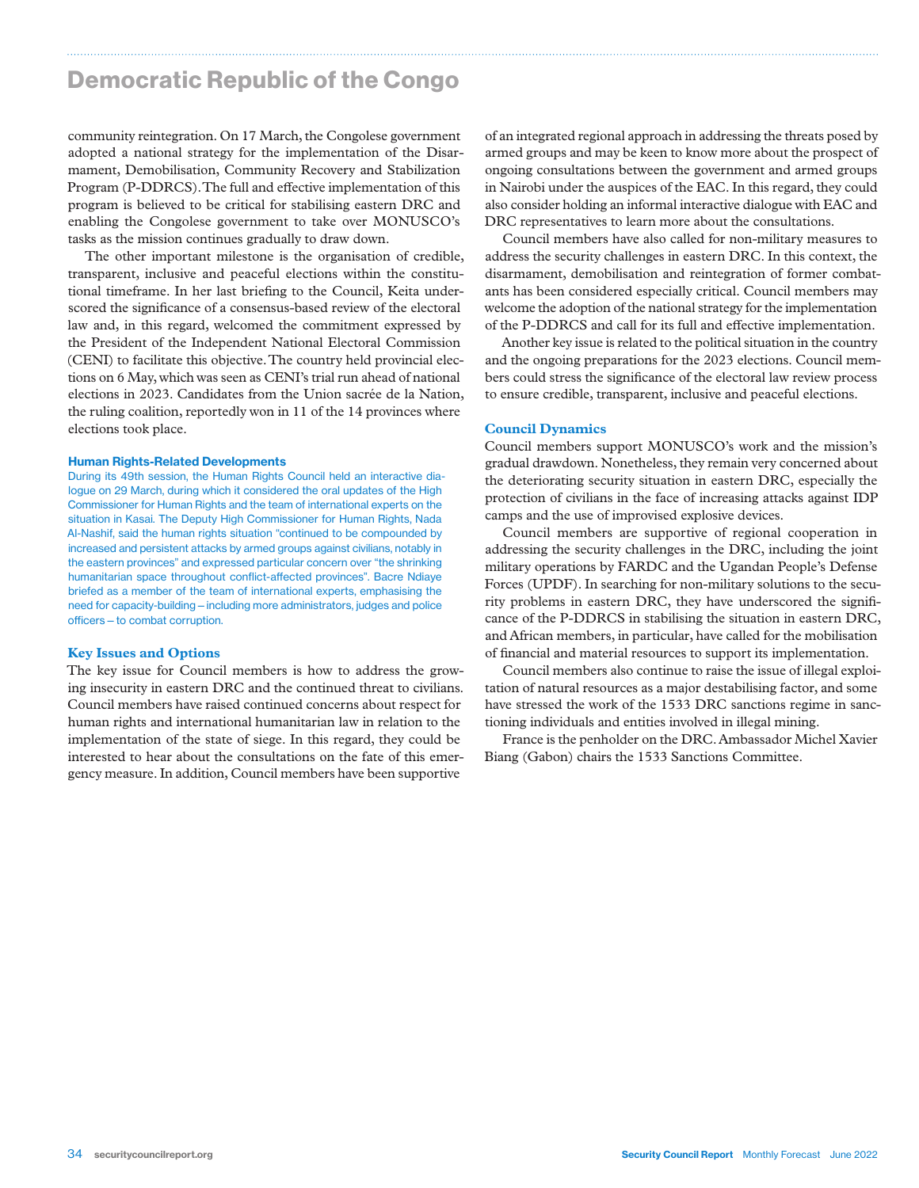# Democratic Republic of the Congo

community reintegration. On 17 March, the Congolese government adopted a national strategy for the implementation of the Disarmament, Demobilisation, Community Recovery and Stabilization Program (P-DDRCS). The full and effective implementation of this program is believed to be critical for stabilising eastern DRC and enabling the Congolese government to take over MONUSCO's tasks as the mission continues gradually to draw down.

The other important milestone is the organisation of credible, transparent, inclusive and peaceful elections within the constitutional timeframe. In her last briefing to the Council, Keita underscored the significance of a consensus-based review of the electoral law and, in this regard, welcomed the commitment expressed by the President of the Independent National Electoral Commission (CENI) to facilitate this objective. The country held provincial elections on 6 May, which was seen as CENI's trial run ahead of national elections in 2023. Candidates from the Union sacrée de la Nation, the ruling coalition, reportedly won in 11 of the 14 provinces where elections took place.

### Human Rights-Related Developments

During its 49th session, the Human Rights Council held an interactive dialogue on 29 March, during which it considered the oral updates of the High Commissioner for Human Rights and the team of international experts on the situation in Kasai. The Deputy High Commissioner for Human Rights, Nada Al-Nashif, said the human rights situation "continued to be compounded by increased and persistent attacks by armed groups against civilians, notably in the eastern provinces" and expressed particular concern over "the shrinking humanitarian space throughout conflict-affected provinces". Bacre Ndiaye briefed as a member of the team of international experts, emphasising the need for capacity-building – including more administrators, judges and police officers – to combat corruption.

### Key Issues and Options

The key issue for Council members is how to address the growing insecurity in eastern DRC and the continued threat to civilians. Council members have raised continued concerns about respect for human rights and international humanitarian law in relation to the implementation of the state of siege. In this regard, they could be interested to hear about the consultations on the fate of this emergency measure. In addition, Council members have been supportive of an integrated regional approach in addressing the threats posed by armed groups and may be keen to know more about the prospect of ongoing consultations between the government and armed groups in Nairobi under the auspices of the EAC. In this regard, they could also consider holding an informal interactive dialogue with EAC and DRC representatives to learn more about the consultations.

Council members have also called for non-military measures to address the security challenges in eastern DRC. In this context, the disarmament, demobilisation and reintegration of former combatants has been considered especially critical. Council members may welcome the adoption of the national strategy for the implementation of the P-DDRCS and call for its full and effective implementation.

Another key issue is related to the political situation in the country and the ongoing preparations for the 2023 elections. Council members could stress the significance of the electoral law review process to ensure credible, transparent, inclusive and peaceful elections.

### Council Dynamics

Council members support MONUSCO's work and the mission's gradual drawdown. Nonetheless, they remain very concerned about the deteriorating security situation in eastern DRC, especially the protection of civilians in the face of increasing attacks against IDP camps and the use of improvised explosive devices.

Council members are supportive of regional cooperation in addressing the security challenges in the DRC, including the joint military operations by FARDC and the Ugandan People's Defense Forces (UPDF). In searching for non-military solutions to the security problems in eastern DRC, they have underscored the significance of the P-DDRCS in stabilising the situation in eastern DRC, and African members, in particular, have called for the mobilisation of financial and material resources to support its implementation.

Council members also continue to raise the issue of illegal exploitation of natural resources as a major destabilising factor, and some have stressed the work of the 1533 DRC sanctions regime in sanctioning individuals and entities involved in illegal mining.

France is the penholder on the DRC. Ambassador Michel Xavier Biang (Gabon) chairs the 1533 Sanctions Committee.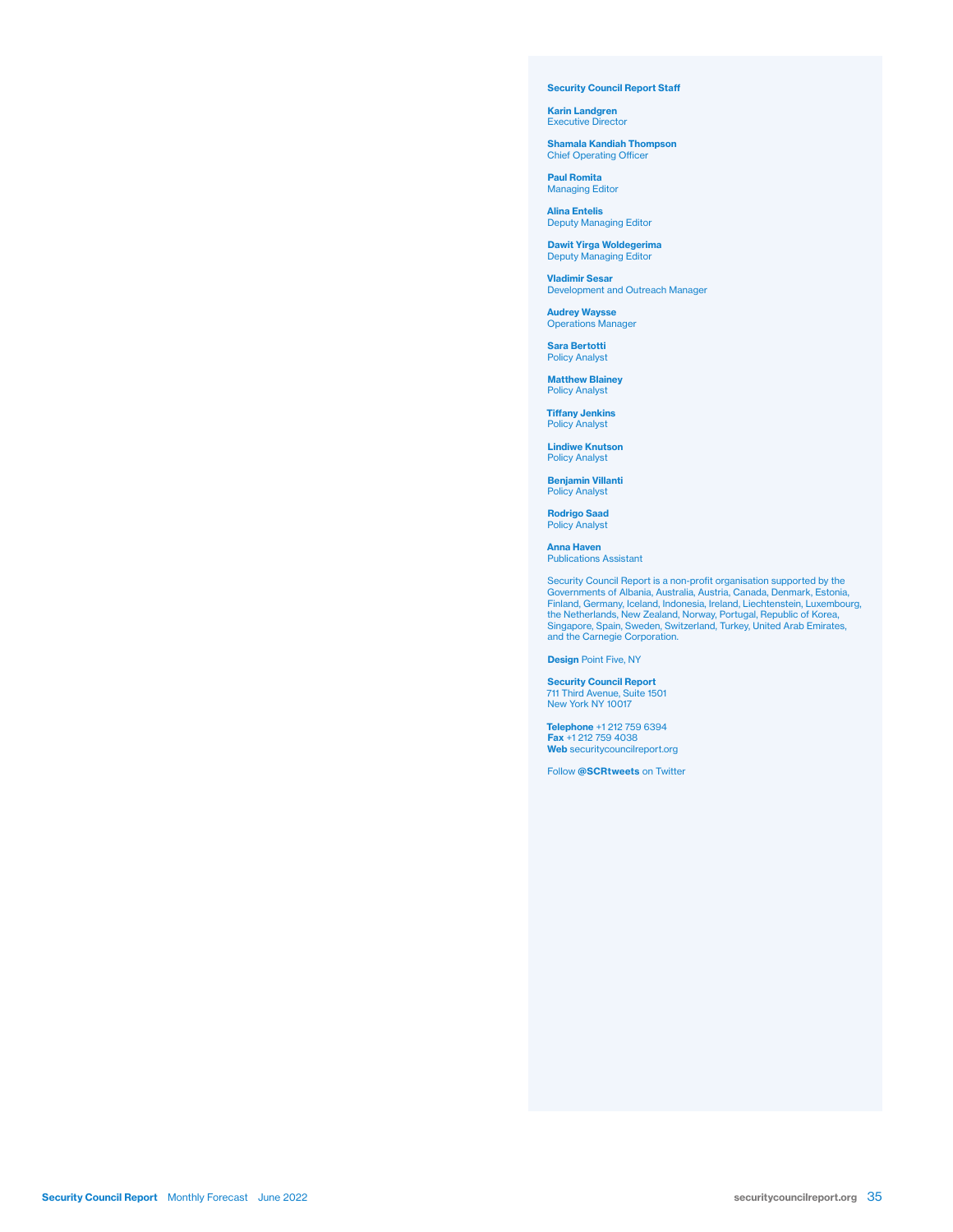**Security Council Report Staff**

**Karin Landgren**
Executive Director

**Shamala Kandiah Thompson**
Chief Operating Officer

**Paul Romita**
Managing Editor

**Alina Entelis**
Deputy Managing Editor

**Dawit Yirga Woldegerima**
Deputy Managing Editor

**Vladimir Sesar**
Development and Outreach Manager

**Audrey Waysse**
Operations Manager

**Sara Bertotti**
Policy Analyst

**Matthew Blainey**
Policy Analyst

**Tiffany Jenkins**
Policy Analyst

**Lindiwe Knutson**
Policy Analyst

**Benjamin Villanti**
Policy Analyst

**Rodrigo Saad**
Policy Analyst

**Anna Haven**
Publications Assistant

Security Council Report is a non-profit organisation supported by the Governments of Albania, Australia, Austria, Canada, Denmark, Estonia, Finland, Germany, Iceland, Indonesia, Ireland, Liechtenstein, Luxembourg, the Netherlands, New Zealand, Norway, Portugal, Republic of Korea, Singapore, Spain, Sweden, Switzerland, Turkey, United Arab Emirates, and the Carnegie Corporation.

**Design** Point Five, NY

**Security Council Report**
711 Third Avenue, Suite 1501
New York NY 10017

**Telephone** +1 212 759 6394
**Fax** +1 212 759 4038
**Web** securitycouncilreport.org

Follow **@SCRtweets** on Twitter